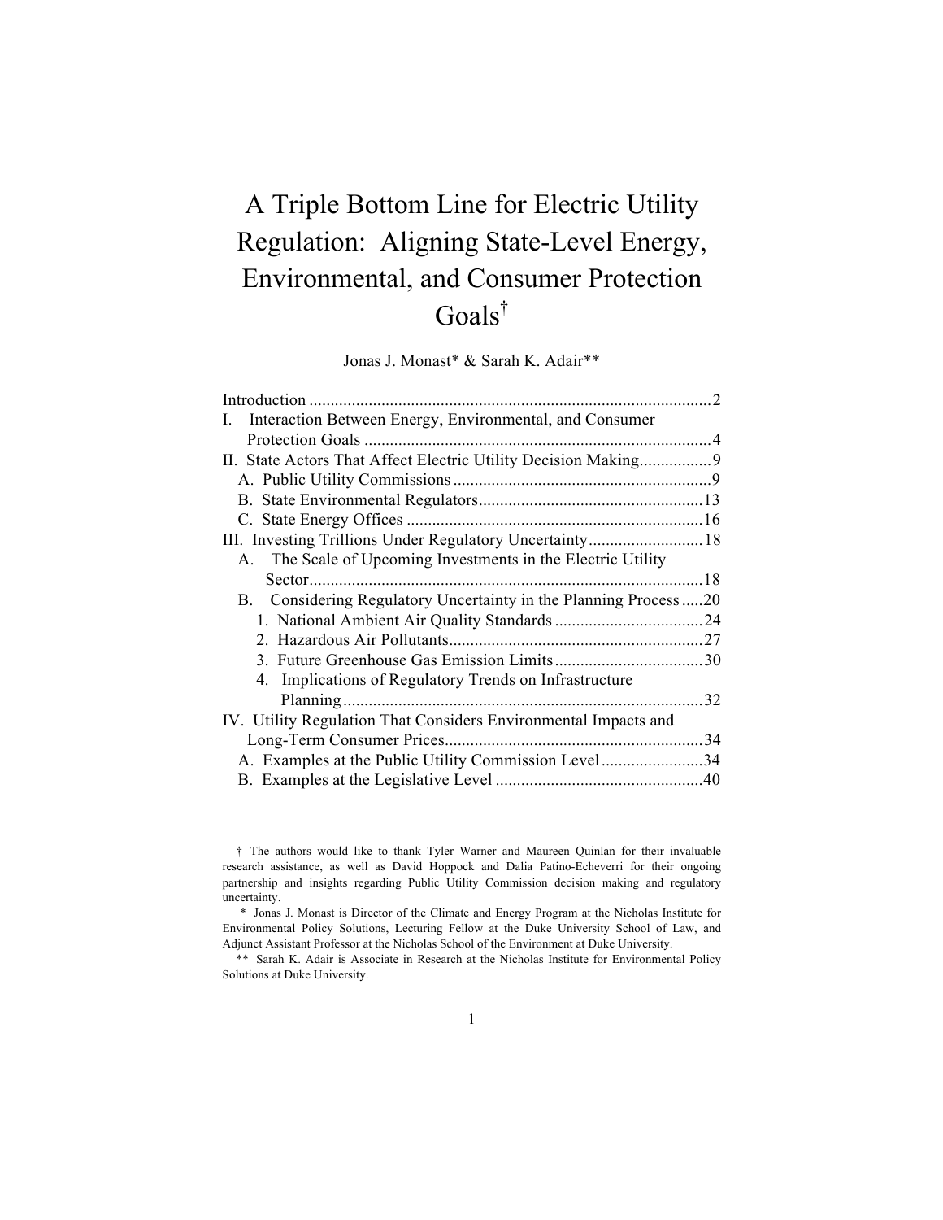# A Triple Bottom Line for Electric Utility Regulation: Aligning State-Level Energy, Environmental, and Consumer Protection Goals[†]

Jonas J. Monast* & Sarah K. Adair**

Introduction .............................................................................................2
I. Interaction Between Energy, Environmental, and Consumer Protection Goals ..................................................................................4
II. State Actors That Affect Electric Utility Decision Making.................9
  A. Public Utility Commissions .............................................................9
  B. State Environmental Regulators.....................................................13
  C. State Energy Offices ......................................................................16
III. Investing Trillions Under Regulatory Uncertainty...........................18
  A. The Scale of Upcoming Investments in the Electric Utility Sector.............................................................................................18
  B. Considering Regulatory Uncertainty in the Planning Process .....20
    1. National Ambient Air Quality Standards ...................................24
    2. Hazardous Air Pollutants............................................................27
    3. Future Greenhouse Gas Emission Limits ...................................30
    4. Implications of Regulatory Trends on Infrastructure Planning .....................................................................................32
IV. Utility Regulation That Considers Environmental Impacts and Long-Term Consumer Prices.............................................................34
  A. Examples at the Public Utility Commission Level ........................34
  B. Examples at the Legislative Level .................................................40

† The authors would like to thank Tyler Warner and Maureen Quinlan for their invaluable research assistance, as well as David Hoppock and Dalia Patino-Echeverri for their ongoing partnership and insights regarding Public Utility Commission decision making and regulatory uncertainty.

\* Jonas J. Monast is Director of the Climate and Energy Program at the Nicholas Institute for Environmental Policy Solutions, Lecturing Fellow at the Duke University School of Law, and Adjunct Assistant Professor at the Nicholas School of the Environment at Duke University.

\*\* Sarah K. Adair is Associate in Research at the Nicholas Institute for Environmental Policy Solutions at Duke University.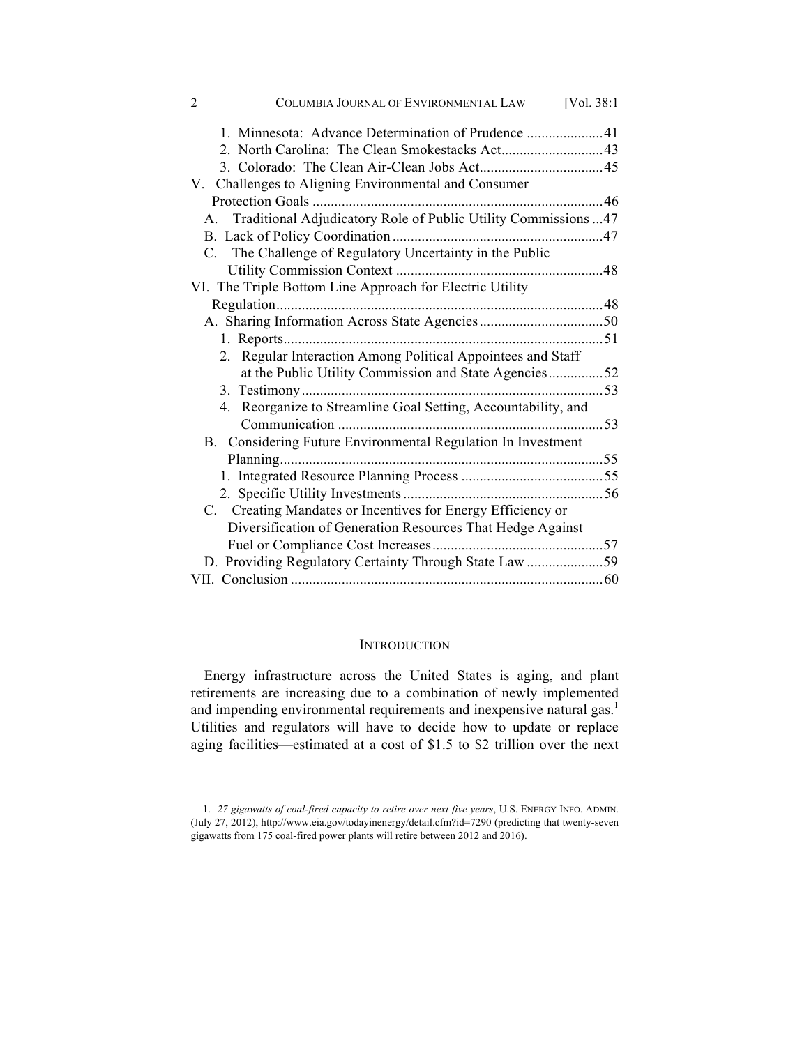1. Minnesota: Advance Determination of Prudence ..................... 41
2. North Carolina: The Clean Smokestacks Act ............................ 43
3. Colorado: The Clean Air-Clean Jobs Act .................................. 45

V. Challenges to Aligning Environmental and Consumer Protection Goals ............................................................................... 46

A. Traditional Adjudicatory Role of Public Utility Commissions ... 47

B. Lack of Policy Coordination ......................................................... 47

C. The Challenge of Regulatory Uncertainty in the Public Utility Commission Context ......................................................... 48

VI. The Triple Bottom Line Approach for Electric Utility Regulation ......................................................................................... 48

A. Sharing Information Across State Agencies .................................. 50

1. Reports ....................................................................................... 51
2. Regular Interaction Among Political Appointees and Staff at the Public Utility Commission and State Agencies ............... 52
3. Testimony .................................................................................. 53
4. Reorganize to Streamline Goal Setting, Accountability, and Communication ......................................................................... 53

B. Considering Future Environmental Regulation In Investment Planning ........................................................................................ 55

1. Integrated Resource Planning Process ....................................... 55
2. Specific Utility Investments ...................................................... 56

C. Creating Mandates or Incentives for Energy Efficiency or Diversification of Generation Resources That Hedge Against Fuel or Compliance Cost Increases ............................................... 57

D. Providing Regulatory Certainty Through State Law ..................... 59

VII. Conclusion ..................................................................................... 60

## INTRODUCTION

Energy infrastructure across the United States is aging, and plant retirements are increasing due to a combination of newly implemented and impending environmental requirements and inexpensive natural gas.[1] Utilities and regulators will have to decide how to update or replace aging facilities—estimated at a cost of $1.5 to $2 trillion over the next

1. *27 gigawatts of coal-fired capacity to retire over next five years*, U.S. ENERGY INFO. ADMIN. (July 27, 2012), http://www.eia.gov/todayinenergy/detail.cfm?id=7290 (predicting that twenty-seven gigawatts from 175 coal-fired power plants will retire between 2012 and 2016).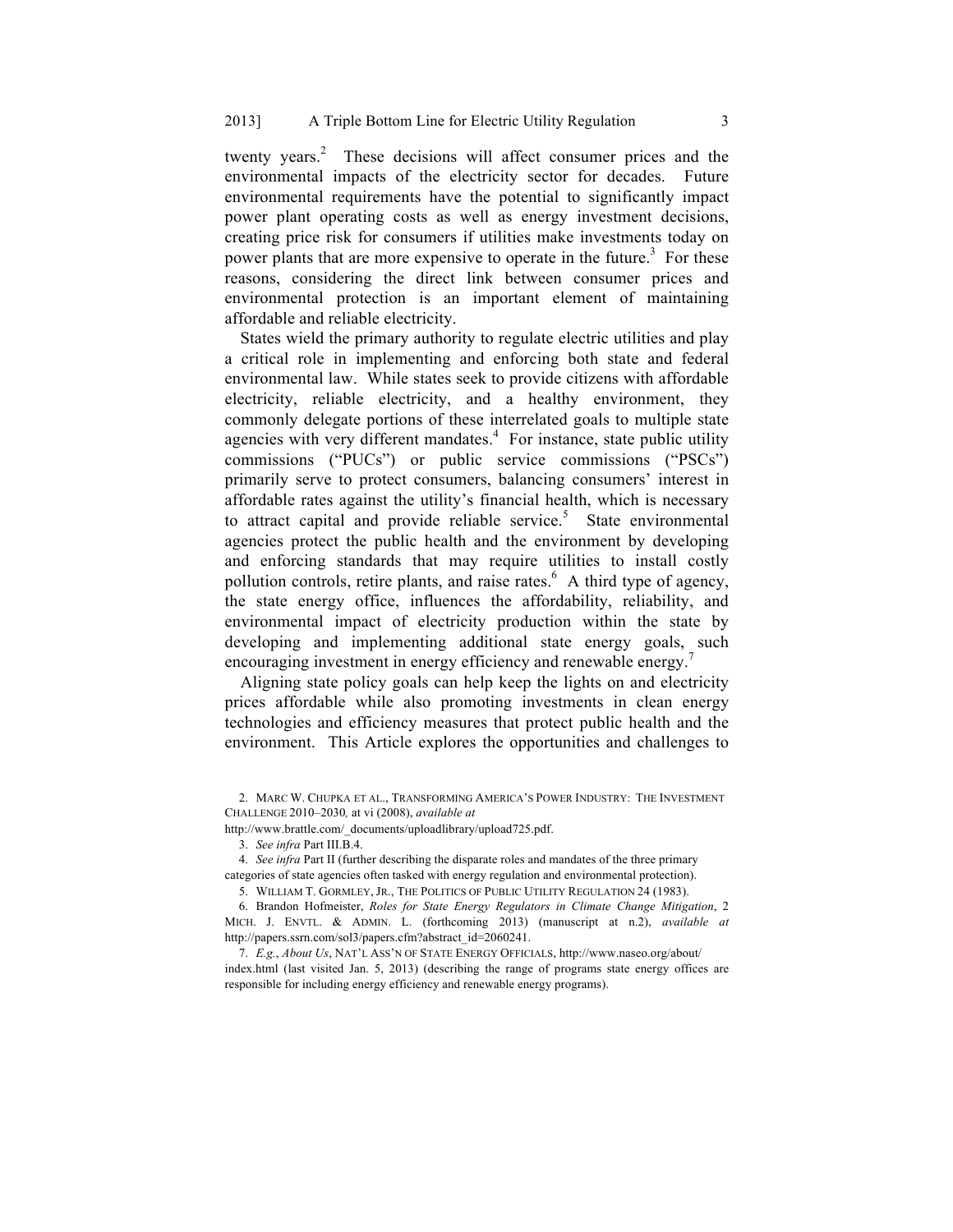twenty years.[2] These decisions will affect consumer prices and the environmental impacts of the electricity sector for decades. Future environmental requirements have the potential to significantly impact power plant operating costs as well as energy investment decisions, creating price risk for consumers if utilities make investments today on power plants that are more expensive to operate in the future.[3] For these reasons, considering the direct link between consumer prices and environmental protection is an important element of maintaining affordable and reliable electricity.

States wield the primary authority to regulate electric utilities and play a critical role in implementing and enforcing both state and federal environmental law. While states seek to provide citizens with affordable electricity, reliable electricity, and a healthy environment, they commonly delegate portions of these interrelated goals to multiple state agencies with very different mandates.[4] For instance, state public utility commissions ("PUCs") or public service commissions ("PSCs") primarily serve to protect consumers, balancing consumers' interest in affordable rates against the utility's financial health, which is necessary to attract capital and provide reliable service.[5] State environmental agencies protect the public health and the environment by developing and enforcing standards that may require utilities to install costly pollution controls, retire plants, and raise rates.[6] A third type of agency, the state energy office, influences the affordability, reliability, and environmental impact of electricity production within the state by developing and implementing additional state energy goals, such encouraging investment in energy efficiency and renewable energy.[7]

Aligning state policy goals can help keep the lights on and electricity prices affordable while also promoting investments in clean energy technologies and efficiency measures that protect public health and the environment. This Article explores the opportunities and challenges to

2. MARC W. CHUPKA ET AL., TRANSFORMING AMERICA'S POWER INDUSTRY: THE INVESTMENT CHALLENGE 2010–2030*,* at vi (2008), *available at* http://www.brattle.com/_documents/uploadlibrary/upload725.pdf.

3. *See infra* Part III.B.4.

4. *See infra* Part II (further describing the disparate roles and mandates of the three primary categories of state agencies often tasked with energy regulation and environmental protection).

5. WILLIAM T. GORMLEY, JR., THE POLITICS OF PUBLIC UTILITY REGULATION 24 (1983).

6. Brandon Hofmeister, *Roles for State Energy Regulators in Climate Change Mitigation*, 2 MICH. J. ENVTL. & ADMIN. L. (forthcoming 2013) (manuscript at n.2), *available at* http://papers.ssrn.com/sol3/papers.cfm?abstract_id=2060241.

7. *E.g.*, *About Us*, NAT'L ASS'N OF STATE ENERGY OFFICIALS, http://www.naseo.org/about/index.html (last visited Jan. 5, 2013) (describing the range of programs state energy offices are responsible for including energy efficiency and renewable energy programs).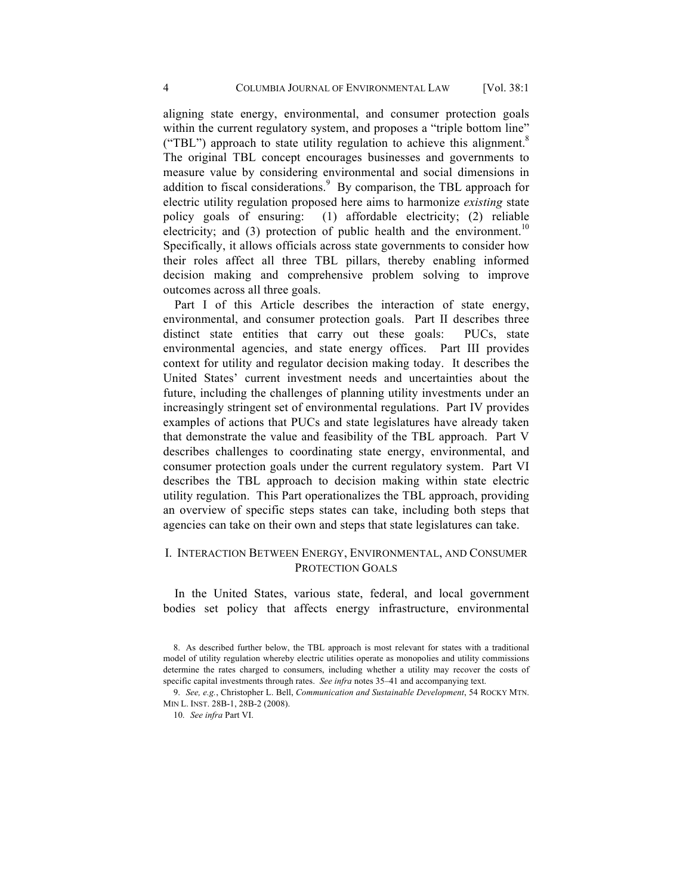aligning state energy, environmental, and consumer protection goals within the current regulatory system, and proposes a "triple bottom line" ("TBL") approach to state utility regulation to achieve this alignment.[8] The original TBL concept encourages businesses and governments to measure value by considering environmental and social dimensions in addition to fiscal considerations.[9] By comparison, the TBL approach for electric utility regulation proposed here aims to harmonize *existing* state policy goals of ensuring: (1) affordable electricity; (2) reliable electricity; and (3) protection of public health and the environment.[10] Specifically, it allows officials across state governments to consider how their roles affect all three TBL pillars, thereby enabling informed decision making and comprehensive problem solving to improve outcomes across all three goals.

Part I of this Article describes the interaction of state energy, environmental, and consumer protection goals. Part II describes three distinct state entities that carry out these goals: PUCs, state environmental agencies, and state energy offices. Part III provides context for utility and regulator decision making today. It describes the United States' current investment needs and uncertainties about the future, including the challenges of planning utility investments under an increasingly stringent set of environmental regulations. Part IV provides examples of actions that PUCs and state legislatures have already taken that demonstrate the value and feasibility of the TBL approach. Part V describes challenges to coordinating state energy, environmental, and consumer protection goals under the current regulatory system. Part VI describes the TBL approach to decision making within state electric utility regulation. This Part operationalizes the TBL approach, providing an overview of specific steps states can take, including both steps that agencies can take on their own and steps that state legislatures can take.

## I. INTERACTION BETWEEN ENERGY, ENVIRONMENTAL, AND CONSUMER PROTECTION GOALS

In the United States, various state, federal, and local government bodies set policy that affects energy infrastructure, environmental

---

8. As described further below, the TBL approach is most relevant for states with a traditional model of utility regulation whereby electric utilities operate as monopolies and utility commissions determine the rates charged to consumers, including whether a utility may recover the costs of specific capital investments through rates. *See infra* notes 35–41 and accompanying text.

9. *See, e.g.*, Christopher L. Bell, *Communication and Sustainable Development*, 54 ROCKY MTN. MIN L. INST. 28B-1, 28B-2 (2008).

10. *See infra* Part VI.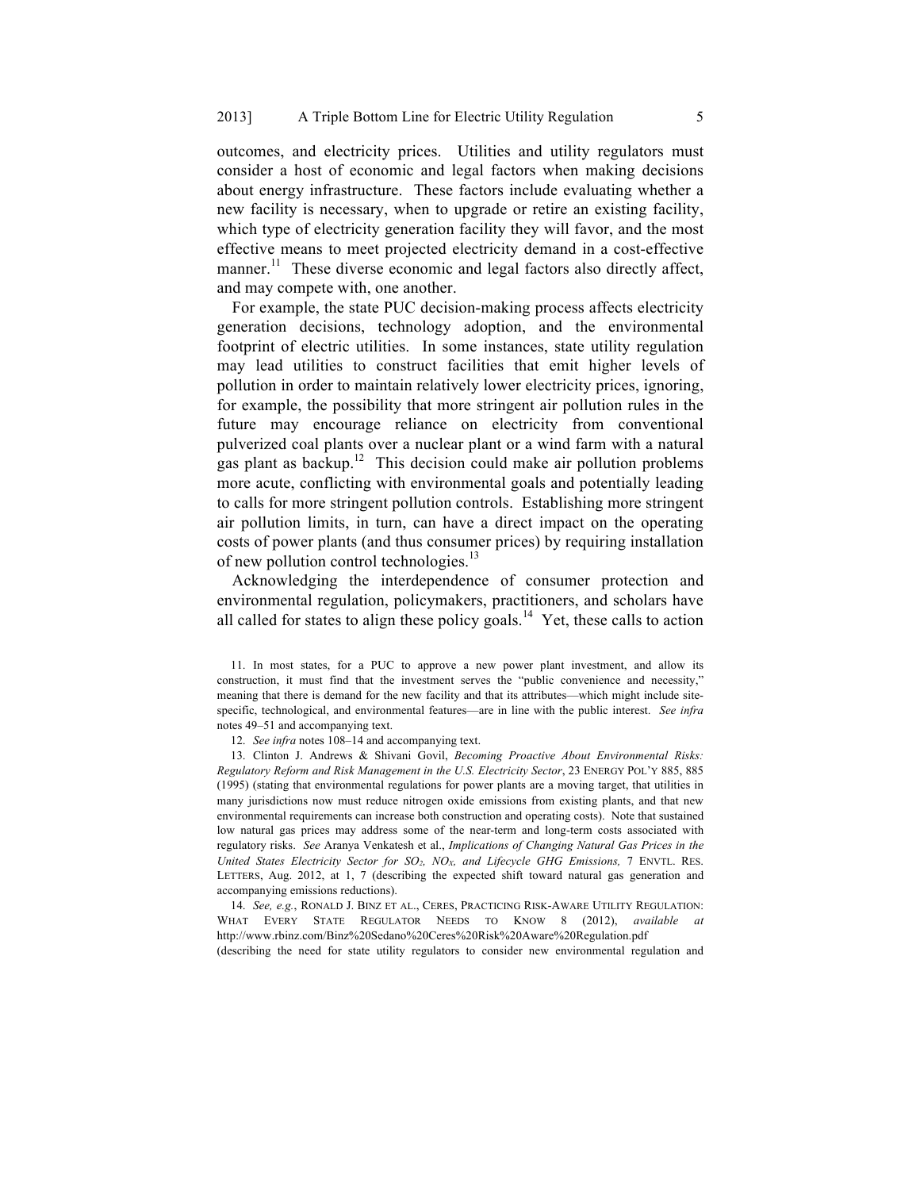outcomes, and electricity prices. Utilities and utility regulators must consider a host of economic and legal factors when making decisions about energy infrastructure. These factors include evaluating whether a new facility is necessary, when to upgrade or retire an existing facility, which type of electricity generation facility they will favor, and the most effective means to meet projected electricity demand in a cost-effective manner.[11] These diverse economic and legal factors also directly affect, and may compete with, one another.

For example, the state PUC decision-making process affects electricity generation decisions, technology adoption, and the environmental footprint of electric utilities. In some instances, state utility regulation may lead utilities to construct facilities that emit higher levels of pollution in order to maintain relatively lower electricity prices, ignoring, for example, the possibility that more stringent air pollution rules in the future may encourage reliance on electricity from conventional pulverized coal plants over a nuclear plant or a wind farm with a natural gas plant as backup.[12] This decision could make air pollution problems more acute, conflicting with environmental goals and potentially leading to calls for more stringent pollution controls. Establishing more stringent air pollution limits, in turn, can have a direct impact on the operating costs of power plants (and thus consumer prices) by requiring installation of new pollution control technologies.[13]

Acknowledging the interdependence of consumer protection and environmental regulation, policymakers, practitioners, and scholars have all called for states to align these policy goals.[14] Yet, these calls to action

---

11. In most states, for a PUC to approve a new power plant investment, and allow its construction, it must find that the investment serves the "public convenience and necessity," meaning that there is demand for the new facility and that its attributes—which might include site-specific, technological, and environmental features—are in line with the public interest. *See infra* notes 49–51 and accompanying text.

12. *See infra* notes 108–14 and accompanying text.

13. Clinton J. Andrews & Shivani Govil, *Becoming Proactive About Environmental Risks: Regulatory Reform and Risk Management in the U.S. Electricity Sector*, 23 ENERGY POL'Y 885, 885 (1995) (stating that environmental regulations for power plants are a moving target, that utilities in many jurisdictions now must reduce nitrogen oxide emissions from existing plants, and that new environmental requirements can increase both construction and operating costs). Note that sustained low natural gas prices may address some of the near-term and long-term costs associated with regulatory risks. *See* Aranya Venkatesh et al., *Implications of Changing Natural Gas Prices in the United States Electricity Sector for $SO_2$, $NO_X$, and Lifecycle GHG Emissions,* 7 ENVTL. RES. LETTERS, Aug. 2012, at 1, 7 (describing the expected shift toward natural gas generation and accompanying emissions reductions).

14. *See, e.g.*, RONALD J. BINZ ET AL., CERES, PRACTICING RISK-AWARE UTILITY REGULATION: WHAT EVERY STATE REGULATOR NEEDS TO KNOW 8 (2012), *available at* http://www.rbinz.com/Binz%20Sedano%20Ceres%20Risk%20Aware%20Regulation.pdf (describing the need for state utility regulators to consider new environmental regulation and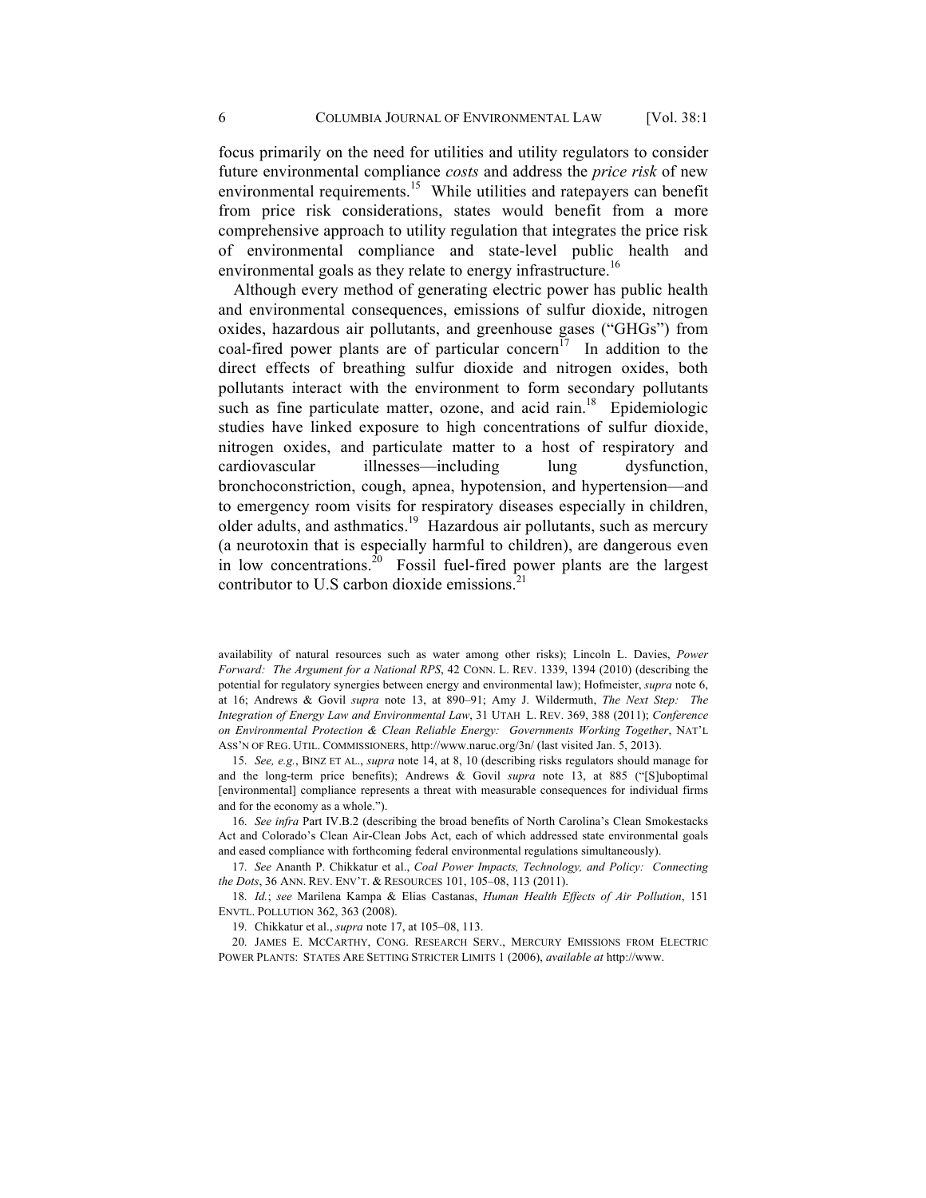focus primarily on the need for utilities and utility regulators to consider future environmental compliance *costs* and address the *price risk* of new environmental requirements.[15] While utilities and ratepayers can benefit from price risk considerations, states would benefit from a more comprehensive approach to utility regulation that integrates the price risk of environmental compliance and state-level public health and environmental goals as they relate to energy infrastructure.[16]

Although every method of generating electric power has public health and environmental consequences, emissions of sulfur dioxide, nitrogen oxides, hazardous air pollutants, and greenhouse gases ("GHGs") from coal-fired power plants are of particular concern[17] In addition to the direct effects of breathing sulfur dioxide and nitrogen oxides, both pollutants interact with the environment to form secondary pollutants such as fine particulate matter, ozone, and acid rain.[18] Epidemiologic studies have linked exposure to high concentrations of sulfur dioxide, nitrogen oxides, and particulate matter to a host of respiratory and cardiovascular illnesses—including lung dysfunction, bronchoconstriction, cough, apnea, hypotension, and hypertension—and to emergency room visits for respiratory diseases especially in children, older adults, and asthmatics.[19] Hazardous air pollutants, such as mercury (a neurotoxin that is especially harmful to children), are dangerous even in low concentrations.[20] Fossil fuel-fired power plants are the largest contributor to U.S carbon dioxide emissions.[21]

---

availability of natural resources such as water among other risks); Lincoln L. Davies, *Power Forward: The Argument for a National RPS*, 42 CONN. L. REV. 1339, 1394 (2010) (describing the potential for regulatory synergies between energy and environmental law); Hofmeister, *supra* note 6, at 16; Andrews & Govil *supra* note 13, at 890–91; Amy J. Wildermuth, *The Next Step: The Integration of Energy Law and Environmental Law*, 31 UTAH L. REV. 369, 388 (2011); *Conference on Environmental Protection & Clean Reliable Energy: Governments Working Together*, NAT'L ASS'N OF REG. UTIL. COMMISSIONERS, http://www.naruc.org/3n/ (last visited Jan. 5, 2013).

15. *See, e.g.*, BINZ ET AL., *supra* note 14, at 8, 10 (describing risks regulators should manage for and the long-term price benefits); Andrews & Govil *supra* note 13, at 885 ("[S]uboptimal [environmental] compliance represents a threat with measurable consequences for individual firms and for the economy as a whole.").

16. *See infra* Part IV.B.2 (describing the broad benefits of North Carolina's Clean Smokestacks Act and Colorado's Clean Air-Clean Jobs Act, each of which addressed state environmental goals and eased compliance with forthcoming federal environmental regulations simultaneously).

17. *See* Ananth P. Chikkatur et al., *Coal Power Impacts, Technology, and Policy: Connecting the Dots*, 36 ANN. REV. ENV'T. & RESOURCES 101, 105–08, 113 (2011).

18. *Id.*; *see* Marilena Kampa & Elias Castanas, *Human Health Effects of Air Pollution*, 151 ENVTL. POLLUTION 362, 363 (2008).

19. Chikkatur et al., *supra* note 17, at 105–08, 113.

20. JAMES E. MCCARTHY, CONG. RESEARCH SERV., MERCURY EMISSIONS FROM ELECTRIC POWER PLANTS: STATES ARE SETTING STRICTER LIMITS 1 (2006), *available at* http://www.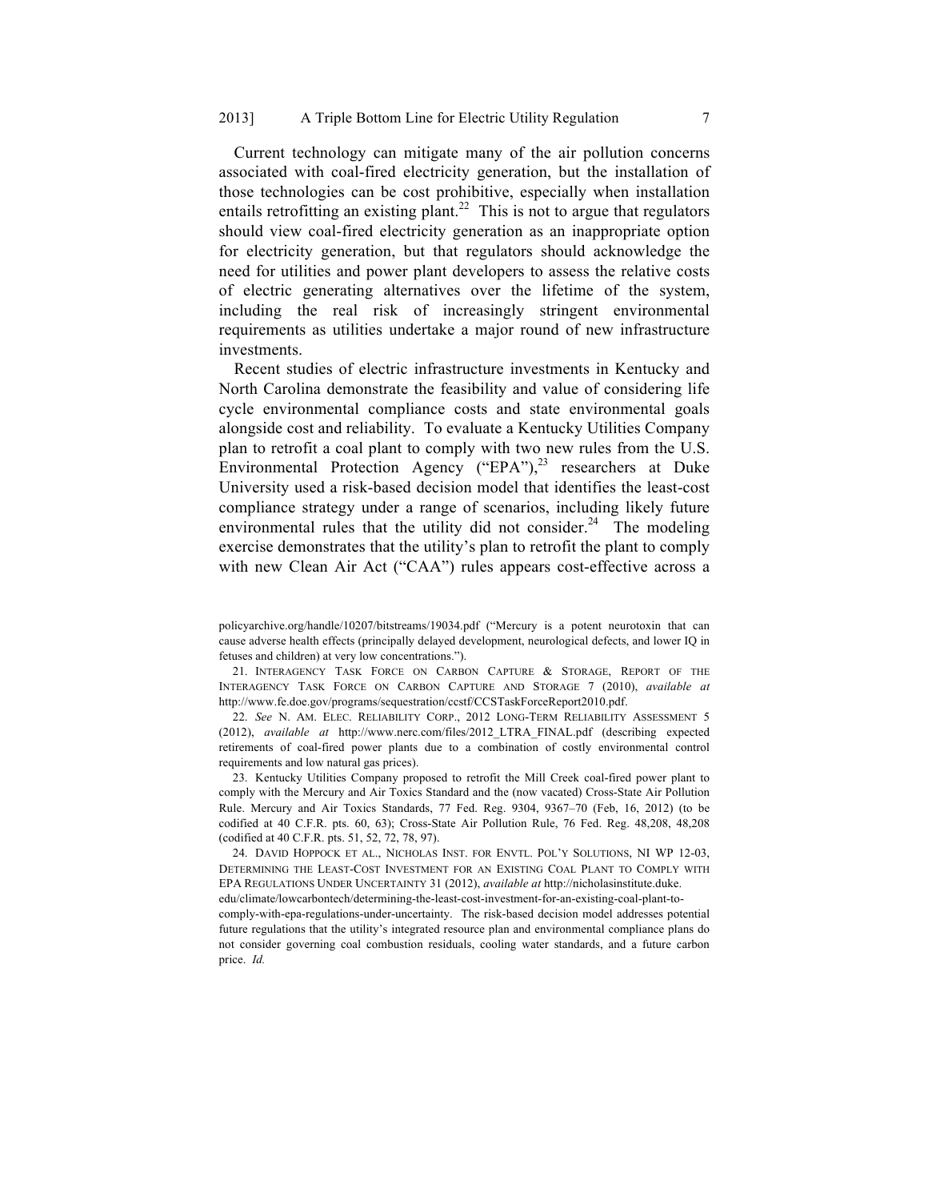Current technology can mitigate many of the air pollution concerns associated with coal-fired electricity generation, but the installation of those technologies can be cost prohibitive, especially when installation entails retrofitting an existing plant.[22] This is not to argue that regulators should view coal-fired electricity generation as an inappropriate option for electricity generation, but that regulators should acknowledge the need for utilities and power plant developers to assess the relative costs of electric generating alternatives over the lifetime of the system, including the real risk of increasingly stringent environmental requirements as utilities undertake a major round of new infrastructure investments.

Recent studies of electric infrastructure investments in Kentucky and North Carolina demonstrate the feasibility and value of considering life cycle environmental compliance costs and state environmental goals alongside cost and reliability. To evaluate a Kentucky Utilities Company plan to retrofit a coal plant to comply with two new rules from the U.S. Environmental Protection Agency ("EPA"),[23] researchers at Duke University used a risk-based decision model that identifies the least-cost compliance strategy under a range of scenarios, including likely future environmental rules that the utility did not consider.[24] The modeling exercise demonstrates that the utility's plan to retrofit the plant to comply with new Clean Air Act ("CAA") rules appears cost-effective across a

---

policyarchive.org/handle/10207/bitstreams/19034.pdf ("Mercury is a potent neurotoxin that can cause adverse health effects (principally delayed development, neurological defects, and lower IQ in fetuses and children) at very low concentrations.").

21. INTERAGENCY TASK FORCE ON CARBON CAPTURE & STORAGE, REPORT OF THE INTERAGENCY TASK FORCE ON CARBON CAPTURE AND STORAGE 7 (2010), *available at* http://www.fe.doe.gov/programs/sequestration/ccstf/CCSTaskForceReport2010.pdf.

22. *See* N. AM. ELEC. RELIABILITY CORP., 2012 LONG-TERM RELIABILITY ASSESSMENT 5 (2012), *available at* http://www.nerc.com/files/2012_LTRA_FINAL.pdf (describing expected retirements of coal-fired power plants due to a combination of costly environmental control requirements and low natural gas prices).

23. Kentucky Utilities Company proposed to retrofit the Mill Creek coal-fired power plant to comply with the Mercury and Air Toxics Standard and the (now vacated) Cross-State Air Pollution Rule. Mercury and Air Toxics Standards, 77 Fed. Reg. 9304, 9367–70 (Feb, 16, 2012) (to be codified at 40 C.F.R. pts. 60, 63); Cross-State Air Pollution Rule, 76 Fed. Reg. 48,208, 48,208 (codified at 40 C.F.R. pts. 51, 52, 72, 78, 97).

24. DAVID HOPPOCK ET AL., NICHOLAS INST. FOR ENVTL. POL'Y SOLUTIONS, NI WP 12-03, DETERMINING THE LEAST-COST INVESTMENT FOR AN EXISTING COAL PLANT TO COMPLY WITH EPA REGULATIONS UNDER UNCERTAINTY 31 (2012), *available at* http://nicholasinstitute.duke.edu/climate/lowcarbontech/determining-the-least-cost-investment-for-an-existing-coal-plant-to-comply-with-epa-regulations-under-uncertainty. The risk-based decision model addresses potential future regulations that the utility's integrated resource plan and environmental compliance plans do not consider governing coal combustion residuals, cooling water standards, and a future carbon price. *Id.*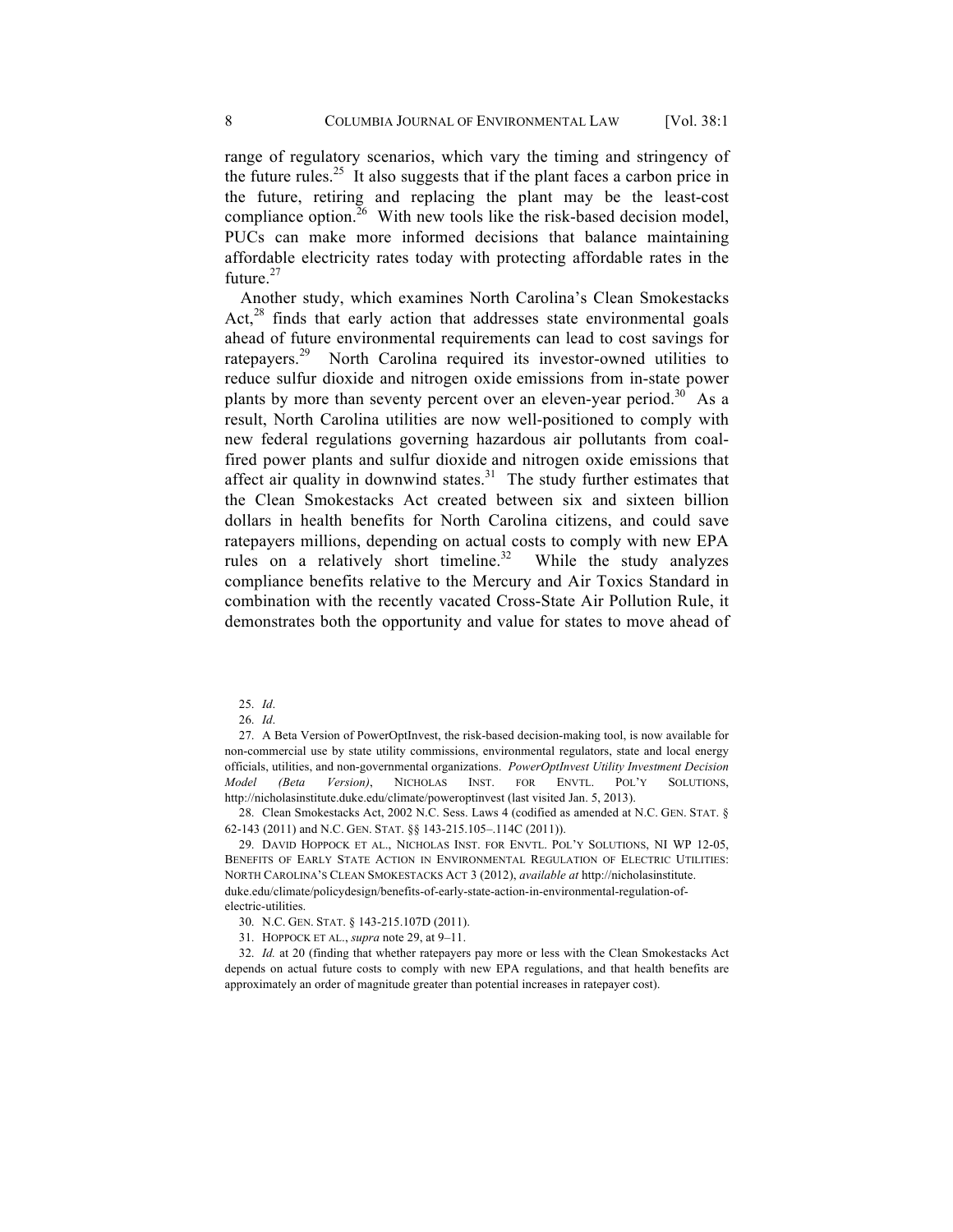range of regulatory scenarios, which vary the timing and stringency of the future rules.[25] It also suggests that if the plant faces a carbon price in the future, retiring and replacing the plant may be the least-cost compliance option.[26] With new tools like the risk-based decision model, PUCs can make more informed decisions that balance maintaining affordable electricity rates today with protecting affordable rates in the future.[27]

Another study, which examines North Carolina's Clean Smokestacks Act,[28] finds that early action that addresses state environmental goals ahead of future environmental requirements can lead to cost savings for ratepayers.[29] North Carolina required its investor-owned utilities to reduce sulfur dioxide and nitrogen oxide emissions from in-state power plants by more than seventy percent over an eleven-year period.[30] As a result, North Carolina utilities are now well-positioned to comply with new federal regulations governing hazardous air pollutants from coal-fired power plants and sulfur dioxide and nitrogen oxide emissions that affect air quality in downwind states.[31] The study further estimates that the Clean Smokestacks Act created between six and sixteen billion dollars in health benefits for North Carolina citizens, and could save ratepayers millions, depending on actual costs to comply with new EPA rules on a relatively short timeline.[32] While the study analyzes compliance benefits relative to the Mercury and Air Toxics Standard in combination with the recently vacated Cross-State Air Pollution Rule, it demonstrates both the opportunity and value for states to move ahead of

25. *Id*.

26. *Id*.

27. A Beta Version of PowerOptInvest, the risk-based decision-making tool, is now available for non-commercial use by state utility commissions, environmental regulators, state and local energy officials, utilities, and non-governmental organizations. *PowerOptInvest Utility Investment Decision Model (Beta Version)*, NICHOLAS INST. FOR ENVTL. POL'Y SOLUTIONS, http://nicholasinstitute.duke.edu/climate/poweroptinvest (last visited Jan. 5, 2013).

28. Clean Smokestacks Act, 2002 N.C. Sess. Laws 4 (codified as amended at N.C. GEN. STAT. § 62-143 (2011) and N.C. GEN. STAT. §§ 143-215.105–.114C (2011)).

29. DAVID HOPPOCK ET AL., NICHOLAS INST. FOR ENVTL. POL'Y SOLUTIONS, NI WP 12-05, BENEFITS OF EARLY STATE ACTION IN ENVIRONMENTAL REGULATION OF ELECTRIC UTILITIES: NORTH CAROLINA'S CLEAN SMOKESTACKS ACT 3 (2012), *available at* http://nicholasinstitute.duke.edu/climate/policydesign/benefits-of-early-state-action-in-environmental-regulation-of-electric-utilities.

30. N.C. GEN. STAT. § 143-215.107D (2011).

31. HOPPOCK ET AL., *supra* note 29, at 9–11.

32. *Id.* at 20 (finding that whether ratepayers pay more or less with the Clean Smokestacks Act depends on actual future costs to comply with new EPA regulations, and that health benefits are approximately an order of magnitude greater than potential increases in ratepayer cost).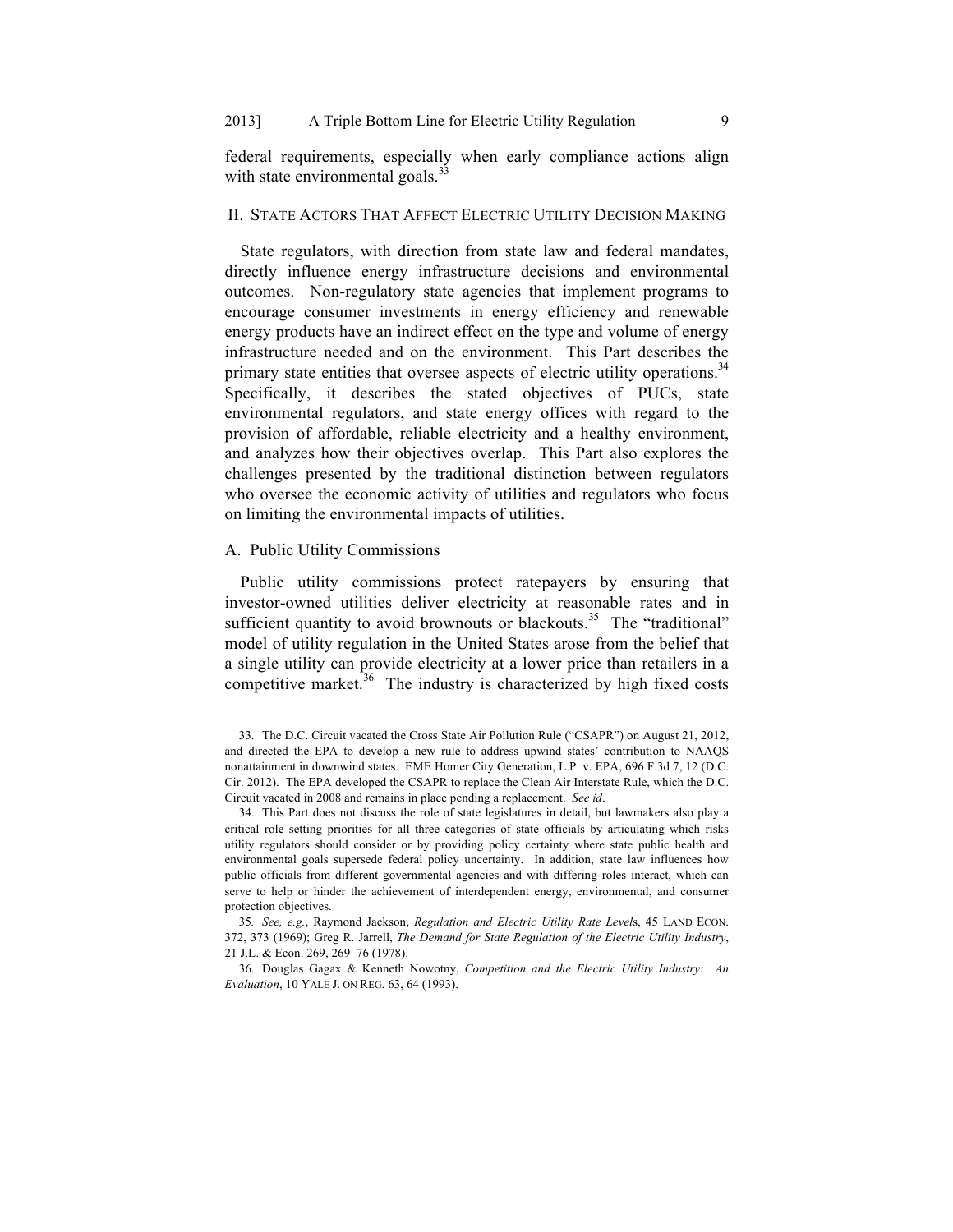federal requirements, especially when early compliance actions align with state environmental goals.[33]

## II. State Actors That Affect Electric Utility Decision Making

State regulators, with direction from state law and federal mandates, directly influence energy infrastructure decisions and environmental outcomes. Non-regulatory state agencies that implement programs to encourage consumer investments in energy efficiency and renewable energy products have an indirect effect on the type and volume of energy infrastructure needed and on the environment. This Part describes the primary state entities that oversee aspects of electric utility operations.[34] Specifically, it describes the stated objectives of PUCs, state environmental regulators, and state energy offices with regard to the provision of affordable, reliable electricity and a healthy environment, and analyzes how their objectives overlap. This Part also explores the challenges presented by the traditional distinction between regulators who oversee the economic activity of utilities and regulators who focus on limiting the environmental impacts of utilities.

### A. Public Utility Commissions

Public utility commissions protect ratepayers by ensuring that investor-owned utilities deliver electricity at reasonable rates and in sufficient quantity to avoid brownouts or blackouts.[35] The "traditional" model of utility regulation in the United States arose from the belief that a single utility can provide electricity at a lower price than retailers in a competitive market.[36] The industry is characterized by high fixed costs

---

33. The D.C. Circuit vacated the Cross State Air Pollution Rule ("CSAPR") on August 21, 2012, and directed the EPA to develop a new rule to address upwind states' contribution to NAAQS nonattainment in downwind states. EME Homer City Generation, L.P. v. EPA, 696 F.3d 7, 12 (D.C. Cir. 2012). The EPA developed the CSAPR to replace the Clean Air Interstate Rule, which the D.C. Circuit vacated in 2008 and remains in place pending a replacement. *See id*.

34. This Part does not discuss the role of state legislatures in detail, but lawmakers also play a critical role setting priorities for all three categories of state officials by articulating which risks utility regulators should consider or by providing policy certainty where state public health and environmental goals supersede federal policy uncertainty. In addition, state law influences how public officials from different governmental agencies and with differing roles interact, which can serve to help or hinder the achievement of interdependent energy, environmental, and consumer protection objectives.

35. *See, e.g.*, Raymond Jackson, *Regulation and Electric Utility Rate Levels*, 45 LAND ECON. 372, 373 (1969); Greg R. Jarrell, *The Demand for State Regulation of the Electric Utility Industry*, 21 J.L. & Econ. 269, 269–76 (1978).

36. Douglas Gagax & Kenneth Nowotny, *Competition and the Electric Utility Industry: An Evaluation*, 10 YALE J. ON REG. 63, 64 (1993).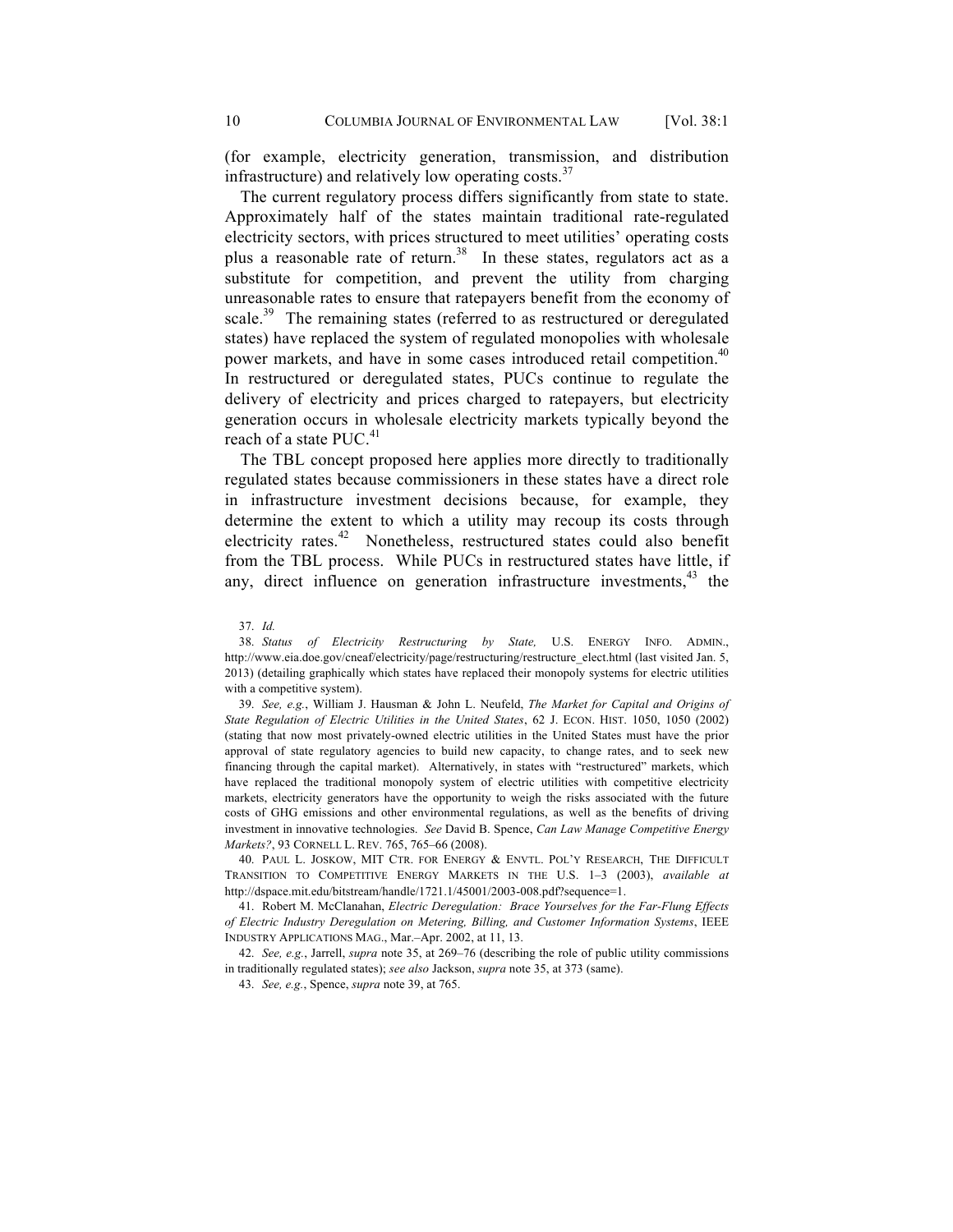(for example, electricity generation, transmission, and distribution infrastructure) and relatively low operating costs.[37]

The current regulatory process differs significantly from state to state. Approximately half of the states maintain traditional rate-regulated electricity sectors, with prices structured to meet utilities' operating costs plus a reasonable rate of return.[38] In these states, regulators act as a substitute for competition, and prevent the utility from charging unreasonable rates to ensure that ratepayers benefit from the economy of scale.[39] The remaining states (referred to as restructured or deregulated states) have replaced the system of regulated monopolies with wholesale power markets, and have in some cases introduced retail competition.[40] In restructured or deregulated states, PUCs continue to regulate the delivery of electricity and prices charged to ratepayers, but electricity generation occurs in wholesale electricity markets typically beyond the reach of a state PUC.[41]

The TBL concept proposed here applies more directly to traditionally regulated states because commissioners in these states have a direct role in infrastructure investment decisions because, for example, they determine the extent to which a utility may recoup its costs through electricity rates.[42] Nonetheless, restructured states could also benefit from the TBL process. While PUCs in restructured states have little, if any, direct influence on generation infrastructure investments,[43] the

37. *Id.*

38. *Status of Electricity Restructuring by State,* U.S. ENERGY INFO. ADMIN., http://www.eia.doe.gov/cneaf/electricity/page/restructuring/restructure_elect.html (last visited Jan. 5, 2013) (detailing graphically which states have replaced their monopoly systems for electric utilities with a competitive system).

39. *See, e.g.*, William J. Hausman & John L. Neufeld, *The Market for Capital and Origins of State Regulation of Electric Utilities in the United States*, 62 J. ECON. HIST. 1050, 1050 (2002) (stating that now most privately-owned electric utilities in the United States must have the prior approval of state regulatory agencies to build new capacity, to change rates, and to seek new financing through the capital market). Alternatively, in states with "restructured" markets, which have replaced the traditional monopoly system of electric utilities with competitive electricity markets, electricity generators have the opportunity to weigh the risks associated with the future costs of GHG emissions and other environmental regulations, as well as the benefits of driving investment in innovative technologies. *See* David B. Spence, *Can Law Manage Competitive Energy Markets?*, 93 CORNELL L. REV. 765, 765–66 (2008).

40. PAUL L. JOSKOW, MIT CTR. FOR ENERGY & ENVTL. POL'Y RESEARCH, THE DIFFICULT TRANSITION TO COMPETITIVE ENERGY MARKETS IN THE U.S. 1–3 (2003), *available at* http://dspace.mit.edu/bitstream/handle/1721.1/45001/2003-008.pdf?sequence=1.

41. Robert M. McClanahan, *Electric Deregulation: Brace Yourselves for the Far-Flung Effects of Electric Industry Deregulation on Metering, Billing, and Customer Information Systems*, IEEE INDUSTRY APPLICATIONS MAG., Mar.–Apr. 2002, at 11, 13.

42. *See, e.g.*, Jarrell, *supra* note 35, at 269–76 (describing the role of public utility commissions in traditionally regulated states); *see also* Jackson, *supra* note 35, at 373 (same).

43. *See, e.g.*, Spence, *supra* note 39, at 765.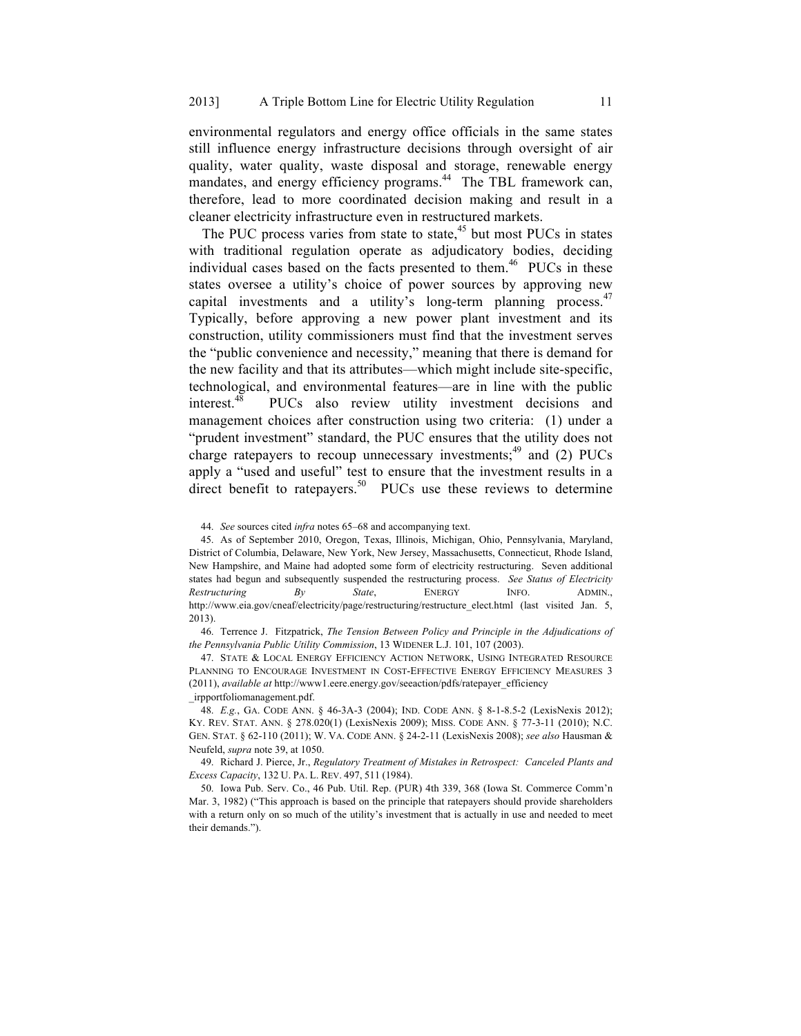environmental regulators and energy office officials in the same states still influence energy infrastructure decisions through oversight of air quality, water quality, waste disposal and storage, renewable energy mandates, and energy efficiency programs.[44] The TBL framework can, therefore, lead to more coordinated decision making and result in a cleaner electricity infrastructure even in restructured markets.

The PUC process varies from state to state,[45] but most PUCs in states with traditional regulation operate as adjudicatory bodies, deciding individual cases based on the facts presented to them.[46] PUCs in these states oversee a utility's choice of power sources by approving new capital investments and a utility's long-term planning process.[47] Typically, before approving a new power plant investment and its construction, utility commissioners must find that the investment serves the "public convenience and necessity," meaning that there is demand for the new facility and that its attributes—which might include site-specific, technological, and environmental features—are in line with the public interest.[48] PUCs also review utility investment decisions and management choices after construction using two criteria: (1) under a "prudent investment" standard, the PUC ensures that the utility does not charge ratepayers to recoup unnecessary investments;[49] and (2) PUCs apply a "used and useful" test to ensure that the investment results in a direct benefit to ratepayers.[50] PUCs use these reviews to determine

44. *See* sources cited *infra* notes 65–68 and accompanying text.

45. As of September 2010, Oregon, Texas, Illinois, Michigan, Ohio, Pennsylvania, Maryland, District of Columbia, Delaware, New York, New Jersey, Massachusetts, Connecticut, Rhode Island, New Hampshire, and Maine had adopted some form of electricity restructuring. Seven additional states had begun and subsequently suspended the restructuring process. *See Status of Electricity Restructuring By State*, ENERGY INFO. ADMIN., http://www.eia.gov/cneaf/electricity/page/restructuring/restructure_elect.html (last visited Jan. 5, 2013).

46. Terrence J. Fitzpatrick, *The Tension Between Policy and Principle in the Adjudications of the Pennsylvania Public Utility Commission*, 13 WIDENER L.J. 101, 107 (2003).

47. STATE & LOCAL ENERGY EFFICIENCY ACTION NETWORK, USING INTEGRATED RESOURCE PLANNING TO ENCOURAGE INVESTMENT IN COST-EFFECTIVE ENERGY EFFICIENCY MEASURES 3 (2011), *available at* http://www1.eere.energy.gov/seeaction/pdfs/ratepayer_efficiency_irpportfoliomanagement.pdf.

48. *E.g.*, GA. CODE ANN. § 46-3A-3 (2004); IND. CODE ANN. § 8-1-8.5-2 (LexisNexis 2012); KY. REV. STAT. ANN. § 278.020(1) (LexisNexis 2009); MISS. CODE ANN. § 77-3-11 (2010); N.C. GEN. STAT. § 62-110 (2011); W. VA. CODE ANN. § 24-2-11 (LexisNexis 2008); *see also* Hausman & Neufeld, *supra* note 39, at 1050.

49. Richard J. Pierce, Jr., *Regulatory Treatment of Mistakes in Retrospect: Canceled Plants and Excess Capacity*, 132 U. PA. L. REV. 497, 511 (1984).

50. Iowa Pub. Serv. Co., 46 Pub. Util. Rep. (PUR) 4th 339, 368 (Iowa St. Commerce Comm'n Mar. 3, 1982) ("This approach is based on the principle that ratepayers should provide shareholders with a return only on so much of the utility's investment that is actually in use and needed to meet their demands.").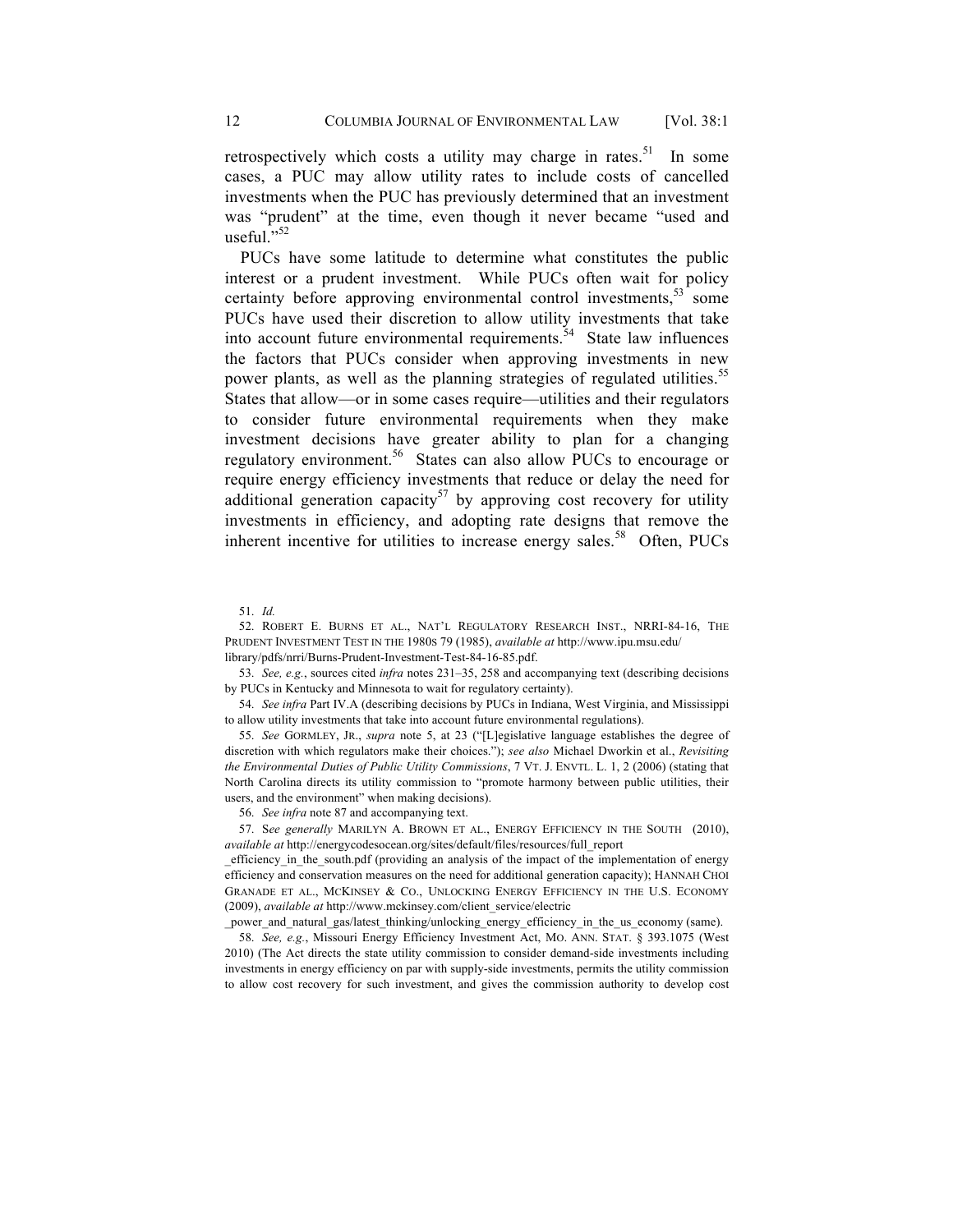retrospectively which costs a utility may charge in rates.[51] In some cases, a PUC may allow utility rates to include costs of cancelled investments when the PUC has previously determined that an investment was "prudent" at the time, even though it never became "used and useful."[52]

PUCs have some latitude to determine what constitutes the public interest or a prudent investment. While PUCs often wait for policy certainty before approving environmental control investments,[53] some PUCs have used their discretion to allow utility investments that take into account future environmental requirements.[54] State law influences the factors that PUCs consider when approving investments in new power plants, as well as the planning strategies of regulated utilities.[55] States that allow—or in some cases require—utilities and their regulators to consider future environmental requirements when they make investment decisions have greater ability to plan for a changing regulatory environment.[56] States can also allow PUCs to encourage or require energy efficiency investments that reduce or delay the need for additional generation capacity[57] by approving cost recovery for utility investments in efficiency, and adopting rate designs that remove the inherent incentive for utilities to increase energy sales.[58] Often, PUCs

---

51. *Id.*

52. ROBERT E. BURNS ET AL., NAT'L REGULATORY RESEARCH INST., NRRI-84-16, THE PRUDENT INVESTMENT TEST IN THE 1980S 79 (1985), *available at* http://www.ipu.msu.edu/library/pdfs/nrri/Burns-Prudent-Investment-Test-84-16-85.pdf.

53. *See, e.g.*, sources cited *infra* notes 231–35, 258 and accompanying text (describing decisions by PUCs in Kentucky and Minnesota to wait for regulatory certainty).

54. *See infra* Part IV.A (describing decisions by PUCs in Indiana, West Virginia, and Mississippi to allow utility investments that take into account future environmental regulations).

55. *See* GORMLEY, JR., *supra* note 5, at 23 ("[L]egislative language establishes the degree of discretion with which regulators make their choices."); *see also* Michael Dworkin et al., *Revisiting the Environmental Duties of Public Utility Commissions*, 7 VT. J. ENVTL. L. 1, 2 (2006) (stating that North Carolina directs its utility commission to "promote harmony between public utilities, their users, and the environment" when making decisions).

56. *See infra* note 87 and accompanying text.

57. S*ee generally* MARILYN A. BROWN ET AL., ENERGY EFFICIENCY IN THE SOUTH (2010), *available at* http://energycodesocean.org/sites/default/files/resources/full_report_efficiency_in_the_south.pdf (providing an analysis of the impact of the implementation of energy efficiency and conservation measures on the need for additional generation capacity); HANNAH CHOI GRANADE ET AL., MCKINSEY & CO., UNLOCKING ENERGY EFFICIENCY IN THE U.S. ECONOMY (2009), *available at* http://www.mckinsey.com/client_service/electric_power_and_natural_gas/latest_thinking/unlocking_energy_efficiency_in_the_us_economy (same).

58. *See, e.g.*, Missouri Energy Efficiency Investment Act, MO. ANN. STAT. § 393.1075 (West 2010) (The Act directs the state utility commission to consider demand-side investments including investments in energy efficiency on par with supply-side investments, permits the utility commission to allow cost recovery for such investment, and gives the commission authority to develop cost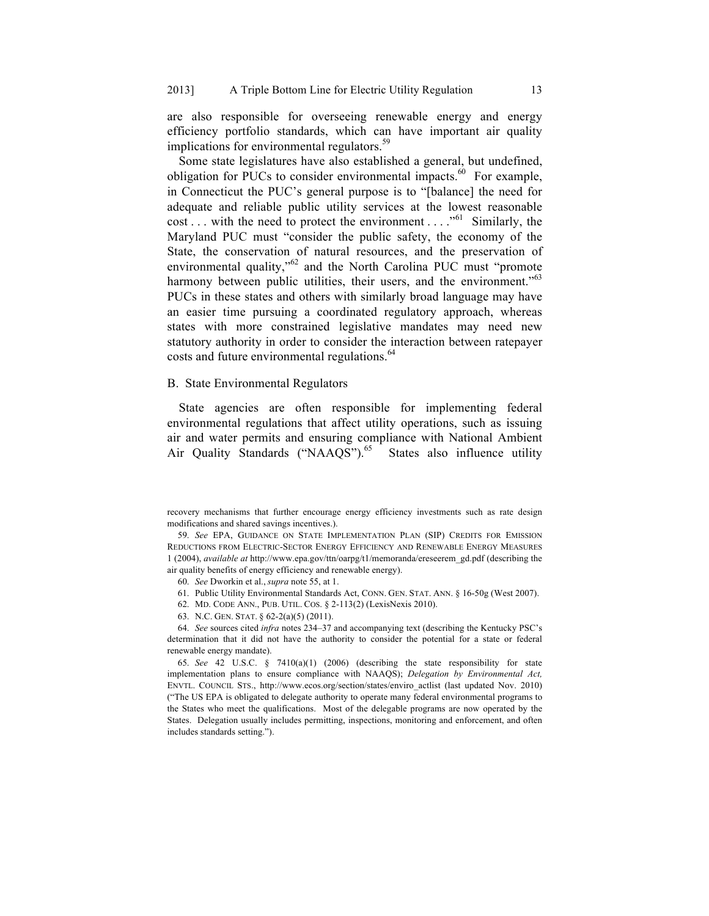are also responsible for overseeing renewable energy and energy efficiency portfolio standards, which can have important air quality implications for environmental regulators.[59]

Some state legislatures have also established a general, but undefined, obligation for PUCs to consider environmental impacts.[60] For example, in Connecticut the PUC's general purpose is to "[balance] the need for adequate and reliable public utility services at the lowest reasonable cost . . . with the need to protect the environment . . . ."[61] Similarly, the Maryland PUC must "consider the public safety, the economy of the State, the conservation of natural resources, and the preservation of environmental quality,"[62] and the North Carolina PUC must "promote harmony between public utilities, their users, and the environment."[63] PUCs in these states and others with similarly broad language may have an easier time pursuing a coordinated regulatory approach, whereas states with more constrained legislative mandates may need new statutory authority in order to consider the interaction between ratepayer costs and future environmental regulations.[64]

### B. State Environmental Regulators

State agencies are often responsible for implementing federal environmental regulations that affect utility operations, such as issuing air and water permits and ensuring compliance with National Ambient Air Quality Standards ("NAAQS").[65] States also influence utility

---

recovery mechanisms that further encourage energy efficiency investments such as rate design modifications and shared savings incentives.).

59. *See* EPA, GUIDANCE ON STATE IMPLEMENTATION PLAN (SIP) CREDITS FOR EMISSION REDUCTIONS FROM ELECTRIC-SECTOR ENERGY EFFICIENCY AND RENEWABLE ENERGY MEASURES 1 (2004), *available at* http://www.epa.gov/ttn/oarpg/t1/memoranda/ereseerem_gd.pdf (describing the air quality benefits of energy efficiency and renewable energy).

60. *See* Dworkin et al., *supra* note 55, at 1.

61. Public Utility Environmental Standards Act, CONN. GEN. STAT. ANN. § 16-50g (West 2007).

62. MD. CODE ANN., PUB. UTIL. COS. § 2-113(2) (LexisNexis 2010).

63. N.C. GEN. STAT. § 62-2(a)(5) (2011).

64. *See* sources cited *infra* notes 234–37 and accompanying text (describing the Kentucky PSC's determination that it did not have the authority to consider the potential for a state or federal renewable energy mandate).

65. *See* 42 U.S.C. § 7410(a)(1) (2006) (describing the state responsibility for state implementation plans to ensure compliance with NAAQS); *Delegation by Environmental Act,* ENVTL. COUNCIL STS., http://www.ecos.org/section/states/enviro_actlist (last updated Nov. 2010) ("The US EPA is obligated to delegate authority to operate many federal environmental programs to the States who meet the qualifications. Most of the delegable programs are now operated by the States. Delegation usually includes permitting, inspections, monitoring and enforcement, and often includes standards setting.").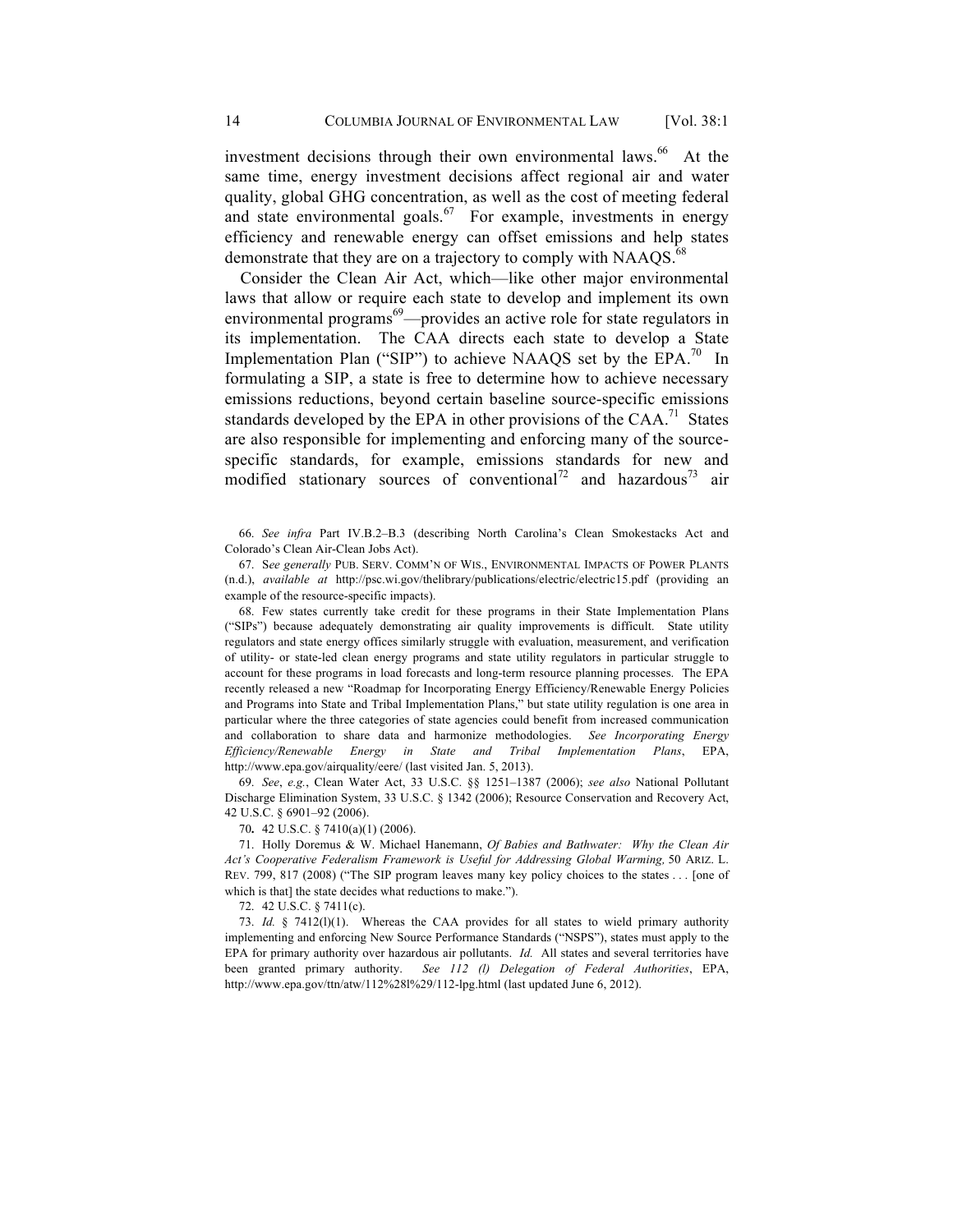investment decisions through their own environmental laws.[66] At the same time, energy investment decisions affect regional air and water quality, global GHG concentration, as well as the cost of meeting federal and state environmental goals.[67] For example, investments in energy efficiency and renewable energy can offset emissions and help states demonstrate that they are on a trajectory to comply with NAAQS.[68]

Consider the Clean Air Act, which—like other major environmental laws that allow or require each state to develop and implement its own environmental programs[69]—provides an active role for state regulators in its implementation. The CAA directs each state to develop a State Implementation Plan ("SIP") to achieve NAAQS set by the EPA.[70] In formulating a SIP, a state is free to determine how to achieve necessary emissions reductions, beyond certain baseline source-specific emissions standards developed by the EPA in other provisions of the CAA.[71] States are also responsible for implementing and enforcing many of the source-specific standards, for example, emissions standards for new and modified stationary sources of conventional[72] and hazardous[73] air

66. *See infra* Part IV.B.2–B.3 (describing North Carolina's Clean Smokestacks Act and Colorado's Clean Air-Clean Jobs Act).

67. S*ee generally* PUB. SERV. COMM'N OF WIS., ENVIRONMENTAL IMPACTS OF POWER PLANTS (n.d.), *available at* http://psc.wi.gov/thelibrary/publications/electric/electric15.pdf (providing an example of the resource-specific impacts).

68. Few states currently take credit for these programs in their State Implementation Plans ("SIPs") because adequately demonstrating air quality improvements is difficult. State utility regulators and state energy offices similarly struggle with evaluation, measurement, and verification of utility- or state-led clean energy programs and state utility regulators in particular struggle to account for these programs in load forecasts and long-term resource planning processes. The EPA recently released a new "Roadmap for Incorporating Energy Efficiency/Renewable Energy Policies and Programs into State and Tribal Implementation Plans," but state utility regulation is one area in particular where the three categories of state agencies could benefit from increased communication and collaboration to share data and harmonize methodologies. *See Incorporating Energy Efficiency/Renewable Energy in State and Tribal Implementation Plans*, EPA, http://www.epa.gov/airquality/eere/ (last visited Jan. 5, 2013).

69. *See*, *e.g.*, Clean Water Act, 33 U.S.C. §§ 1251–1387 (2006); *see also* National Pollutant Discharge Elimination System, 33 U.S.C. § 1342 (2006); Resource Conservation and Recovery Act, 42 U.S.C. § 6901–92 (2006).

70. 42 U.S.C. § 7410(a)(1) (2006).

71. Holly Doremus & W. Michael Hanemann, *Of Babies and Bathwater: Why the Clean Air Act's Cooperative Federalism Framework is Useful for Addressing Global Warming,* 50 ARIZ. L. REV. 799, 817 (2008) ("The SIP program leaves many key policy choices to the states . . . [one of which is that] the state decides what reductions to make.").

72. 42 U.S.C. § 7411(c).

73. *Id.* § 7412(l)(1). Whereas the CAA provides for all states to wield primary authority implementing and enforcing New Source Performance Standards ("NSPS"), states must apply to the EPA for primary authority over hazardous air pollutants. *Id.* All states and several territories have been granted primary authority. *See 112 (l) Delegation of Federal Authorities*, EPA, http://www.epa.gov/ttn/atw/112%28l%29/112-lpg.html (last updated June 6, 2012).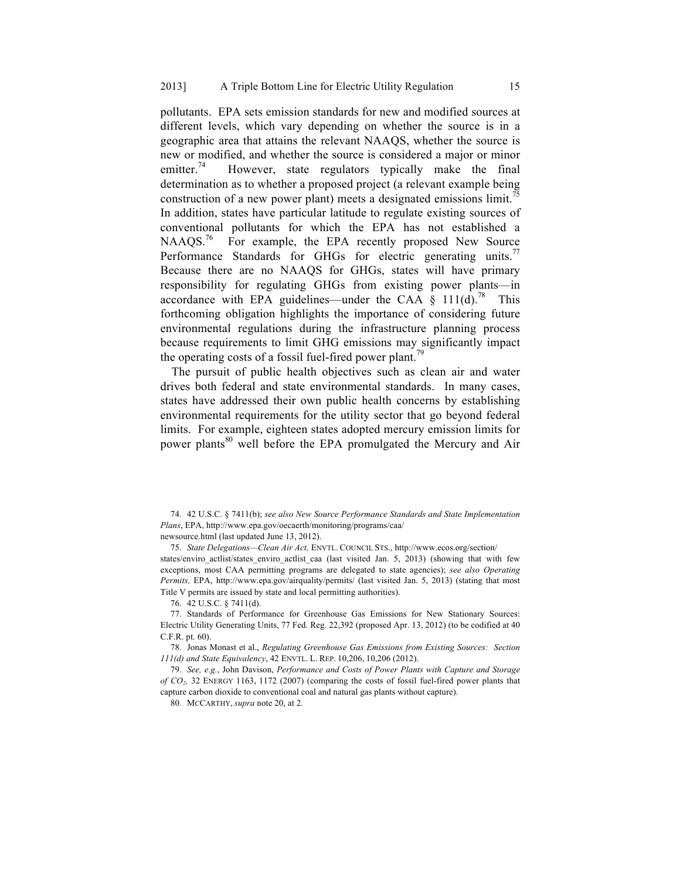pollutants. EPA sets emission standards for new and modified sources at different levels, which vary depending on whether the source is in a geographic area that attains the relevant NAAQS, whether the source is new or modified, and whether the source is considered a major or minor emitter.[74] However, state regulators typically make the final determination as to whether a proposed project (a relevant example being construction of a new power plant) meets a designated emissions limit.[75] In addition, states have particular latitude to regulate existing sources of conventional pollutants for which the EPA has not established a NAAQS.[76] For example, the EPA recently proposed New Source Performance Standards for GHGs for electric generating units.[77] Because there are no NAAQS for GHGs, states will have primary responsibility for regulating GHGs from existing power plants—in accordance with EPA guidelines—under the CAA § 111(d).[78] This forthcoming obligation highlights the importance of considering future environmental regulations during the infrastructure planning process because requirements to limit GHG emissions may significantly impact the operating costs of a fossil fuel-fired power plant.[79]

The pursuit of public health objectives such as clean air and water drives both federal and state environmental standards. In many cases, states have addressed their own public health concerns by establishing environmental requirements for the utility sector that go beyond federal limits. For example, eighteen states adopted mercury emission limits for power plants[80] well before the EPA promulgated the Mercury and Air

---

74. 42 U.S.C. § 7411(b); *see also New Source Performance Standards and State Implementation Plans*, EPA, http://www.epa.gov/oecaerth/monitoring/programs/caa/newsource.html (last updated June 13, 2012).

75. *State Delegations—Clean Air Act,* ENVTL. COUNCIL STS., http://www.ecos.org/section/states/enviro_actlist/states_enviro_actlist_caa (last visited Jan. 5, 2013) (showing that with few exceptions, most CAA permitting programs are delegated to state agencies); *see also Operating Permits,* EPA, http://www.epa.gov/airquality/permits/ (last visited Jan. 5, 2013) (stating that most Title V permits are issued by state and local permitting authorities).

76. 42 U.S.C. § 7411(d).

77. Standards of Performance for Greenhouse Gas Emissions for New Stationary Sources: Electric Utility Generating Units, 77 Fed. Reg. 22,392 (proposed Apr. 13, 2012) (to be codified at 40 C.F.R. pt. 60).

78. Jonas Monast et al., *Regulating Greenhouse Gas Emissions from Existing Sources: Section 111(d) and State Equivalency*, 42 ENVTL. L. REP. 10,206, 10,206 (2012).

79. *See, e.g.*, John Davison, *Performance and Costs of Power Plants with Capture and Storage of $CO_2$,* 32 ENERGY 1163, 1172 (2007) (comparing the costs of fossil fuel-fired power plants that capture carbon dioxide to conventional coal and natural gas plants without capture).

80. MCCARTHY, *supra* note 20, at 2.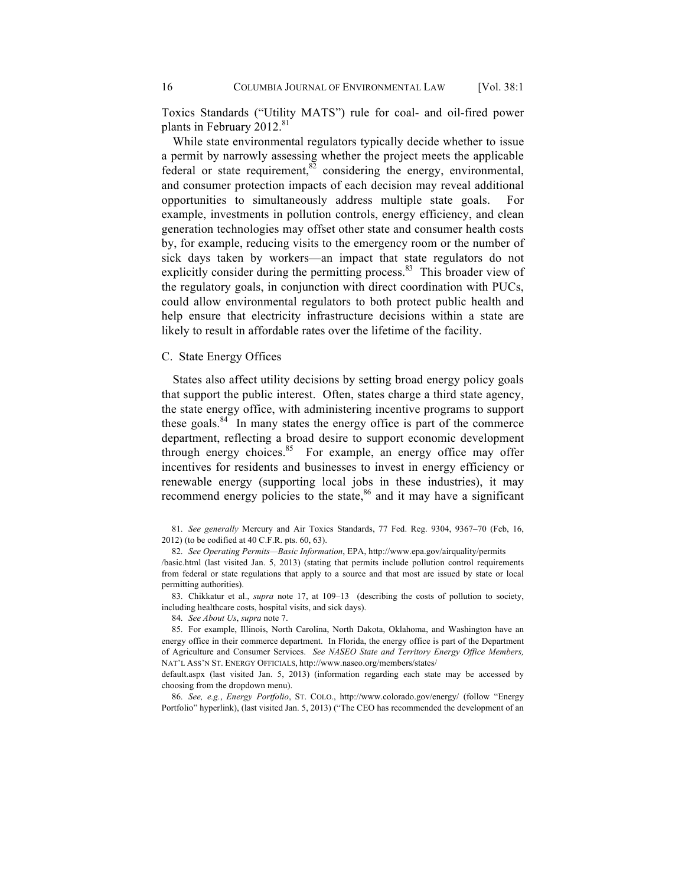Toxics Standards ("Utility MATS") rule for coal- and oil-fired power plants in February 2012.[81]

While state environmental regulators typically decide whether to issue a permit by narrowly assessing whether the project meets the applicable federal or state requirement,[82] considering the energy, environmental, and consumer protection impacts of each decision may reveal additional opportunities to simultaneously address multiple state goals. For example, investments in pollution controls, energy efficiency, and clean generation technologies may offset other state and consumer health costs by, for example, reducing visits to the emergency room or the number of sick days taken by workers—an impact that state regulators do not explicitly consider during the permitting process.[83] This broader view of the regulatory goals, in conjunction with direct coordination with PUCs, could allow environmental regulators to both protect public health and help ensure that electricity infrastructure decisions within a state are likely to result in affordable rates over the lifetime of the facility.

### C. State Energy Offices

States also affect utility decisions by setting broad energy policy goals that support the public interest. Often, states charge a third state agency, the state energy office, with administering incentive programs to support these goals.[84] In many states the energy office is part of the commerce department, reflecting a broad desire to support economic development through energy choices.[85] For example, an energy office may offer incentives for residents and businesses to invest in energy efficiency or renewable energy (supporting local jobs in these industries), it may recommend energy policies to the state,[86] and it may have a significant

81. *See generally* Mercury and Air Toxics Standards, 77 Fed. Reg. 9304, 9367–70 (Feb, 16, 2012) (to be codified at 40 C.F.R. pts. 60, 63).

82. *See Operating Permits—Basic Information*, EPA, http://www.epa.gov/airquality/permits /basic.html (last visited Jan. 5, 2013) (stating that permits include pollution control requirements from federal or state regulations that apply to a source and that most are issued by state or local permitting authorities).

83. Chikkatur et al., *supra* note 17, at 109–13 (describing the costs of pollution to society, including healthcare costs, hospital visits, and sick days).

84. *See About Us*, *supra* note 7.

85. For example, Illinois, North Carolina, North Dakota, Oklahoma, and Washington have an energy office in their commerce department. In Florida, the energy office is part of the Department of Agriculture and Consumer Services. *See NASEO State and Territory Energy Office Members,* NAT'L ASS'N ST. ENERGY OFFICIALS, http://www.naseo.org/members/states/ default.aspx (last visited Jan. 5, 2013) (information regarding each state may be accessed by choosing from the dropdown menu).

86. *See, e.g.*, *Energy Portfolio*, ST. COLO., http://www.colorado.gov/energy/ (follow "Energy Portfolio" hyperlink), (last visited Jan. 5, 2013) ("The CEO has recommended the development of an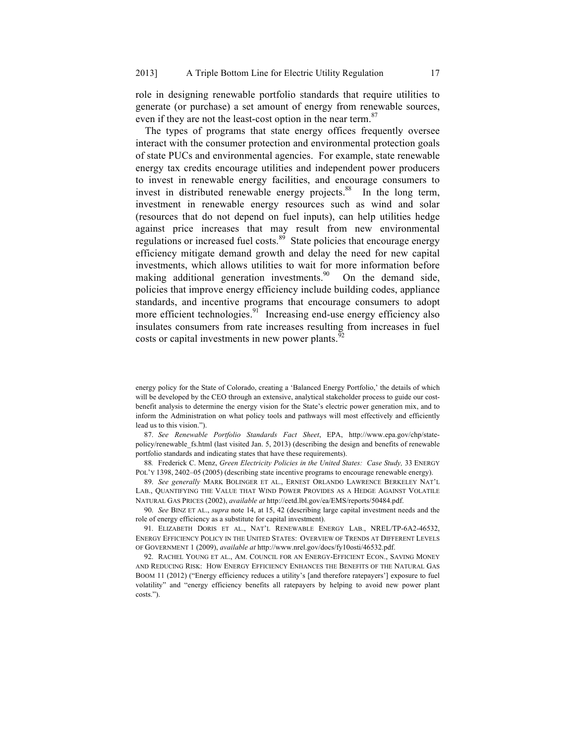role in designing renewable portfolio standards that require utilities to generate (or purchase) a set amount of energy from renewable sources, even if they are not the least-cost option in the near term.[87]

The types of programs that state energy offices frequently oversee interact with the consumer protection and environmental protection goals of state PUCs and environmental agencies. For example, state renewable energy tax credits encourage utilities and independent power producers to invest in renewable energy facilities, and encourage consumers to invest in distributed renewable energy projects.[88] In the long term, investment in renewable energy resources such as wind and solar (resources that do not depend on fuel inputs), can help utilities hedge against price increases that may result from new environmental regulations or increased fuel costs.[89] State policies that encourage energy efficiency mitigate demand growth and delay the need for new capital investments, which allows utilities to wait for more information before making additional generation investments.[90] On the demand side, policies that improve energy efficiency include building codes, appliance standards, and incentive programs that encourage consumers to adopt more efficient technologies.[91] Increasing end-use energy efficiency also insulates consumers from rate increases resulting from increases in fuel costs or capital investments in new power plants.[92]

---

energy policy for the State of Colorado, creating a 'Balanced Energy Portfolio,' the details of which will be developed by the CEO through an extensive, analytical stakeholder process to guide our cost-benefit analysis to determine the energy vision for the State's electric power generation mix, and to inform the Administration on what policy tools and pathways will most effectively and efficiently lead us to this vision.").

87. *See Renewable Portfolio Standards Fact Sheet*, EPA, http://www.epa.gov/chp/state-policy/renewable_fs.html (last visited Jan. 5, 2013) (describing the design and benefits of renewable portfolio standards and indicating states that have these requirements).

88. Frederick C. Menz, *Green Electricity Policies in the United States: Case Study,* 33 ENERGY POL'Y 1398, 2402–05 (2005) (describing state incentive programs to encourage renewable energy).

89. *See generally* MARK BOLINGER ET AL., ERNEST ORLANDO LAWRENCE BERKELEY NAT'L LAB., QUANTIFYING THE VALUE THAT WIND POWER PROVIDES AS A HEDGE AGAINST VOLATILE NATURAL GAS PRICES (2002), *available at* http://eetd.lbl.gov/ea/EMS/reports/50484.pdf.

90. *See* BINZ ET AL., *supra* note 14, at 15, 42 (describing large capital investment needs and the role of energy efficiency as a substitute for capital investment).

91. ELIZABETH DORIS ET AL., NAT'L RENEWABLE ENERGY LAB., NREL/TP-6A2-46532, ENERGY EFFICIENCY POLICY IN THE UNITED STATES: OVERVIEW OF TRENDS AT DIFFERENT LEVELS OF GOVERNMENT 1 (2009), *available at* http://www.nrel.gov/docs/fy10osti/46532.pdf.

92. RACHEL YOUNG ET AL., AM. COUNCIL FOR AN ENERGY-EFFICIENT ECON., SAVING MONEY AND REDUCING RISK: HOW ENERGY EFFICIENCY ENHANCES THE BENEFITS OF THE NATURAL GAS BOOM 11 (2012) ("Energy efficiency reduces a utility's [and therefore ratepayers'] exposure to fuel volatility" and "energy efficiency benefits all ratepayers by helping to avoid new power plant costs.").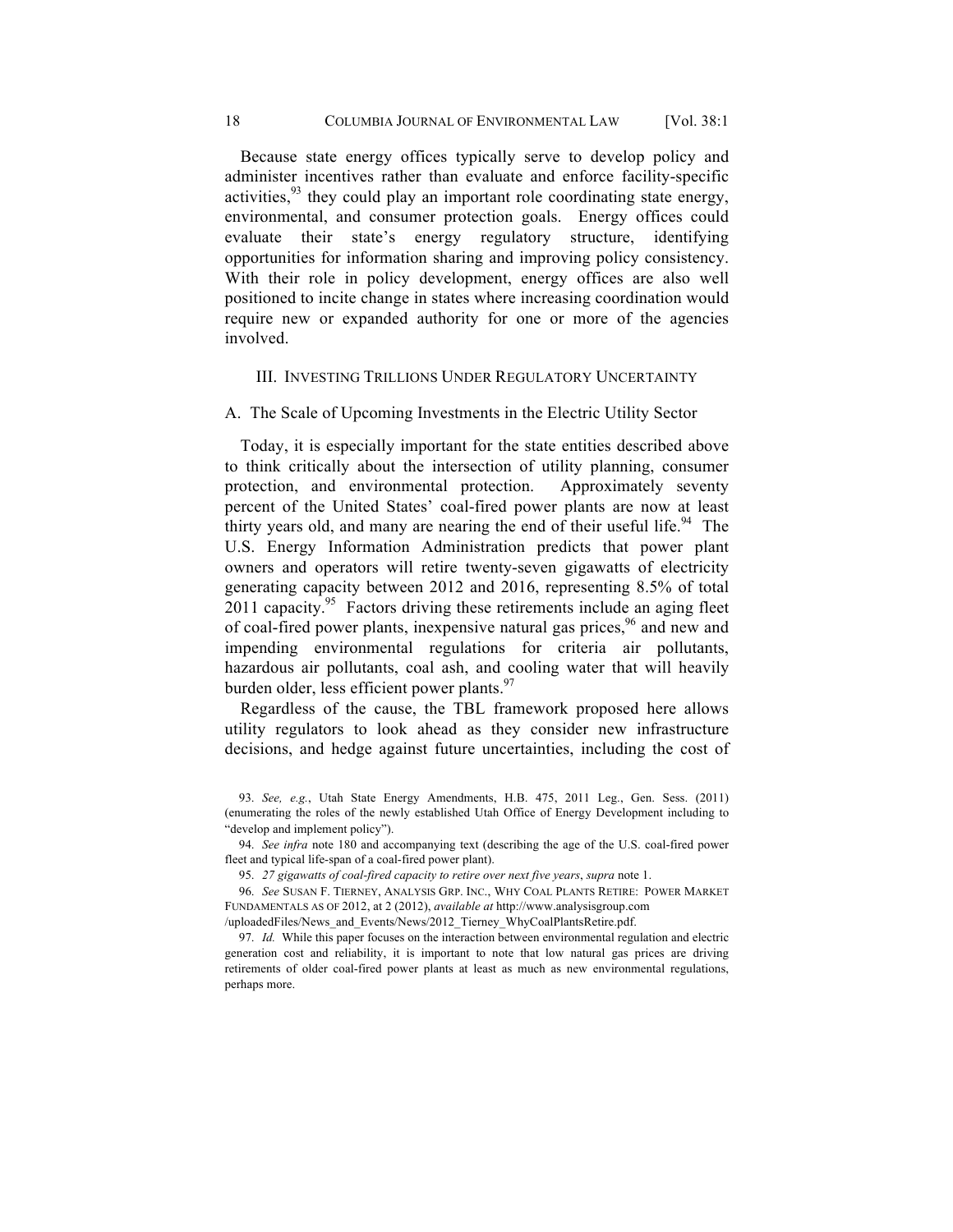Because state energy offices typically serve to develop policy and administer incentives rather than evaluate and enforce facility-specific activities,[93] they could play an important role coordinating state energy, environmental, and consumer protection goals. Energy offices could evaluate their state's energy regulatory structure, identifying opportunities for information sharing and improving policy consistency. With their role in policy development, energy offices are also well positioned to incite change in states where increasing coordination would require new or expanded authority for one or more of the agencies involved.

## III. INVESTING TRILLIONS UNDER REGULATORY UNCERTAINTY

### A. The Scale of Upcoming Investments in the Electric Utility Sector

Today, it is especially important for the state entities described above to think critically about the intersection of utility planning, consumer protection, and environmental protection. Approximately seventy percent of the United States' coal-fired power plants are now at least thirty years old, and many are nearing the end of their useful life.[94] The U.S. Energy Information Administration predicts that power plant owners and operators will retire twenty-seven gigawatts of electricity generating capacity between 2012 and 2016, representing 8.5% of total 2011 capacity.[95] Factors driving these retirements include an aging fleet of coal-fired power plants, inexpensive natural gas prices,[96] and new and impending environmental regulations for criteria air pollutants, hazardous air pollutants, coal ash, and cooling water that will heavily burden older, less efficient power plants.[97]

Regardless of the cause, the TBL framework proposed here allows utility regulators to look ahead as they consider new infrastructure decisions, and hedge against future uncertainties, including the cost of

---

93. *See, e.g.*, Utah State Energy Amendments, H.B. 475, 2011 Leg., Gen. Sess. (2011) (enumerating the roles of the newly established Utah Office of Energy Development including to "develop and implement policy").

94. *See infra* note 180 and accompanying text (describing the age of the U.S. coal-fired power fleet and typical life-span of a coal-fired power plant).

95. *27 gigawatts of coal-fired capacity to retire over next five years*, *supra* note 1.

96. *See* SUSAN F. TIERNEY, ANALYSIS GRP. INC., WHY COAL PLANTS RETIRE: POWER MARKET FUNDAMENTALS AS OF 2012, at 2 (2012), *available at* http://www.analysisgroup.com/uploadedFiles/News_and_Events/News/2012_Tierney_WhyCoalPlantsRetire.pdf.

97. *Id.* While this paper focuses on the interaction between environmental regulation and electric generation cost and reliability, it is important to note that low natural gas prices are driving retirements of older coal-fired power plants at least as much as new environmental regulations, perhaps more.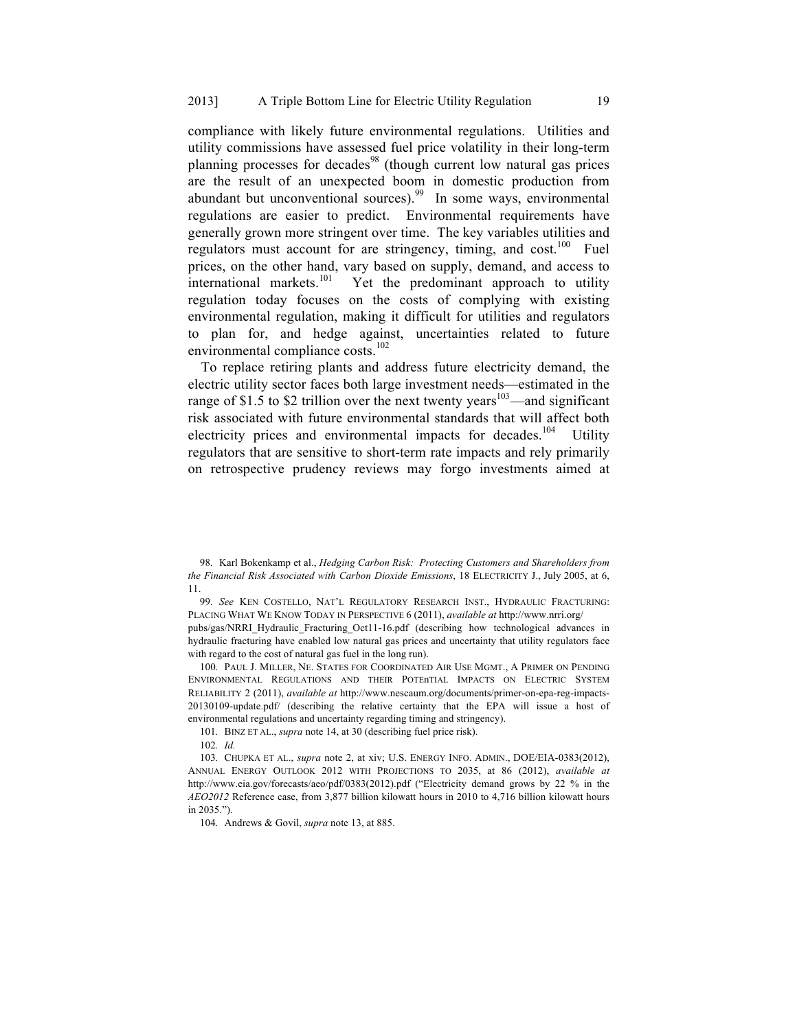compliance with likely future environmental regulations. Utilities and utility commissions have assessed fuel price volatility in their long-term planning processes for decades[98] (though current low natural gas prices are the result of an unexpected boom in domestic production from abundant but unconventional sources).[99] In some ways, environmental regulations are easier to predict. Environmental requirements have generally grown more stringent over time. The key variables utilities and regulators must account for are stringency, timing, and cost.[100] Fuel prices, on the other hand, vary based on supply, demand, and access to international markets.[101] Yet the predominant approach to utility regulation today focuses on the costs of complying with existing environmental regulation, making it difficult for utilities and regulators to plan for, and hedge against, uncertainties related to future environmental compliance costs.[102]

To replace retiring plants and address future electricity demand, the electric utility sector faces both large investment needs—estimated in the range of $1.5 to $2 trillion over the next twenty years[103]—and significant risk associated with future environmental standards that will affect both electricity prices and environmental impacts for decades.[104] Utility regulators that are sensitive to short-term rate impacts and rely primarily on retrospective prudency reviews may forgo investments aimed at

98. Karl Bokenkamp et al., *Hedging Carbon Risk: Protecting Customers and Shareholders from the Financial Risk Associated with Carbon Dioxide Emissions*, 18 ELECTRICITY J., July 2005, at 6, 11.

99. *See* KEN COSTELLO, NAT'L REGULATORY RESEARCH INST., HYDRAULIC FRACTURING: PLACING WHAT WE KNOW TODAY IN PERSPECTIVE 6 (2011), *available at* http://www.nrri.org/pubs/gas/NRRI_Hydraulic_Fracturing_Oct11-16.pdf (describing how technological advances in hydraulic fracturing have enabled low natural gas prices and uncertainty that utility regulators face with regard to the cost of natural gas fuel in the long run).

100. PAUL J. MILLER, NE. STATES FOR COORDINATED AIR USE MGMT., A PRIMER ON PENDING ENVIRONMENTAL REGULATIONS AND THEIR POTENTIAL IMPACTS ON ELECTRIC SYSTEM RELIABILITY 2 (2011), *available at* http://www.nescaum.org/documents/primer-on-epa-reg-impacts-20130109-update.pdf/ (describing the relative certainty that the EPA will issue a host of environmental regulations and uncertainty regarding timing and stringency).

101. BINZ ET AL., *supra* note 14, at 30 (describing fuel price risk).

102. *Id.*

103. CHUPKA ET AL., *supra* note 2, at xiv; U.S. ENERGY INFO. ADMIN., DOE/EIA-0383(2012), ANNUAL ENERGY OUTLOOK 2012 WITH PROJECTIONS TO 2035, at 86 (2012), *available at* http://www.eia.gov/forecasts/aeo/pdf/0383(2012).pdf ("Electricity demand grows by 22 % in the *AEO2012* Reference case, from 3,877 billion kilowatt hours in 2010 to 4,716 billion kilowatt hours in 2035.").

104. Andrews & Govil, *supra* note 13, at 885.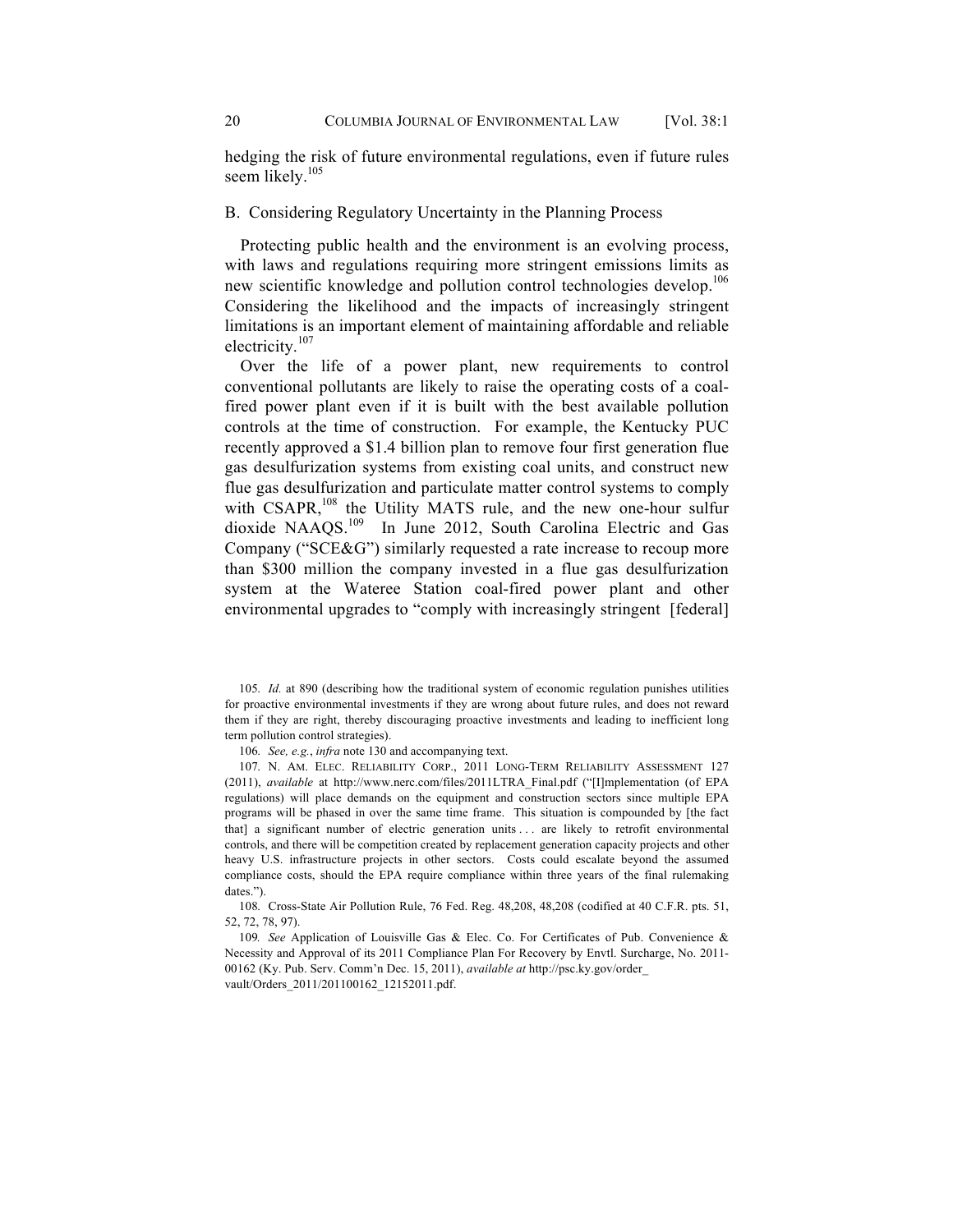hedging the risk of future environmental regulations, even if future rules seem likely.[105]

## B. Considering Regulatory Uncertainty in the Planning Process

Protecting public health and the environment is an evolving process, with laws and regulations requiring more stringent emissions limits as new scientific knowledge and pollution control technologies develop.[106] Considering the likelihood and the impacts of increasingly stringent limitations is an important element of maintaining affordable and reliable electricity.[107]

Over the life of a power plant, new requirements to control conventional pollutants are likely to raise the operating costs of a coal-fired power plant even if it is built with the best available pollution controls at the time of construction. For example, the Kentucky PUC recently approved a $1.4 billion plan to remove four first generation flue gas desulfurization systems from existing coal units, and construct new flue gas desulfurization and particulate matter control systems to comply with CSAPR,[108] the Utility MATS rule, and the new one-hour sulfur dioxide NAAQS.[109] In June 2012, South Carolina Electric and Gas Company ("SCE&G") similarly requested a rate increase to recoup more than $300 million the company invested in a flue gas desulfurization system at the Wateree Station coal-fired power plant and other environmental upgrades to "comply with increasingly stringent [federal]

---

105. *Id.* at 890 (describing how the traditional system of economic regulation punishes utilities for proactive environmental investments if they are wrong about future rules, and does not reward them if they are right, thereby discouraging proactive investments and leading to inefficient long term pollution control strategies).

106. *See, e.g.*, *infra* note 130 and accompanying text.

107. N. AM. ELEC. RELIABILITY CORP., 2011 LONG-TERM RELIABILITY ASSESSMENT 127 (2011), *available* at http://www.nerc.com/files/2011LTRA_Final.pdf ("[I]mplementation (of EPA regulations) will place demands on the equipment and construction sectors since multiple EPA programs will be phased in over the same time frame. This situation is compounded by [the fact that] a significant number of electric generation units . . . are likely to retrofit environmental controls, and there will be competition created by replacement generation capacity projects and other heavy U.S. infrastructure projects in other sectors. Costs could escalate beyond the assumed compliance costs, should the EPA require compliance within three years of the final rulemaking dates.").

108. Cross-State Air Pollution Rule, 76 Fed. Reg. 48,208, 48,208 (codified at 40 C.F.R. pts. 51, 52, 72, 78, 97).

109. *See* Application of Louisville Gas & Elec. Co. For Certificates of Pub. Convenience & Necessity and Approval of its 2011 Compliance Plan For Recovery by Envtl. Surcharge, No. 2011-00162 (Ky. Pub. Serv. Comm'n Dec. 15, 2011), *available at* http://psc.ky.gov/order_vault/Orders_2011/201100162_12152011.pdf.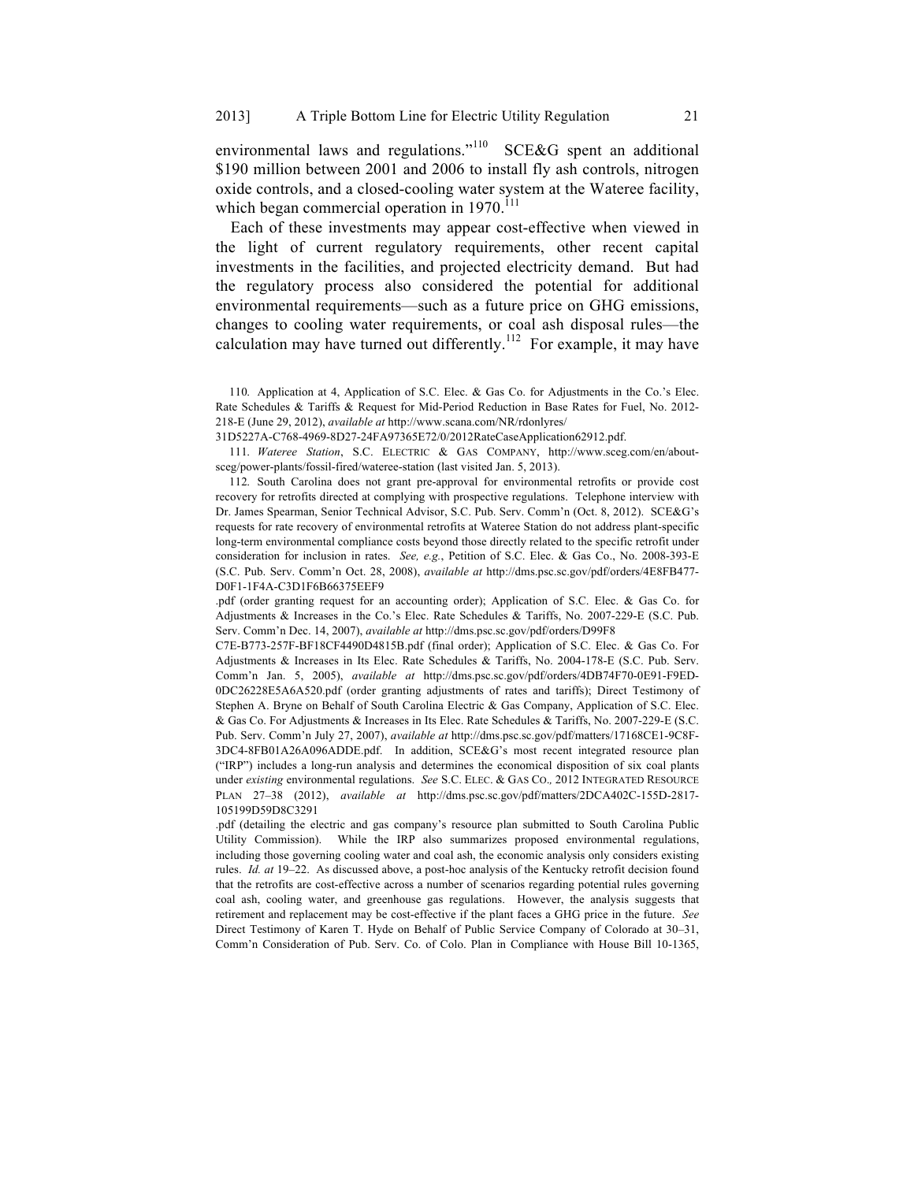environmental laws and regulations."[110] SCE&G spent an additional $190 million between 2001 and 2006 to install fly ash controls, nitrogen oxide controls, and a closed-cooling water system at the Wateree facility, which began commercial operation in 1970.[111]

Each of these investments may appear cost-effective when viewed in the light of current regulatory requirements, other recent capital investments in the facilities, and projected electricity demand. But had the regulatory process also considered the potential for additional environmental requirements—such as a future price on GHG emissions, changes to cooling water requirements, or coal ash disposal rules—the calculation may have turned out differently.[112] For example, it may have

---

110. Application at 4, Application of S.C. Elec. & Gas Co. for Adjustments in the Co.'s Elec. Rate Schedules & Tariffs & Request for Mid-Period Reduction in Base Rates for Fuel, No. 2012-218-E (June 29, 2012), *available at* http://www.scana.com/NR/rdonlyres/31D5227A-C768-4969-8D27-24FA97365E72/0/2012RateCaseApplication62912.pdf.

111. *Wateree Station*, S.C. ELECTRIC & GAS COMPANY, http://www.sceg.com/en/about-sceg/power-plants/fossil-fired/wateree-station (last visited Jan. 5, 2013).

112. South Carolina does not grant pre-approval for environmental retrofits or provide cost recovery for retrofits directed at complying with prospective regulations. Telephone interview with Dr. James Spearman, Senior Technical Advisor, S.C. Pub. Serv. Comm'n (Oct. 8, 2012). SCE&G's requests for rate recovery of environmental retrofits at Wateree Station do not address plant-specific long-term environmental compliance costs beyond those directly related to the specific retrofit under consideration for inclusion in rates. *See, e.g.*, Petition of S.C. Elec. & Gas Co., No. 2008-393-E (S.C. Pub. Serv. Comm'n Oct. 28, 2008), *available at* http://dms.psc.sc.gov/pdf/orders/4E8FB477-D0F1-1F4A-C3D1F6B66375EEF9.pdf (order granting request for an accounting order); Application of S.C. Elec. & Gas Co. for Adjustments & Increases in the Co.'s Elec. Rate Schedules & Tariffs, No. 2007-229-E (S.C. Pub. Serv. Comm'n Dec. 14, 2007), *available at* http://dms.psc.sc.gov/pdf/orders/D99F8C7E-B773-257F-BF18CF4490D4815B.pdf (final order); Application of S.C. Elec. & Gas Co. For Adjustments & Increases in Its Elec. Rate Schedules & Tariffs, No. 2004-178-E (S.C. Pub. Serv. Comm'n Jan. 5, 2005), *available at* http://dms.psc.sc.gov/pdf/orders/4DB74F70-0E91-F9ED-0DC26228E5A6A520.pdf (order granting adjustments of rates and tariffs); Direct Testimony of Stephen A. Bryne on Behalf of South Carolina Electric & Gas Company, Application of S.C. Elec. & Gas Co. For Adjustments & Increases in Its Elec. Rate Schedules & Tariffs, No. 2007-229-E (S.C. Pub. Serv. Comm'n July 27, 2007), *available at* http://dms.psc.sc.gov/pdf/matters/17168CE1-9C8F-3DC4-8FB01A26A096ADDE.pdf. In addition, SCE&G's most recent integrated resource plan ("IRP") includes a long-run analysis and determines the economical disposition of six coal plants under *existing* environmental regulations. *See* S.C. ELEC. & GAS CO., 2012 INTEGRATED RESOURCE PLAN 27–38 (2012), *available at* http://dms.psc.sc.gov/pdf/matters/2DCA402C-155D-2817-105199D59D8C3291.pdf (detailing the electric and gas company's resource plan submitted to South Carolina Public Utility Commission). While the IRP also summarizes proposed environmental regulations, including those governing cooling water and coal ash, the economic analysis only considers existing rules. *Id. at* 19–22. As discussed above, a post-hoc analysis of the Kentucky retrofit decision found that the retrofits are cost-effective across a number of scenarios regarding potential rules governing coal ash, cooling water, and greenhouse gas regulations. However, the analysis suggests that retirement and replacement may be cost-effective if the plant faces a GHG price in the future. *See* Direct Testimony of Karen T. Hyde on Behalf of Public Service Company of Colorado at 30–31, Comm'n Consideration of Pub. Serv. Co. of Colo. Plan in Compliance with House Bill 10-1365,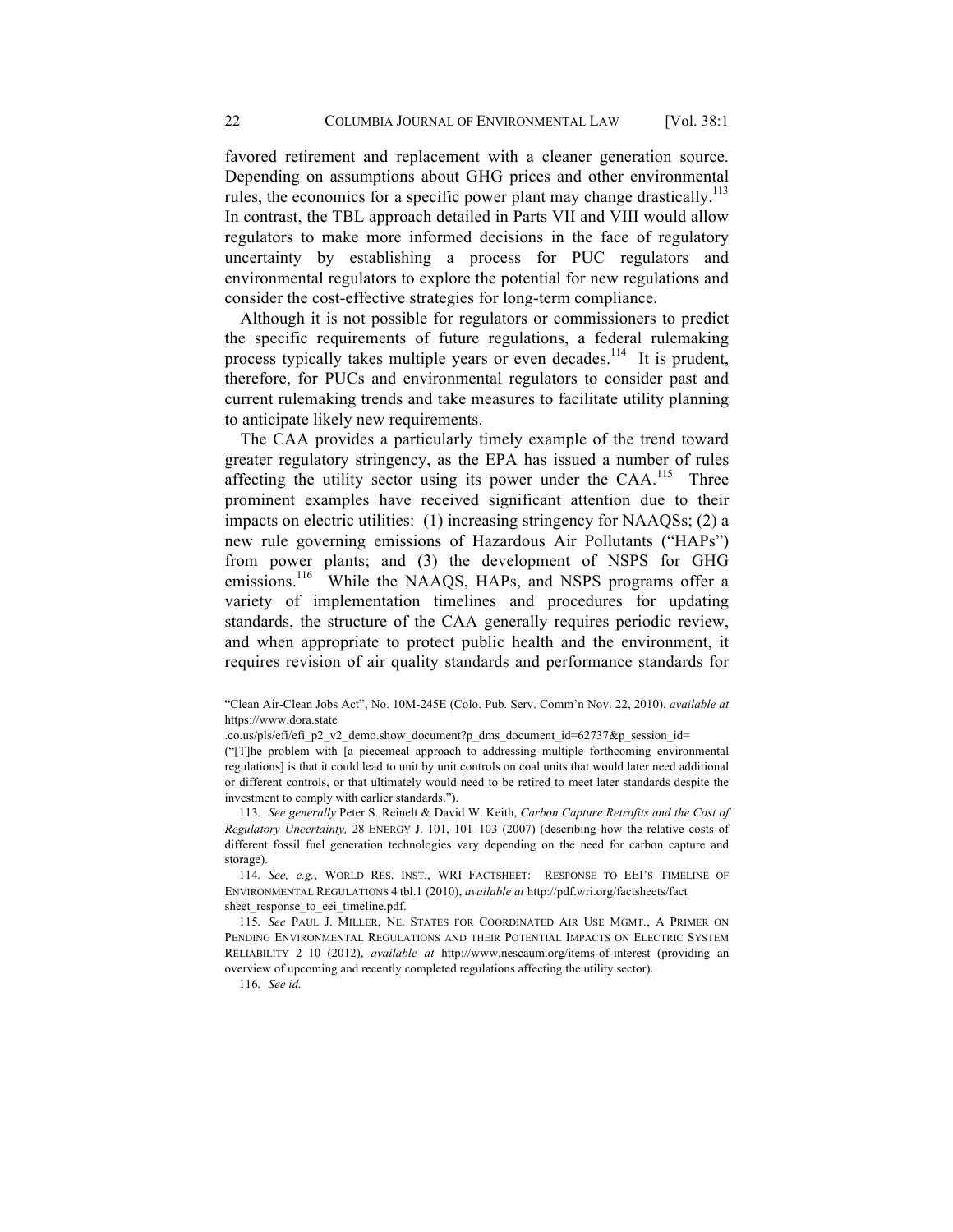favored retirement and replacement with a cleaner generation source. Depending on assumptions about GHG prices and other environmental rules, the economics for a specific power plant may change drastically.[113] In contrast, the TBL approach detailed in Parts VII and VIII would allow regulators to make more informed decisions in the face of regulatory uncertainty by establishing a process for PUC regulators and environmental regulators to explore the potential for new regulations and consider the cost-effective strategies for long-term compliance.

Although it is not possible for regulators or commissioners to predict the specific requirements of future regulations, a federal rulemaking process typically takes multiple years or even decades.[114] It is prudent, therefore, for PUCs and environmental regulators to consider past and current rulemaking trends and take measures to facilitate utility planning to anticipate likely new requirements.

The CAA provides a particularly timely example of the trend toward greater regulatory stringency, as the EPA has issued a number of rules affecting the utility sector using its power under the CAA.[115] Three prominent examples have received significant attention due to their impacts on electric utilities: (1) increasing stringency for NAAQSs; (2) a new rule governing emissions of Hazardous Air Pollutants ("HAPs") from power plants; and (3) the development of NSPS for GHG emissions.[116] While the NAAQS, HAPs, and NSPS programs offer a variety of implementation timelines and procedures for updating standards, the structure of the CAA generally requires periodic review, and when appropriate to protect public health and the environment, it requires revision of air quality standards and performance standards for

---

"Clean Air-Clean Jobs Act", No. 10M-245E (Colo. Pub. Serv. Comm'n Nov. 22, 2010), *available at* https://www.dora.state .co.us/pls/efi/efi_p2_v2_demo.show_document?p_dms_document_id=62737&p_session_id= ("[T]he problem with [a piecemeal approach to addressing multiple forthcoming environmental regulations] is that it could lead to unit by unit controls on coal units that would later need additional or different controls, or that ultimately would need to be retired to meet later standards despite the investment to comply with earlier standards.").

113. *See generally* Peter S. Reinelt & David W. Keith, *Carbon Capture Retrofits and the Cost of Regulatory Uncertainty,* 28 ENERGY J. 101, 101–103 (2007) (describing how the relative costs of different fossil fuel generation technologies vary depending on the need for carbon capture and storage).

114. *See, e.g.*, WORLD RES. INST., WRI FACTSHEET: RESPONSE TO EEI'S TIMELINE OF ENVIRONMENTAL REGULATIONS 4 tbl.1 (2010), *available at* http://pdf.wri.org/factsheets/fact sheet_response_to_eei_timeline.pdf.

115. *See* PAUL J. MILLER, NE. STATES FOR COORDINATED AIR USE MGMT., A PRIMER ON PENDING ENVIRONMENTAL REGULATIONS AND THEIR POTENTIAL IMPACTS ON ELECTRIC SYSTEM RELIABILITY 2–10 (2012), *available at* http://www.nescaum.org/items-of-interest (providing an overview of upcoming and recently completed regulations affecting the utility sector).

116. *See id.*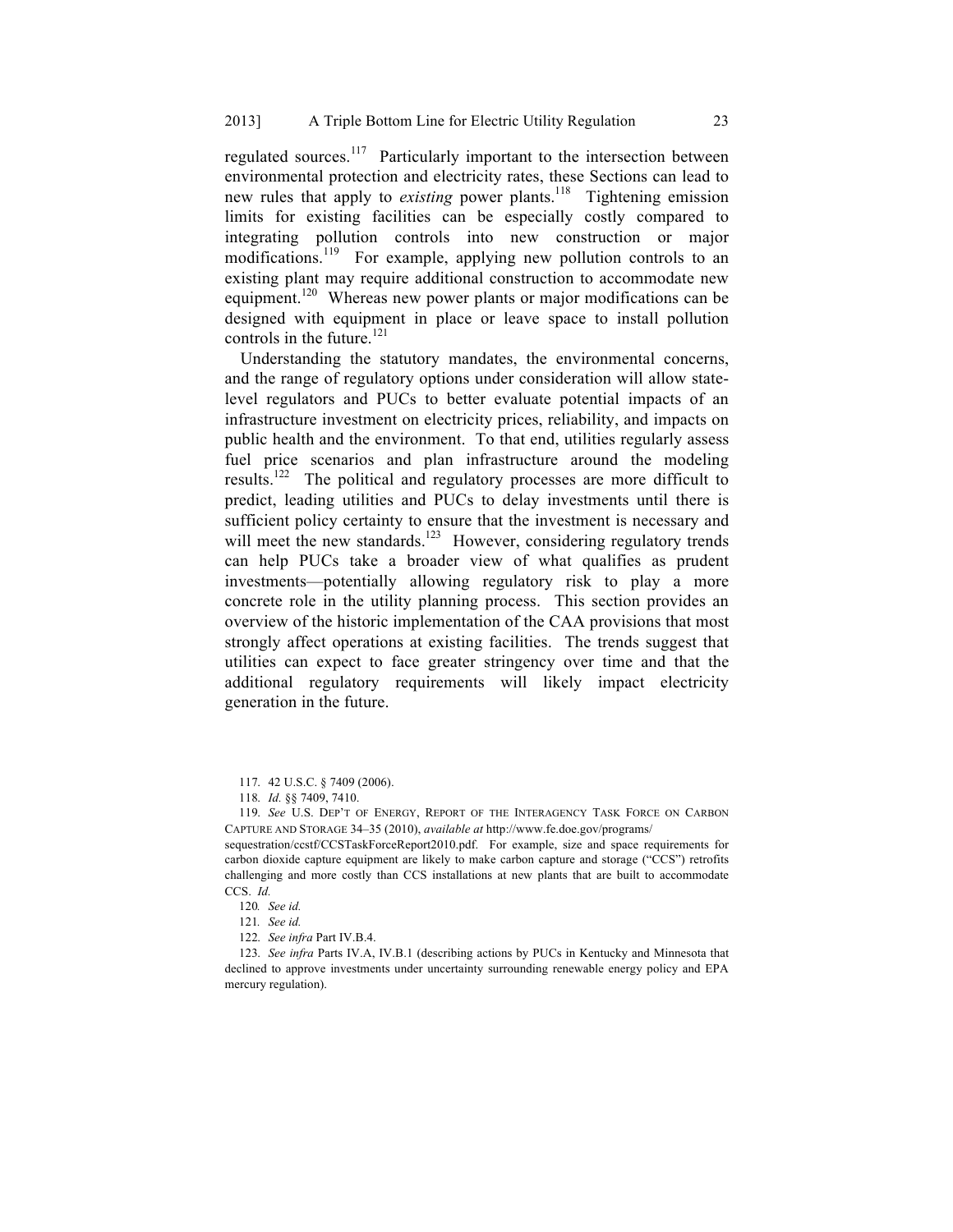regulated sources.[117] Particularly important to the intersection between environmental protection and electricity rates, these Sections can lead to new rules that apply to *existing* power plants.[118] Tightening emission limits for existing facilities can be especially costly compared to integrating pollution controls into new construction or major modifications.[119] For example, applying new pollution controls to an existing plant may require additional construction to accommodate new equipment.[120] Whereas new power plants or major modifications can be designed with equipment in place or leave space to install pollution controls in the future.[121]

Understanding the statutory mandates, the environmental concerns, and the range of regulatory options under consideration will allow state-level regulators and PUCs to better evaluate potential impacts of an infrastructure investment on electricity prices, reliability, and impacts on public health and the environment. To that end, utilities regularly assess fuel price scenarios and plan infrastructure around the modeling results.[122] The political and regulatory processes are more difficult to predict, leading utilities and PUCs to delay investments until there is sufficient policy certainty to ensure that the investment is necessary and will meet the new standards.[123] However, considering regulatory trends can help PUCs take a broader view of what qualifies as prudent investments—potentially allowing regulatory risk to play a more concrete role in the utility planning process. This section provides an overview of the historic implementation of the CAA provisions that most strongly affect operations at existing facilities. The trends suggest that utilities can expect to face greater stringency over time and that the additional regulatory requirements will likely impact electricity generation in the future.

---

117. 42 U.S.C. § 7409 (2006).

118. *Id.* §§ 7409, 7410.

119. *See* U.S. DEP'T OF ENERGY, REPORT OF THE INTERAGENCY TASK FORCE ON CARBON CAPTURE AND STORAGE 34–35 (2010), *available at* http://www.fe.doe.gov/programs/sequestration/ccstf/CCSTaskForceReport2010.pdf. For example, size and space requirements for carbon dioxide capture equipment are likely to make carbon capture and storage ("CCS") retrofits challenging and more costly than CCS installations at new plants that are built to accommodate CCS. *Id.*

120. *See id.*

121. *See id.*

122. *See infra* Part IV.B.4.

123. *See infra* Parts IV.A, IV.B.1 (describing actions by PUCs in Kentucky and Minnesota that declined to approve investments under uncertainty surrounding renewable energy policy and EPA mercury regulation).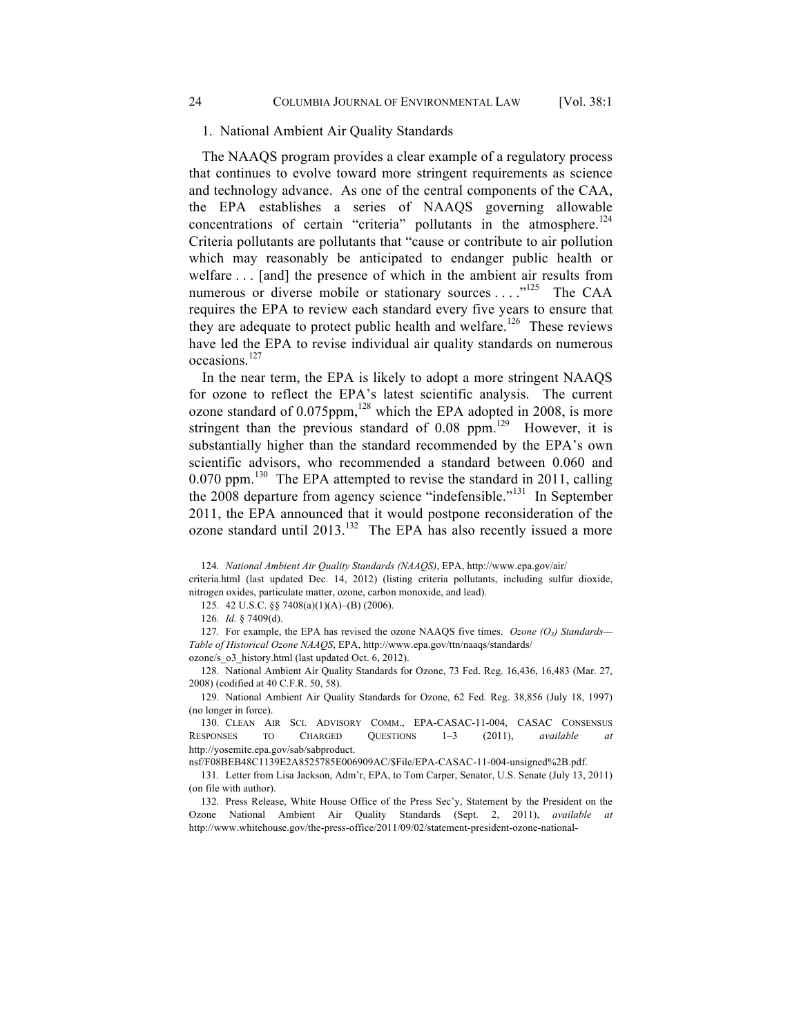### 1. National Ambient Air Quality Standards

The NAAQS program provides a clear example of a regulatory process that continues to evolve toward more stringent requirements as science and technology advance. As one of the central components of the CAA, the EPA establishes a series of NAAQS governing allowable concentrations of certain "criteria" pollutants in the atmosphere.[124] Criteria pollutants are pollutants that "cause or contribute to air pollution which may reasonably be anticipated to endanger public health or welfare . . . [and] the presence of which in the ambient air results from numerous or diverse mobile or stationary sources . . . ."[125] The CAA requires the EPA to review each standard every five years to ensure that they are adequate to protect public health and welfare.[126] These reviews have led the EPA to revise individual air quality standards on numerous occasions.[127]

In the near term, the EPA is likely to adopt a more stringent NAAQS for ozone to reflect the EPA's latest scientific analysis. The current ozone standard of 0.075ppm,[128] which the EPA adopted in 2008, is more stringent than the previous standard of 0.08 ppm.[129] However, it is substantially higher than the standard recommended by the EPA's own scientific advisors, who recommended a standard between 0.060 and 0.070 ppm.[130] The EPA attempted to revise the standard in 2011, calling the 2008 departure from agency science "indefensible."[131] In September 2011, the EPA announced that it would postpone reconsideration of the ozone standard until 2013.[132] The EPA has also recently issued a more

124. *National Ambient Air Quality Standards (NAAQS)*, EPA, http://www.epa.gov/air/criteria.html (last updated Dec. 14, 2012) (listing criteria pollutants, including sulfur dioxide, nitrogen oxides, particulate matter, ozone, carbon monoxide, and lead).

125. 42 U.S.C. §§ 7408(a)(1)(A)–(B) (2006).

126. *Id.* § 7409(d).

127. For example, the EPA has revised the ozone NAAQS five times. *Ozone ($O_3$) Standards—Table of Historical Ozone NAAQS*, EPA, http://www.epa.gov/ttn/naaqs/standards/ozone/s_o3_history.html (last updated Oct. 6, 2012).

128. National Ambient Air Quality Standards for Ozone, 73 Fed. Reg. 16,436, 16,483 (Mar. 27, 2008) (codified at 40 C.F.R. 50, 58).

129. National Ambient Air Quality Standards for Ozone, 62 Fed. Reg. 38,856 (July 18, 1997) (no longer in force).

130. CLEAN AIR SCI. ADVISORY COMM., EPA-CASAC-11-004, CASAC CONSENSUS RESPONSES TO CHARGED QUESTIONS 1–3 (2011), *available at* http://yosemite.epa.gov/sab/sabproduct.nsf/F08BEB48C1139E2A8525785E006909AC/$File/EPA-CASAC-11-004-unsigned%2B.pdf.

131. Letter from Lisa Jackson, Adm'r, EPA, to Tom Carper, Senator, U.S. Senate (July 13, 2011) (on file with author).

132. Press Release, White House Office of the Press Sec'y, Statement by the President on the Ozone National Ambient Air Quality Standards (Sept. 2, 2011), *available at* http://www.whitehouse.gov/the-press-office/2011/09/02/statement-president-ozone-national-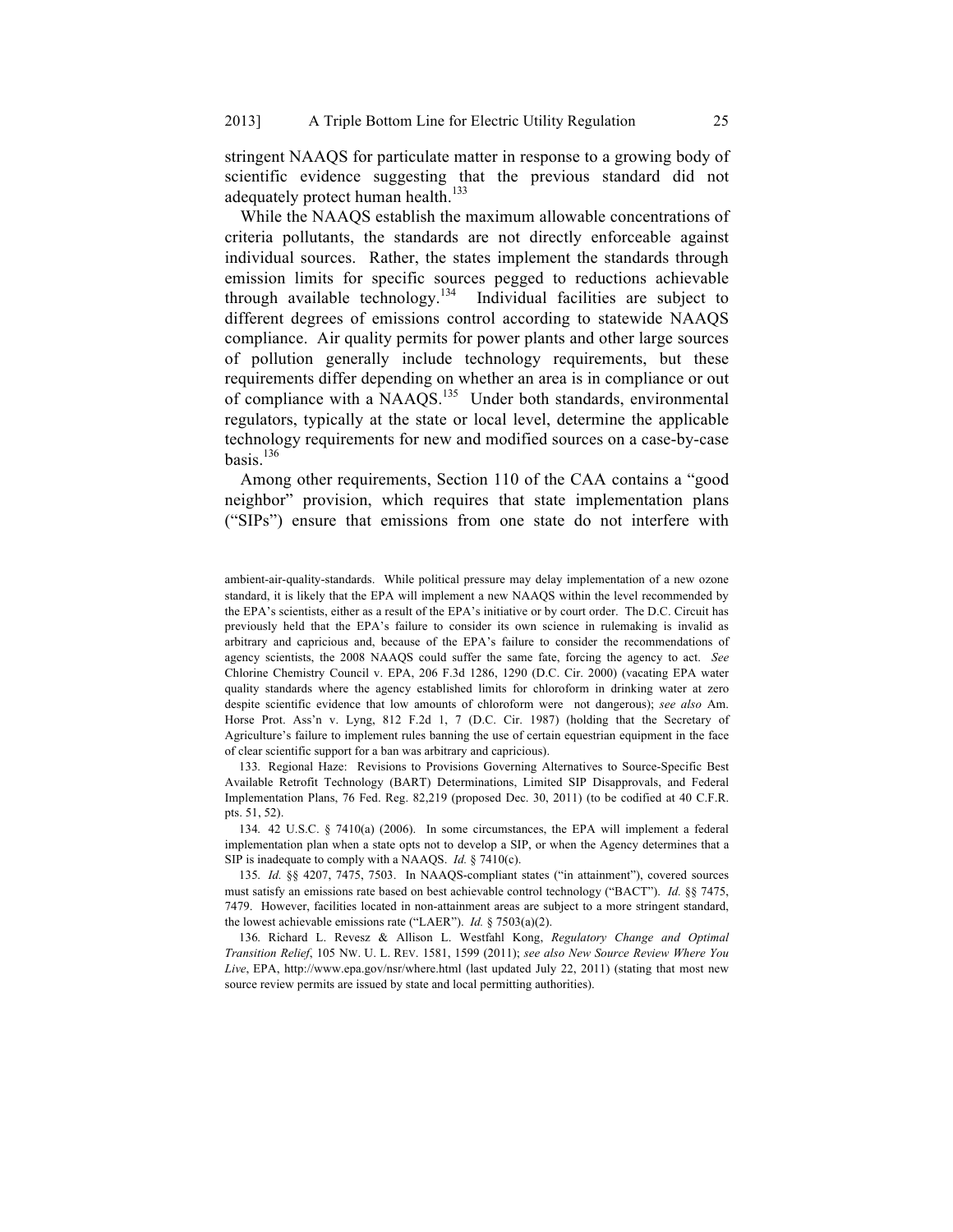stringent NAAQS for particulate matter in response to a growing body of scientific evidence suggesting that the previous standard did not adequately protect human health.[133]

While the NAAQS establish the maximum allowable concentrations of criteria pollutants, the standards are not directly enforceable against individual sources. Rather, the states implement the standards through emission limits for specific sources pegged to reductions achievable through available technology.[134] Individual facilities are subject to different degrees of emissions control according to statewide NAAQS compliance. Air quality permits for power plants and other large sources of pollution generally include technology requirements, but these requirements differ depending on whether an area is in compliance or out of compliance with a NAAQS.[135] Under both standards, environmental regulators, typically at the state or local level, determine the applicable technology requirements for new and modified sources on a case-by-case basis.[136]

Among other requirements, Section 110 of the CAA contains a "good neighbor" provision, which requires that state implementation plans ("SIPs") ensure that emissions from one state do not interfere with

---

ambient-air-quality-standards. While political pressure may delay implementation of a new ozone standard, it is likely that the EPA will implement a new NAAQS within the level recommended by the EPA's scientists, either as a result of the EPA's initiative or by court order. The D.C. Circuit has previously held that the EPA's failure to consider its own science in rulemaking is invalid as arbitrary and capricious and, because of the EPA's failure to consider the recommendations of agency scientists, the 2008 NAAQS could suffer the same fate, forcing the agency to act. *See* Chlorine Chemistry Council v. EPA, 206 F.3d 1286, 1290 (D.C. Cir. 2000) (vacating EPA water quality standards where the agency established limits for chloroform in drinking water at zero despite scientific evidence that low amounts of chloroform were not dangerous); *see also* Am. Horse Prot. Ass'n v. Lyng, 812 F.2d 1, 7 (D.C. Cir. 1987) (holding that the Secretary of Agriculture's failure to implement rules banning the use of certain equestrian equipment in the face of clear scientific support for a ban was arbitrary and capricious).

133. Regional Haze: Revisions to Provisions Governing Alternatives to Source-Specific Best Available Retrofit Technology (BART) Determinations, Limited SIP Disapprovals, and Federal Implementation Plans, 76 Fed. Reg. 82,219 (proposed Dec. 30, 2011) (to be codified at 40 C.F.R. pts. 51, 52).

134. 42 U.S.C. § 7410(a) (2006). In some circumstances, the EPA will implement a federal implementation plan when a state opts not to develop a SIP, or when the Agency determines that a SIP is inadequate to comply with a NAAQS. *Id.* § 7410(c).

135. *Id.* §§ 4207, 7475, 7503. In NAAQS-compliant states ("in attainment"), covered sources must satisfy an emissions rate based on best achievable control technology ("BACT"). *Id.* §§ 7475, 7479. However, facilities located in non-attainment areas are subject to a more stringent standard, the lowest achievable emissions rate ("LAER"). *Id.* § 7503(a)(2).

136. Richard L. Revesz & Allison L. Westfahl Kong, *Regulatory Change and Optimal Transition Relief*, 105 NW. U. L. REV. 1581, 1599 (2011); *see also New Source Review Where You Live*, EPA, http://www.epa.gov/nsr/where.html (last updated July 22, 2011) (stating that most new source review permits are issued by state and local permitting authorities).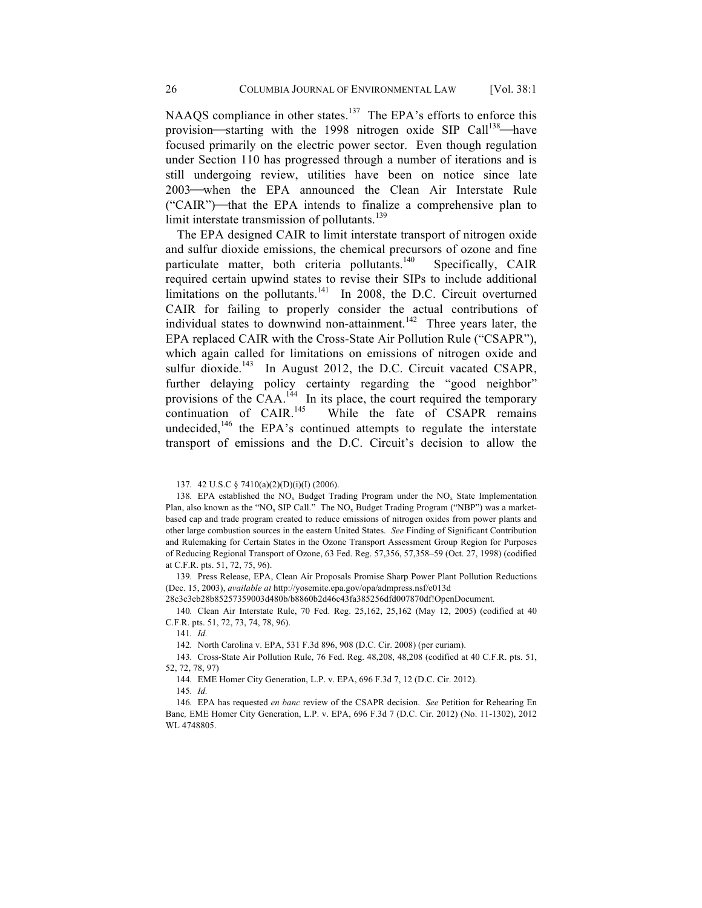NAAQS compliance in other states.[137] The EPA's efforts to enforce this provision—starting with the 1998 nitrogen oxide SIP Call[138]—have focused primarily on the electric power sector. Even though regulation under Section 110 has progressed through a number of iterations and is still undergoing review, utilities have been on notice since late 2003—when the EPA announced the Clean Air Interstate Rule ("CAIR")—that the EPA intends to finalize a comprehensive plan to limit interstate transmission of pollutants.[139]

The EPA designed CAIR to limit interstate transport of nitrogen oxide and sulfur dioxide emissions, the chemical precursors of ozone and fine particulate matter, both criteria pollutants.[140] Specifically, CAIR required certain upwind states to revise their SIPs to include additional limitations on the pollutants.[141] In 2008, the D.C. Circuit overturned CAIR for failing to properly consider the actual contributions of individual states to downwind non-attainment.[142] Three years later, the EPA replaced CAIR with the Cross-State Air Pollution Rule ("CSAPR"), which again called for limitations on emissions of nitrogen oxide and sulfur dioxide.[143] In August 2012, the D.C. Circuit vacated CSAPR, further delaying policy certainty regarding the "good neighbor" provisions of the CAA.[144] In its place, the court required the temporary continuation of CAIR.[145] While the fate of CSAPR remains undecided,[146] the EPA's continued attempts to regulate the interstate transport of emissions and the D.C. Circuit's decision to allow the

137. 42 U.S.C § 7410(a)(2)(D)(i)(I) (2006).

138. EPA established the $NO_x$ Budget Trading Program under the $NO_x$ State Implementation Plan, also known as the "$NO_x$ SIP Call." The $NO_x$ Budget Trading Program ("NBP") was a market-based cap and trade program created to reduce emissions of nitrogen oxides from power plants and other large combustion sources in the eastern United States. *See* Finding of Significant Contribution and Rulemaking for Certain States in the Ozone Transport Assessment Group Region for Purposes of Reducing Regional Transport of Ozone, 63 Fed. Reg. 57,356, 57,358–59 (Oct. 27, 1998) (codified at C.F.R. pts. 51, 72, 75, 96).

139. Press Release, EPA, Clean Air Proposals Promise Sharp Power Plant Pollution Reductions (Dec. 15, 2003), *available at* http://yosemite.epa.gov/opa/admpress.nsf/e013d28c3c3eb28b85257359003d480b/b8860b2d46c43fa385256dfd007870df!OpenDocument.

140. Clean Air Interstate Rule, 70 Fed. Reg. 25,162, 25,162 (May 12, 2005) (codified at 40 C.F.R. pts. 51, 72, 73, 74, 78, 96).

141. *Id.*

142. North Carolina v. EPA, 531 F.3d 896, 908 (D.C. Cir. 2008) (per curiam).

143. Cross-State Air Pollution Rule, 76 Fed. Reg. 48,208, 48,208 (codified at 40 C.F.R. pts. 51, 52, 72, 78, 97)

144. EME Homer City Generation, L.P. v. EPA, 696 F.3d 7, 12 (D.C. Cir. 2012).

145. *Id.*

146. EPA has requested *en banc* review of the CSAPR decision. *See* Petition for Rehearing En Banc*,* EME Homer City Generation, L.P. v. EPA, 696 F.3d 7 (D.C. Cir. 2012) (No. 11-1302), 2012 WL 4748805.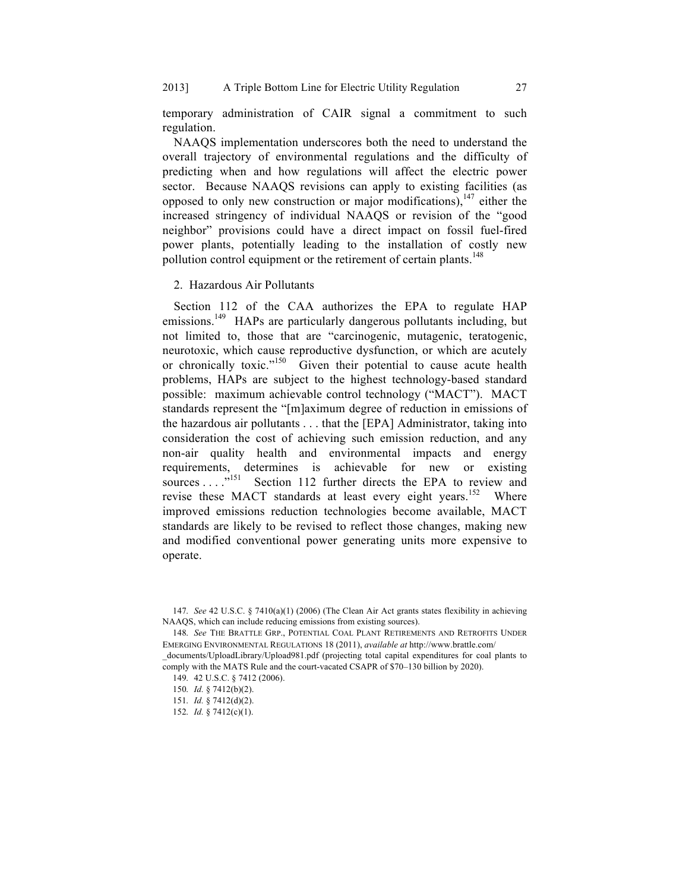temporary administration of CAIR signal a commitment to such regulation.

NAAQS implementation underscores both the need to understand the overall trajectory of environmental regulations and the difficulty of predicting when and how regulations will affect the electric power sector. Because NAAQS revisions can apply to existing facilities (as opposed to only new construction or major modifications),[147] either the increased stringency of individual NAAQS or revision of the "good neighbor" provisions could have a direct impact on fossil fuel-fired power plants, potentially leading to the installation of costly new pollution control equipment or the retirement of certain plants.[148]

### 2. Hazardous Air Pollutants

Section 112 of the CAA authorizes the EPA to regulate HAP emissions.[149] HAPs are particularly dangerous pollutants including, but not limited to, those that are "carcinogenic, mutagenic, teratogenic, neurotoxic, which cause reproductive dysfunction, or which are acutely or chronically toxic."[150] Given their potential to cause acute health problems, HAPs are subject to the highest technology-based standard possible: maximum achievable control technology ("MACT"). MACT standards represent the "[m]aximum degree of reduction in emissions of the hazardous air pollutants . . . that the [EPA] Administrator, taking into consideration the cost of achieving such emission reduction, and any non-air quality health and environmental impacts and energy requirements, determines is achievable for new or existing sources . . . ."[151] Section 112 further directs the EPA to review and revise these MACT standards at least every eight years.[152] Where improved emissions reduction technologies become available, MACT standards are likely to be revised to reflect those changes, making new and modified conventional power generating units more expensive to operate.

---

147. *See* 42 U.S.C. § 7410(a)(1) (2006) (The Clean Air Act grants states flexibility in achieving NAAQS, which can include reducing emissions from existing sources).

148. *See* THE BRATTLE GRP., POTENTIAL COAL PLANT RETIREMENTS AND RETROFITS UNDER EMERGING ENVIRONMENTAL REGULATIONS 18 (2011), *available at* http://www.brattle.com/_documents/UploadLibrary/Upload981.pdf (projecting total capital expenditures for coal plants to comply with the MATS Rule and the court-vacated CSAPR of $70–130 billion by 2020).

149. 42 U.S.C. § 7412 (2006).

150. *Id.* § 7412(b)(2).

151. *Id.* § 7412(d)(2).

152. *Id.* § 7412(c)(1).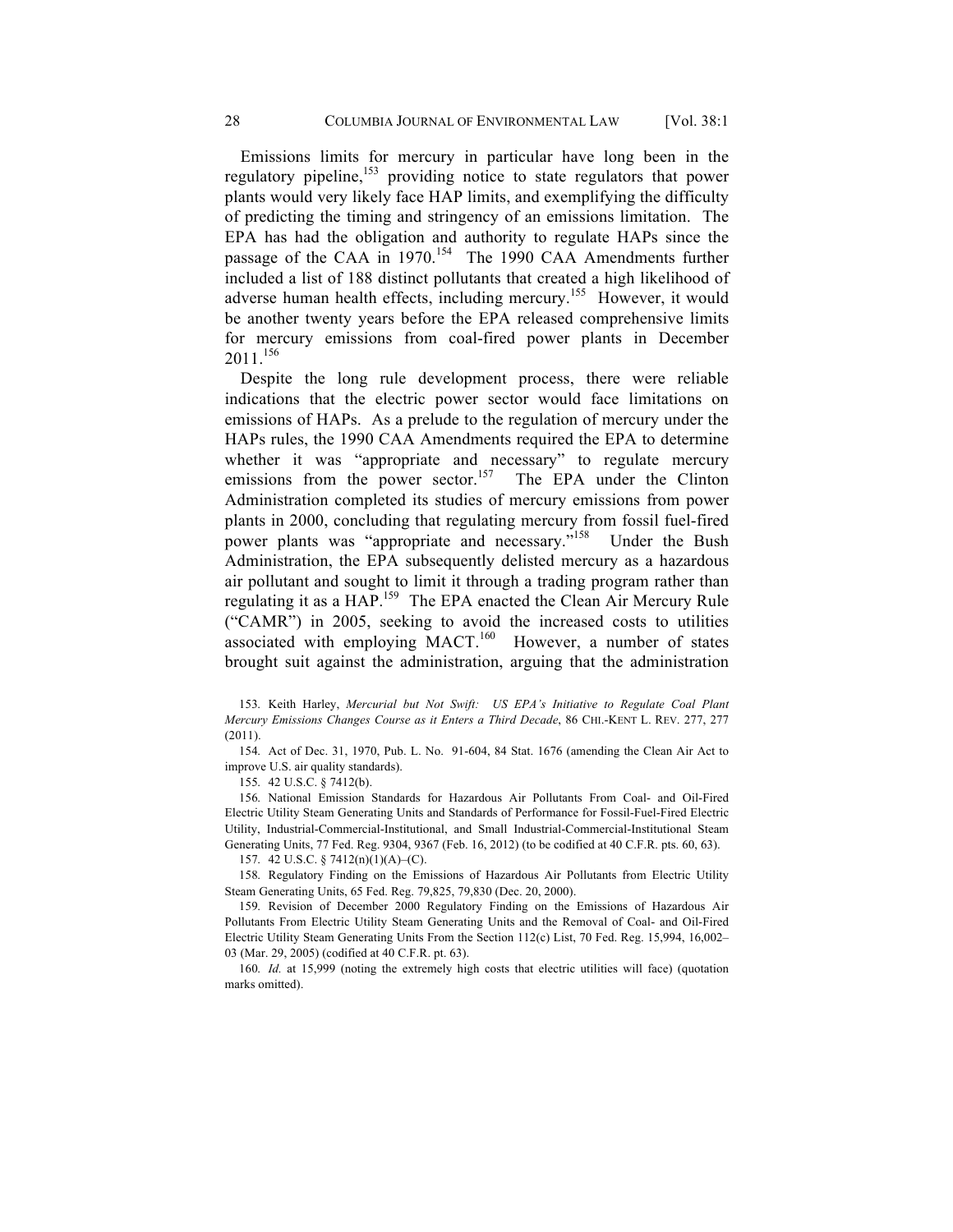Emissions limits for mercury in particular have long been in the regulatory pipeline,[153] providing notice to state regulators that power plants would very likely face HAP limits, and exemplifying the difficulty of predicting the timing and stringency of an emissions limitation. The EPA has had the obligation and authority to regulate HAPs since the passage of the CAA in 1970.[154] The 1990 CAA Amendments further included a list of 188 distinct pollutants that created a high likelihood of adverse human health effects, including mercury.[155] However, it would be another twenty years before the EPA released comprehensive limits for mercury emissions from coal-fired power plants in December 2011.[156]

Despite the long rule development process, there were reliable indications that the electric power sector would face limitations on emissions of HAPs. As a prelude to the regulation of mercury under the HAPs rules, the 1990 CAA Amendments required the EPA to determine whether it was "appropriate and necessary" to regulate mercury emissions from the power sector.[157] The EPA under the Clinton Administration completed its studies of mercury emissions from power plants in 2000, concluding that regulating mercury from fossil fuel-fired power plants was "appropriate and necessary."[158] Under the Bush Administration, the EPA subsequently delisted mercury as a hazardous air pollutant and sought to limit it through a trading program rather than regulating it as a HAP.[159] The EPA enacted the Clean Air Mercury Rule ("CAMR") in 2005, seeking to avoid the increased costs to utilities associated with employing MACT.[160] However, a number of states brought suit against the administration, arguing that the administration

153. Keith Harley, *Mercurial but Not Swift: US EPA's Initiative to Regulate Coal Plant Mercury Emissions Changes Course as it Enters a Third Decade*, 86 CHI.-KENT L. REV. 277, 277 (2011).

154. Act of Dec. 31, 1970, Pub. L. No. 91-604, 84 Stat. 1676 (amending the Clean Air Act to improve U.S. air quality standards).

155. 42 U.S.C. § 7412(b).

156. National Emission Standards for Hazardous Air Pollutants From Coal- and Oil-Fired Electric Utility Steam Generating Units and Standards of Performance for Fossil-Fuel-Fired Electric Utility, Industrial-Commercial-Institutional, and Small Industrial-Commercial-Institutional Steam Generating Units, 77 Fed. Reg. 9304, 9367 (Feb. 16, 2012) (to be codified at 40 C.F.R. pts. 60, 63).

157. 42 U.S.C. § 7412(n)(1)(A)–(C).

158. Regulatory Finding on the Emissions of Hazardous Air Pollutants from Electric Utility Steam Generating Units, 65 Fed. Reg. 79,825, 79,830 (Dec. 20, 2000).

159. Revision of December 2000 Regulatory Finding on the Emissions of Hazardous Air Pollutants From Electric Utility Steam Generating Units and the Removal of Coal- and Oil-Fired Electric Utility Steam Generating Units From the Section 112(c) List, 70 Fed. Reg. 15,994, 16,002–03 (Mar. 29, 2005) (codified at 40 C.F.R. pt. 63).

160. *Id.* at 15,999 (noting the extremely high costs that electric utilities will face) (quotation marks omitted).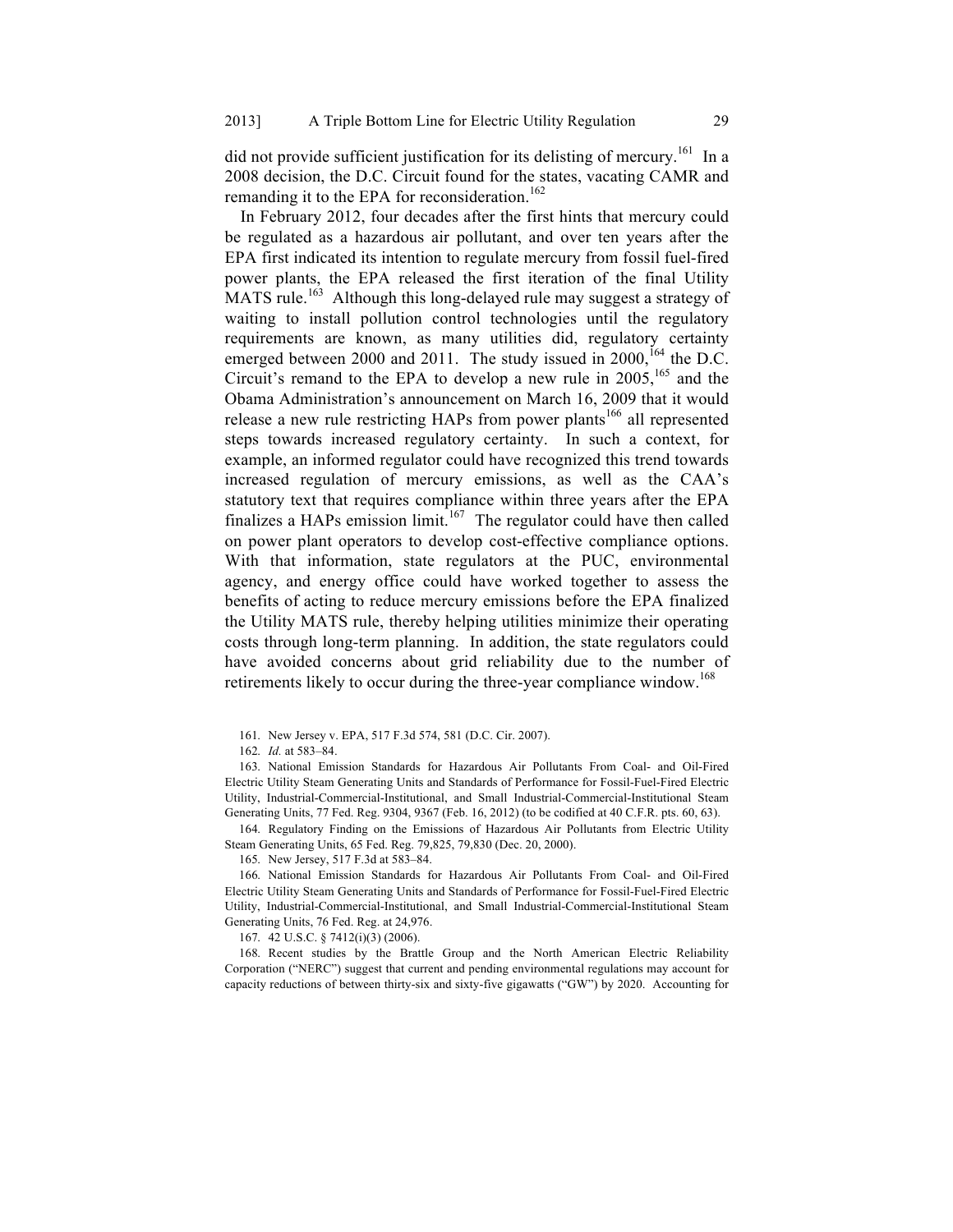did not provide sufficient justification for its delisting of mercury.[161] In a 2008 decision, the D.C. Circuit found for the states, vacating CAMR and remanding it to the EPA for reconsideration.[162]

In February 2012, four decades after the first hints that mercury could be regulated as a hazardous air pollutant, and over ten years after the EPA first indicated its intention to regulate mercury from fossil fuel-fired power plants, the EPA released the first iteration of the final Utility MATS rule.[163] Although this long-delayed rule may suggest a strategy of waiting to install pollution control technologies until the regulatory requirements are known, as many utilities did, regulatory certainty emerged between 2000 and 2011. The study issued in 2000,[164] the D.C. Circuit's remand to the EPA to develop a new rule in 2005,[165] and the Obama Administration's announcement on March 16, 2009 that it would release a new rule restricting HAPs from power plants[166] all represented steps towards increased regulatory certainty. In such a context, for example, an informed regulator could have recognized this trend towards increased regulation of mercury emissions, as well as the CAA's statutory text that requires compliance within three years after the EPA finalizes a HAPs emission limit.[167] The regulator could have then called on power plant operators to develop cost-effective compliance options. With that information, state regulators at the PUC, environmental agency, and energy office could have worked together to assess the benefits of acting to reduce mercury emissions before the EPA finalized the Utility MATS rule, thereby helping utilities minimize their operating costs through long-term planning. In addition, the state regulators could have avoided concerns about grid reliability due to the number of retirements likely to occur during the three-year compliance window.[168]

161. New Jersey v. EPA, 517 F.3d 574, 581 (D.C. Cir. 2007).

162. *Id.* at 583–84.

163. National Emission Standards for Hazardous Air Pollutants From Coal- and Oil-Fired Electric Utility Steam Generating Units and Standards of Performance for Fossil-Fuel-Fired Electric Utility, Industrial-Commercial-Institutional, and Small Industrial-Commercial-Institutional Steam Generating Units, 77 Fed. Reg. 9304, 9367 (Feb. 16, 2012) (to be codified at 40 C.F.R. pts. 60, 63).

164. Regulatory Finding on the Emissions of Hazardous Air Pollutants from Electric Utility Steam Generating Units, 65 Fed. Reg. 79,825, 79,830 (Dec. 20, 2000).

165. New Jersey, 517 F.3d at 583–84.

166. National Emission Standards for Hazardous Air Pollutants From Coal- and Oil-Fired Electric Utility Steam Generating Units and Standards of Performance for Fossil-Fuel-Fired Electric Utility, Industrial-Commercial-Institutional, and Small Industrial-Commercial-Institutional Steam Generating Units, 76 Fed. Reg. at 24,976.

167. 42 U.S.C. § 7412(i)(3) (2006).

168. Recent studies by the Brattle Group and the North American Electric Reliability Corporation ("NERC") suggest that current and pending environmental regulations may account for capacity reductions of between thirty-six and sixty-five gigawatts ("GW") by 2020. Accounting for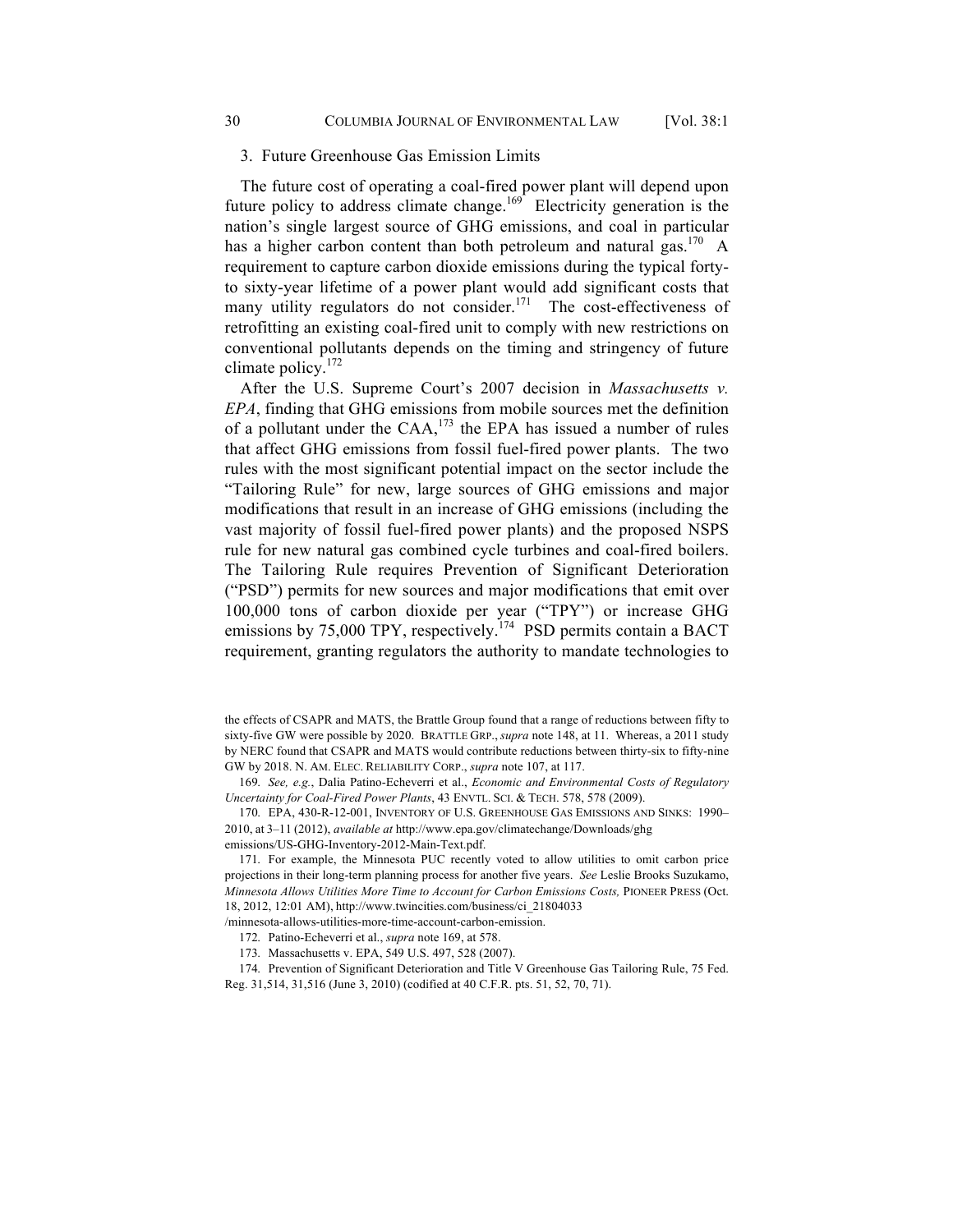### 3. Future Greenhouse Gas Emission Limits

The future cost of operating a coal-fired power plant will depend upon future policy to address climate change.[169] Electricity generation is the nation's single largest source of GHG emissions, and coal in particular has a higher carbon content than both petroleum and natural gas.[170] A requirement to capture carbon dioxide emissions during the typical forty- to sixty-year lifetime of a power plant would add significant costs that many utility regulators do not consider.[171] The cost-effectiveness of retrofitting an existing coal-fired unit to comply with new restrictions on conventional pollutants depends on the timing and stringency of future climate policy.[172]

After the U.S. Supreme Court's 2007 decision in *Massachusetts v. EPA*, finding that GHG emissions from mobile sources met the definition of a pollutant under the CAA,[173] the EPA has issued a number of rules that affect GHG emissions from fossil fuel-fired power plants. The two rules with the most significant potential impact on the sector include the "Tailoring Rule" for new, large sources of GHG emissions and major modifications that result in an increase of GHG emissions (including the vast majority of fossil fuel-fired power plants) and the proposed NSPS rule for new natural gas combined cycle turbines and coal-fired boilers. The Tailoring Rule requires Prevention of Significant Deterioration ("PSD") permits for new sources and major modifications that emit over 100,000 tons of carbon dioxide per year ("TPY") or increase GHG emissions by 75,000 TPY, respectively.[174] PSD permits contain a BACT requirement, granting regulators the authority to mandate technologies to

---

the effects of CSAPR and MATS, the Brattle Group found that a range of reductions between fifty to sixty-five GW were possible by 2020. BRATTLE GRP., *supra* note 148, at 11. Whereas, a 2011 study by NERC found that CSAPR and MATS would contribute reductions between thirty-six to fifty-nine GW by 2018. N. AM. ELEC. RELIABILITY CORP., *supra* note 107, at 117.

169. *See, e.g.*, Dalia Patino-Echeverri et al., *Economic and Environmental Costs of Regulatory Uncertainty for Coal-Fired Power Plants*, 43 ENVTL. SCI. & TECH. 578, 578 (2009).

170. EPA, 430-R-12-001, INVENTORY OF U.S. GREENHOUSE GAS EMISSIONS AND SINKS: 1990–2010, at 3–11 (2012), *available at* http://www.epa.gov/climatechange/Downloads/ghgemissions/US-GHG-Inventory-2012-Main-Text.pdf.

171. For example, the Minnesota PUC recently voted to allow utilities to omit carbon price projections in their long-term planning process for another five years. *See* Leslie Brooks Suzukamo, *Minnesota Allows Utilities More Time to Account for Carbon Emissions Costs,* PIONEER PRESS (Oct. 18, 2012, 12:01 AM), http://www.twincities.com/business/ci_21804033/minnesota-allows-utilities-more-time-account-carbon-emission.

172. Patino-Echeverri et al., *supra* note 169, at 578.

173. Massachusetts v. EPA, 549 U.S. 497, 528 (2007).

174. Prevention of Significant Deterioration and Title V Greenhouse Gas Tailoring Rule, 75 Fed. Reg. 31,514, 31,516 (June 3, 2010) (codified at 40 C.F.R. pts. 51, 52, 70, 71).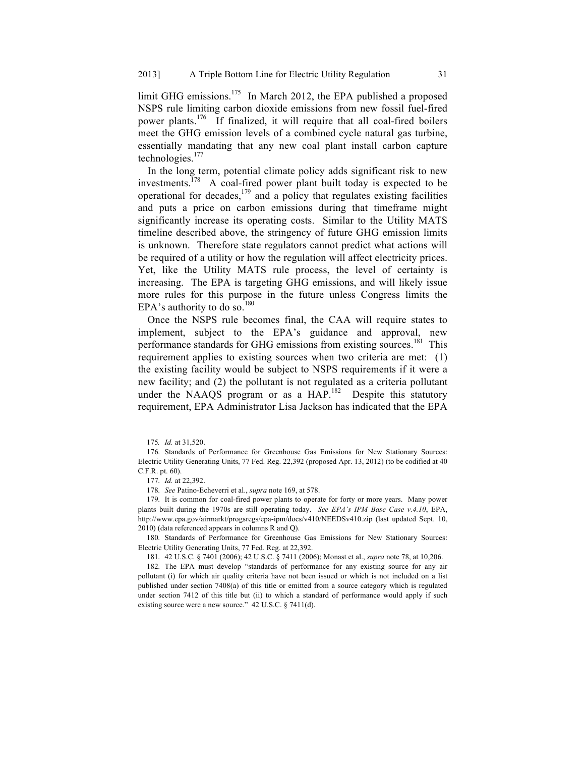limit GHG emissions.[175] In March 2012, the EPA published a proposed NSPS rule limiting carbon dioxide emissions from new fossil fuel-fired power plants.[176] If finalized, it will require that all coal-fired boilers meet the GHG emission levels of a combined cycle natural gas turbine, essentially mandating that any new coal plant install carbon capture technologies.[177]

In the long term, potential climate policy adds significant risk to new investments.[178] A coal-fired power plant built today is expected to be operational for decades,[179] and a policy that regulates existing facilities and puts a price on carbon emissions during that timeframe might significantly increase its operating costs. Similar to the Utility MATS timeline described above, the stringency of future GHG emission limits is unknown. Therefore state regulators cannot predict what actions will be required of a utility or how the regulation will affect electricity prices. Yet, like the Utility MATS rule process, the level of certainty is increasing. The EPA is targeting GHG emissions, and will likely issue more rules for this purpose in the future unless Congress limits the EPA's authority to do so.[180]

Once the NSPS rule becomes final, the CAA will require states to implement, subject to the EPA's guidance and approval, new performance standards for GHG emissions from existing sources.[181] This requirement applies to existing sources when two criteria are met: (1) the existing facility would be subject to NSPS requirements if it were a new facility; and (2) the pollutant is not regulated as a criteria pollutant under the NAAQS program or as a HAP.[182] Despite this statutory requirement, EPA Administrator Lisa Jackson has indicated that the EPA

175. *Id.* at 31,520.

176. Standards of Performance for Greenhouse Gas Emissions for New Stationary Sources: Electric Utility Generating Units, 77 Fed. Reg. 22,392 (proposed Apr. 13, 2012) (to be codified at 40 C.F.R. pt. 60).

177. *Id.* at 22,392.

178. *See* Patino-Echeverri et al., *supra* note 169, at 578.

179. It is common for coal-fired power plants to operate for forty or more years. Many power plants built during the 1970s are still operating today. *See EPA's IPM Base Case v.4.10*, EPA, http://www.epa.gov/airmarkt/progsregs/epa-ipm/docs/v410/NEEDSv410.zip (last updated Sept. 10, 2010) (data referenced appears in columns R and Q).

180. Standards of Performance for Greenhouse Gas Emissions for New Stationary Sources: Electric Utility Generating Units, 77 Fed. Reg. at 22,392.

181. 42 U.S.C. § 7401 (2006); 42 U.S.C. § 7411 (2006); Monast et al., *supra* note 78, at 10,206.

182. The EPA must develop "standards of performance for any existing source for any air pollutant (i) for which air quality criteria have not been issued or which is not included on a list published under section 7408(a) of this title or emitted from a source category which is regulated under section 7412 of this title but (ii) to which a standard of performance would apply if such existing source were a new source." 42 U.S.C. § 7411(d).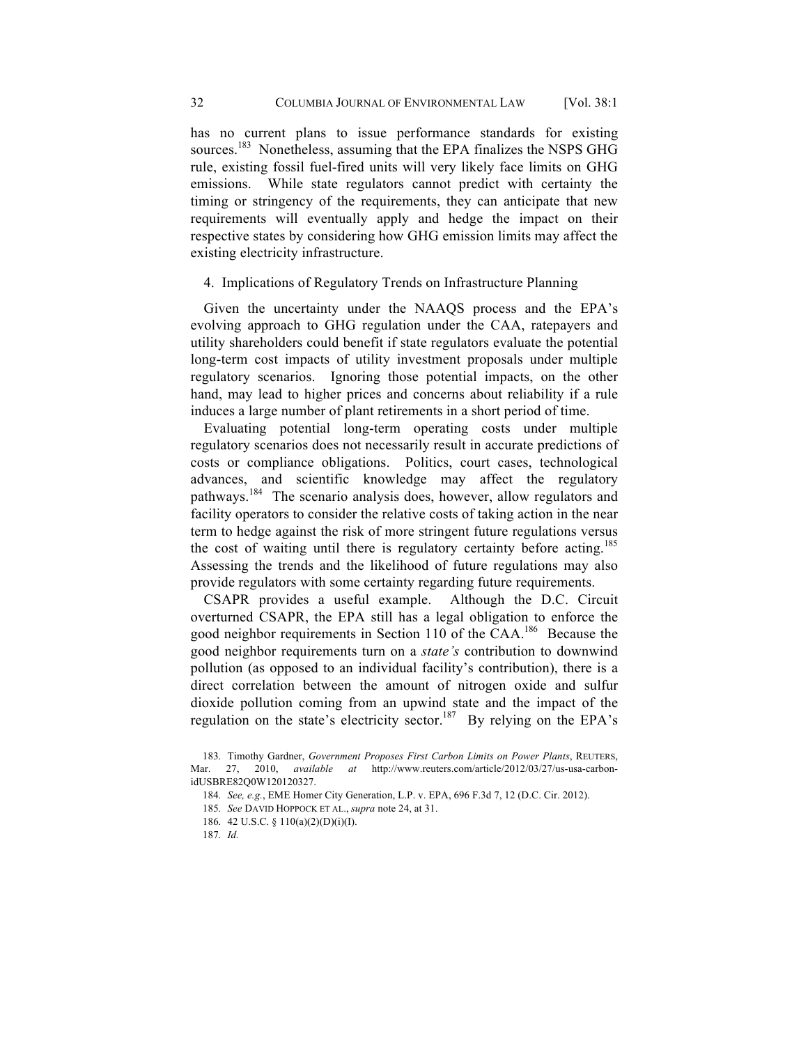has no current plans to issue performance standards for existing sources.[183] Nonetheless, assuming that the EPA finalizes the NSPS GHG rule, existing fossil fuel-fired units will very likely face limits on GHG emissions. While state regulators cannot predict with certainty the timing or stringency of the requirements, they can anticipate that new requirements will eventually apply and hedge the impact on their respective states by considering how GHG emission limits may affect the existing electricity infrastructure.

### 4. Implications of Regulatory Trends on Infrastructure Planning

Given the uncertainty under the NAAQS process and the EPA's evolving approach to GHG regulation under the CAA, ratepayers and utility shareholders could benefit if state regulators evaluate the potential long-term cost impacts of utility investment proposals under multiple regulatory scenarios. Ignoring those potential impacts, on the other hand, may lead to higher prices and concerns about reliability if a rule induces a large number of plant retirements in a short period of time.

Evaluating potential long-term operating costs under multiple regulatory scenarios does not necessarily result in accurate predictions of costs or compliance obligations. Politics, court cases, technological advances, and scientific knowledge may affect the regulatory pathways.[184] The scenario analysis does, however, allow regulators and facility operators to consider the relative costs of taking action in the near term to hedge against the risk of more stringent future regulations versus the cost of waiting until there is regulatory certainty before acting.[185] Assessing the trends and the likelihood of future regulations may also provide regulators with some certainty regarding future requirements.

CSAPR provides a useful example. Although the D.C. Circuit overturned CSAPR, the EPA still has a legal obligation to enforce the good neighbor requirements in Section 110 of the CAA.[186] Because the good neighbor requirements turn on a *state's* contribution to downwind pollution (as opposed to an individual facility's contribution), there is a direct correlation between the amount of nitrogen oxide and sulfur dioxide pollution coming from an upwind state and the impact of the regulation on the state's electricity sector.[187] By relying on the EPA's

183. Timothy Gardner, *Government Proposes First Carbon Limits on Power Plants*, REUTERS, Mar. 27, 2010, *available at* http://www.reuters.com/article/2012/03/27/us-usa-carbon-idUSBRE82Q0W120120327.

184. *See, e.g.*, EME Homer City Generation, L.P. v. EPA, 696 F.3d 7, 12 (D.C. Cir. 2012).

185. *See* DAVID HOPPOCK ET AL., *supra* note 24, at 31.

186. 42 U.S.C. § 110(a)(2)(D)(i)(I).

187. *Id.*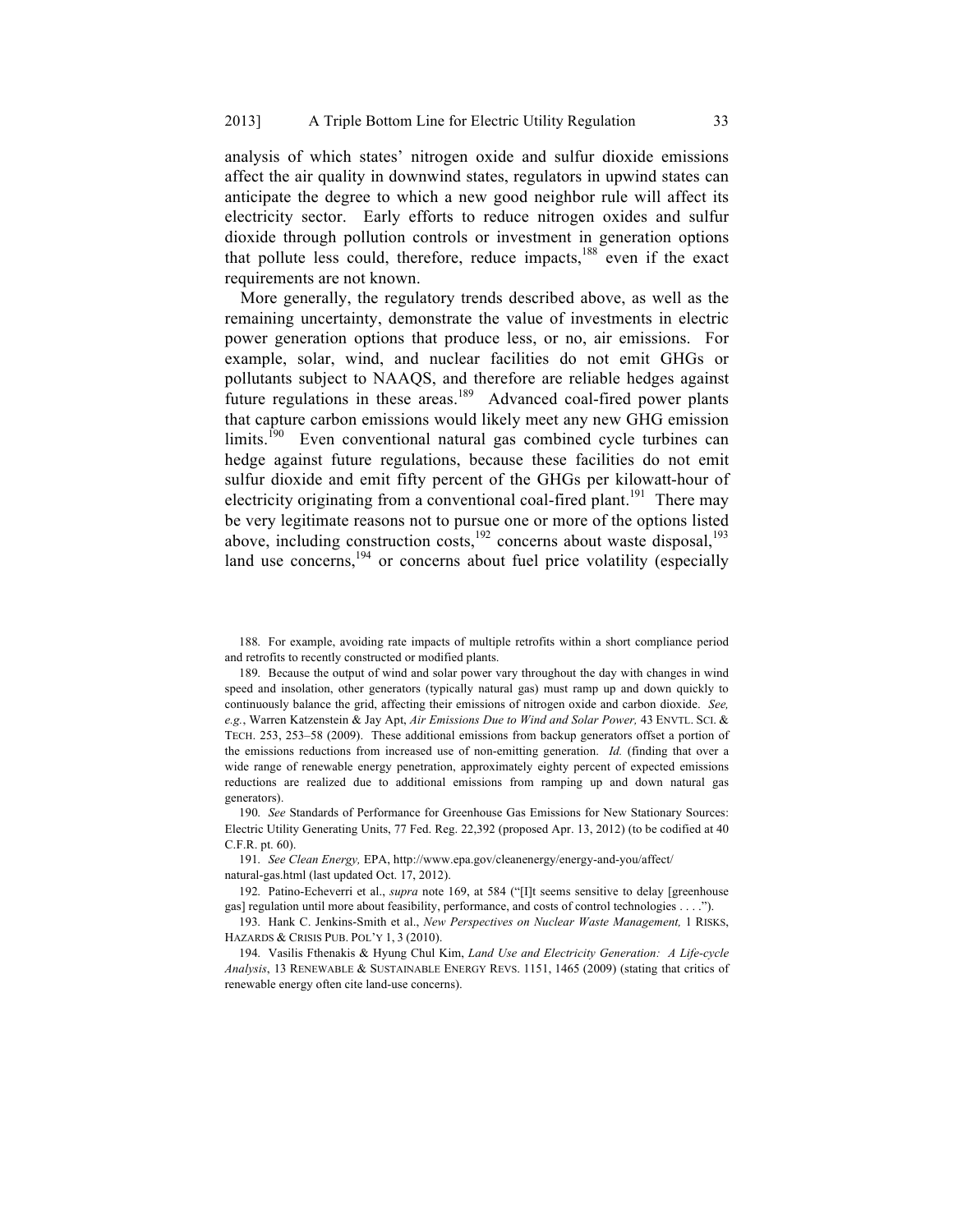analysis of which states' nitrogen oxide and sulfur dioxide emissions affect the air quality in downwind states, regulators in upwind states can anticipate the degree to which a new good neighbor rule will affect its electricity sector. Early efforts to reduce nitrogen oxides and sulfur dioxide through pollution controls or investment in generation options that pollute less could, therefore, reduce impacts,[188] even if the exact requirements are not known.

More generally, the regulatory trends described above, as well as the remaining uncertainty, demonstrate the value of investments in electric power generation options that produce less, or no, air emissions. For example, solar, wind, and nuclear facilities do not emit GHGs or pollutants subject to NAAQS, and therefore are reliable hedges against future regulations in these areas.[189] Advanced coal-fired power plants that capture carbon emissions would likely meet any new GHG emission limits.[190] Even conventional natural gas combined cycle turbines can hedge against future regulations, because these facilities do not emit sulfur dioxide and emit fifty percent of the GHGs per kilowatt-hour of electricity originating from a conventional coal-fired plant.[191] There may be very legitimate reasons not to pursue one or more of the options listed above, including construction costs,[192] concerns about waste disposal,[193] land use concerns,[194] or concerns about fuel price volatility (especially

---

188. For example, avoiding rate impacts of multiple retrofits within a short compliance period and retrofits to recently constructed or modified plants.

189. Because the output of wind and solar power vary throughout the day with changes in wind speed and insolation, other generators (typically natural gas) must ramp up and down quickly to continuously balance the grid, affecting their emissions of nitrogen oxide and carbon dioxide. *See, e.g.*, Warren Katzenstein & Jay Apt, *Air Emissions Due to Wind and Solar Power,* 43 ENVTL. SCI. & TECH. 253, 253–58 (2009). These additional emissions from backup generators offset a portion of the emissions reductions from increased use of non-emitting generation. *Id.* (finding that over a wide range of renewable energy penetration, approximately eighty percent of expected emissions reductions are realized due to additional emissions from ramping up and down natural gas generators).

190. *See* Standards of Performance for Greenhouse Gas Emissions for New Stationary Sources: Electric Utility Generating Units, 77 Fed. Reg. 22,392 (proposed Apr. 13, 2012) (to be codified at 40 C.F.R. pt. 60).

191. *See Clean Energy,* EPA, http://www.epa.gov/cleanenergy/energy-and-you/affect/natural-gas.html (last updated Oct. 17, 2012).

192. Patino-Echeverri et al., *supra* note 169, at 584 ("[I]t seems sensitive to delay [greenhouse gas] regulation until more about feasibility, performance, and costs of control technologies . . . .").

193. Hank C. Jenkins-Smith et al., *New Perspectives on Nuclear Waste Management,* 1 RISKS, HAZARDS & CRISIS PUB. POL'Y 1, 3 (2010).

194. Vasilis Fthenakis & Hyung Chul Kim, *Land Use and Electricity Generation: A Life-cycle Analysis*, 13 RENEWABLE & SUSTAINABLE ENERGY REVS. 1151, 1465 (2009) (stating that critics of renewable energy often cite land-use concerns).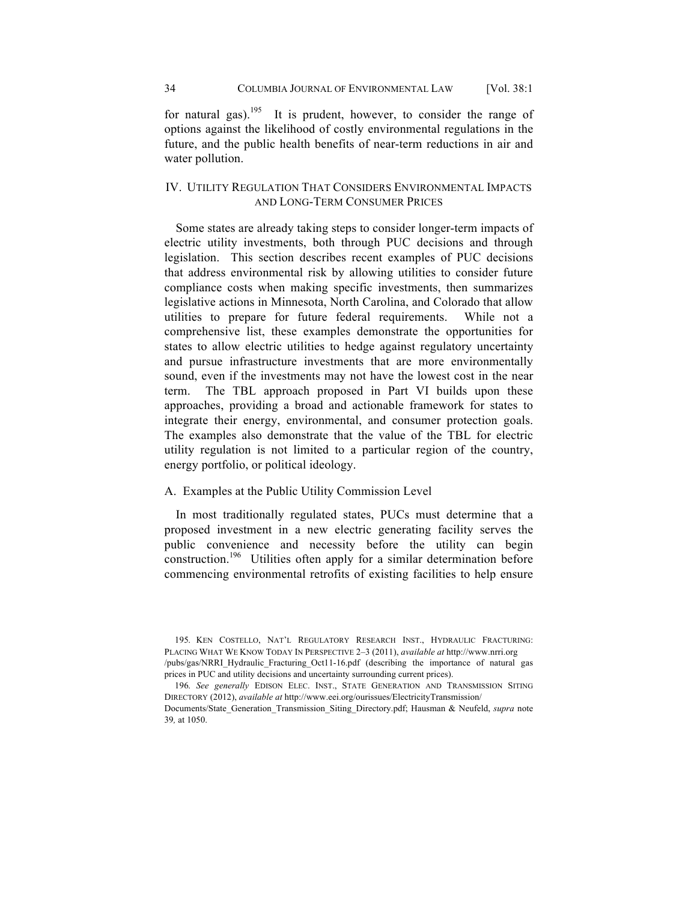for natural gas).[195] It is prudent, however, to consider the range of options against the likelihood of costly environmental regulations in the future, and the public health benefits of near-term reductions in air and water pollution.

## IV. UTILITY REGULATION THAT CONSIDERS ENVIRONMENTAL IMPACTS AND LONG-TERM CONSUMER PRICES

Some states are already taking steps to consider longer-term impacts of electric utility investments, both through PUC decisions and through legislation. This section describes recent examples of PUC decisions that address environmental risk by allowing utilities to consider future compliance costs when making specific investments, then summarizes legislative actions in Minnesota, North Carolina, and Colorado that allow utilities to prepare for future federal requirements. While not a comprehensive list, these examples demonstrate the opportunities for states to allow electric utilities to hedge against regulatory uncertainty and pursue infrastructure investments that are more environmentally sound, even if the investments may not have the lowest cost in the near term. The TBL approach proposed in Part VI builds upon these approaches, providing a broad and actionable framework for states to integrate their energy, environmental, and consumer protection goals. The examples also demonstrate that the value of the TBL for electric utility regulation is not limited to a particular region of the country, energy portfolio, or political ideology.

### A. Examples at the Public Utility Commission Level

In most traditionally regulated states, PUCs must determine that a proposed investment in a new electric generating facility serves the public convenience and necessity before the utility can begin construction.[196] Utilities often apply for a similar determination before commencing environmental retrofits of existing facilities to help ensure

---

195. KEN COSTELLO, NAT'L REGULATORY RESEARCH INST., HYDRAULIC FRACTURING: PLACING WHAT WE KNOW TODAY IN PERSPECTIVE 2–3 (2011), *available at* http://www.nrri.org /pubs/gas/NRRI_Hydraulic_Fracturing_Oct11-16.pdf (describing the importance of natural gas prices in PUC and utility decisions and uncertainty surrounding current prices).

196. *See generally* EDISON ELEC. INST., STATE GENERATION AND TRANSMISSION SITING DIRECTORY (2012), *available at* http://www.eei.org/ourissues/ElectricityTransmission/ Documents/State_Generation_Transmission_Siting_Directory.pdf; Hausman & Neufeld, *supra* note 39, at 1050.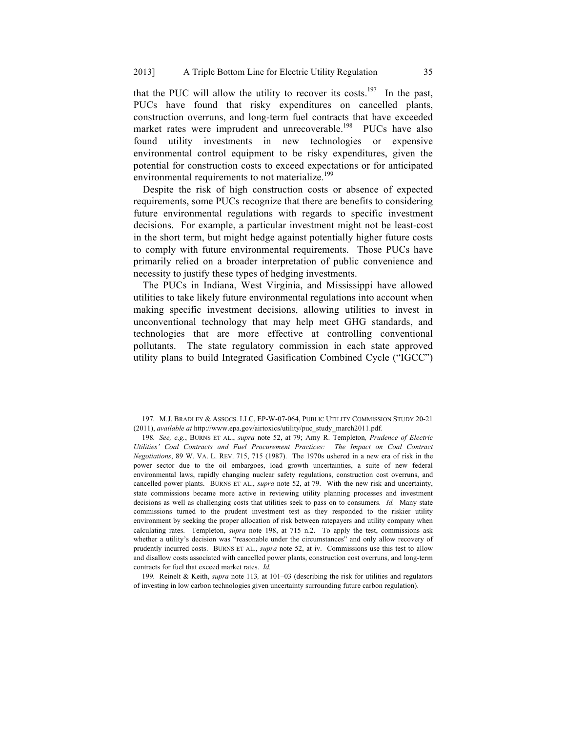that the PUC will allow the utility to recover its costs.[197] In the past, PUCs have found that risky expenditures on cancelled plants, construction overruns, and long-term fuel contracts that have exceeded market rates were imprudent and unrecoverable.[198] PUCs have also found utility investments in new technologies or expensive environmental control equipment to be risky expenditures, given the potential for construction costs to exceed expectations or for anticipated environmental requirements to not materialize.[199]

Despite the risk of high construction costs or absence of expected requirements, some PUCs recognize that there are benefits to considering future environmental regulations with regards to specific investment decisions. For example, a particular investment might not be least-cost in the short term, but might hedge against potentially higher future costs to comply with future environmental requirements. Those PUCs have primarily relied on a broader interpretation of public convenience and necessity to justify these types of hedging investments.

The PUCs in Indiana, West Virginia, and Mississippi have allowed utilities to take likely future environmental regulations into account when making specific investment decisions, allowing utilities to invest in unconventional technology that may help meet GHG standards, and technologies that are more effective at controlling conventional pollutants. The state regulatory commission in each state approved utility plans to build Integrated Gasification Combined Cycle ("IGCC")

---

197. M.J. BRADLEY & ASSOCS. LLC, EP-W-07-064, PUBLIC UTILITY COMMISSION STUDY 20-21 (2011), *available at* http://www.epa.gov/airtoxics/utility/puc_study_march2011.pdf.

198. *See, e.g.*, BURNS ET AL., *supra* note 52, at 79; Amy R. Templeton*, Prudence of Electric Utilities' Coal Contracts and Fuel Procurement Practices: The Impact on Coal Contract Negotiations*, 89 W. VA. L. REV. 715, 715 (1987). The 1970s ushered in a new era of risk in the power sector due to the oil embargoes, load growth uncertainties, a suite of new federal environmental laws, rapidly changing nuclear safety regulations, construction cost overruns, and cancelled power plants. BURNS ET AL., *supra* note 52, at 79. With the new risk and uncertainty, state commissions became more active in reviewing utility planning processes and investment decisions as well as challenging costs that utilities seek to pass on to consumers. *Id.* Many state commissions turned to the prudent investment test as they responded to the riskier utility environment by seeking the proper allocation of risk between ratepayers and utility company when calculating rates. Templeton, *supra* note 198, at 715 n.2. To apply the test, commissions ask whether a utility's decision was "reasonable under the circumstances" and only allow recovery of prudently incurred costs. BURNS ET AL., *supra* note 52, at iv. Commissions use this test to allow and disallow costs associated with cancelled power plants, construction cost overruns, and long-term contracts for fuel that exceed market rates. *Id.*

199. Reinelt & Keith, *supra* note 113*,* at 101–03 (describing the risk for utilities and regulators of investing in low carbon technologies given uncertainty surrounding future carbon regulation).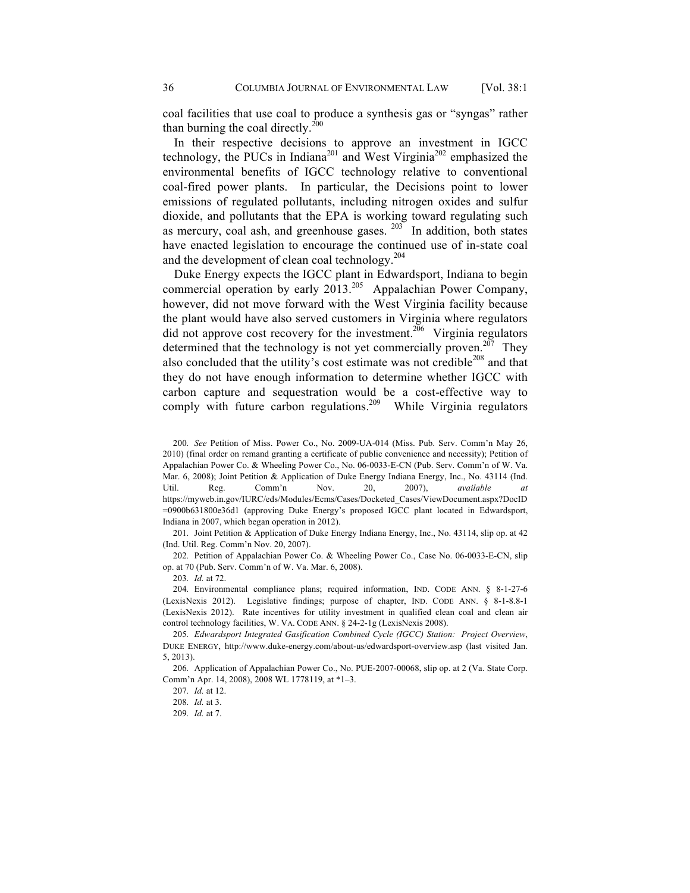coal facilities that use coal to produce a synthesis gas or "syngas" rather than burning the coal directly.[200]

In their respective decisions to approve an investment in IGCC technology, the PUCs in Indiana[201] and West Virginia[202] emphasized the environmental benefits of IGCC technology relative to conventional coal-fired power plants. In particular, the Decisions point to lower emissions of regulated pollutants, including nitrogen oxides and sulfur dioxide, and pollutants that the EPA is working toward regulating such as mercury, coal ash, and greenhouse gases.[203] In addition, both states have enacted legislation to encourage the continued use of in-state coal and the development of clean coal technology.[204]

Duke Energy expects the IGCC plant in Edwardsport, Indiana to begin commercial operation by early 2013.[205] Appalachian Power Company, however, did not move forward with the West Virginia facility because the plant would have also served customers in Virginia where regulators did not approve cost recovery for the investment.[206] Virginia regulators determined that the technology is not yet commercially proven.[207] They also concluded that the utility's cost estimate was not credible[208] and that they do not have enough information to determine whether IGCC with carbon capture and sequestration would be a cost-effective way to comply with future carbon regulations.[209] While Virginia regulators

200. *See* Petition of Miss. Power Co., No. 2009-UA-014 (Miss. Pub. Serv. Comm'n May 26, 2010) (final order on remand granting a certificate of public convenience and necessity); Petition of Appalachian Power Co. & Wheeling Power Co., No. 06-0033-E-CN (Pub. Serv. Comm'n of W. Va. Mar. 6, 2008); Joint Petition & Application of Duke Energy Indiana Energy, Inc., No. 43114 (Ind. Util. Reg. Comm'n Nov. 20, 2007), *available at* https://myweb.in.gov/IURC/eds/Modules/Ecms/Cases/Docketed_Cases/ViewDocument.aspx?DocID=0900b631800e36d1 (approving Duke Energy's proposed IGCC plant located in Edwardsport, Indiana in 2007, which began operation in 2012).

201. Joint Petition & Application of Duke Energy Indiana Energy, Inc., No. 43114, slip op. at 42 (Ind. Util. Reg. Comm'n Nov. 20, 2007).

202. Petition of Appalachian Power Co. & Wheeling Power Co., Case No. 06-0033-E-CN, slip op. at 70 (Pub. Serv. Comm'n of W. Va. Mar. 6, 2008).

203. *Id.* at 72.

204. Environmental compliance plans; required information, IND. CODE ANN. § 8-1-27-6 (LexisNexis 2012). Legislative findings; purpose of chapter, IND. CODE ANN. § 8-1-8.8-1 (LexisNexis 2012). Rate incentives for utility investment in qualified clean coal and clean air control technology facilities, W. VA. CODE ANN. § 24-2-1g (LexisNexis 2008).

205. *Edwardsport Integrated Gasification Combined Cycle (IGCC) Station: Project Overview*, DUKE ENERGY, http://www.duke-energy.com/about-us/edwardsport-overview.asp (last visited Jan. 5, 2013).

206. Application of Appalachian Power Co., No. PUE-2007-00068, slip op. at 2 (Va. State Corp. Comm'n Apr. 14, 2008), 2008 WL 1778119, at *1–3.

207. *Id.* at 12.

208. *Id.* at 3.

209. *Id.* at 7.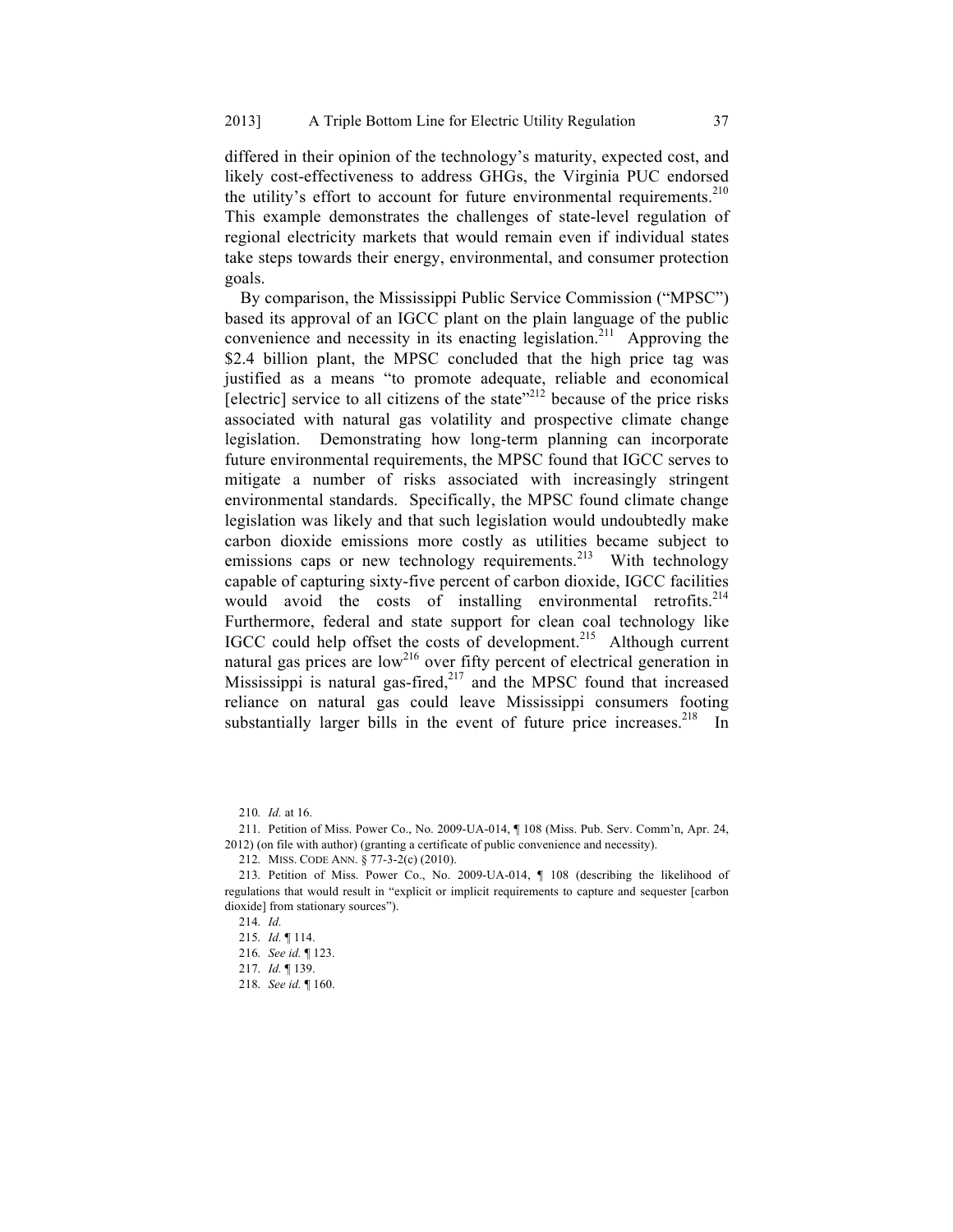differed in their opinion of the technology's maturity, expected cost, and likely cost-effectiveness to address GHGs, the Virginia PUC endorsed the utility's effort to account for future environmental requirements.[210] This example demonstrates the challenges of state-level regulation of regional electricity markets that would remain even if individual states take steps towards their energy, environmental, and consumer protection goals.

By comparison, the Mississippi Public Service Commission ("MPSC") based its approval of an IGCC plant on the plain language of the public convenience and necessity in its enacting legislation.[211] Approving the $2.4 billion plant, the MPSC concluded that the high price tag was justified as a means "to promote adequate, reliable and economical [electric] service to all citizens of the state"[212] because of the price risks associated with natural gas volatility and prospective climate change legislation. Demonstrating how long-term planning can incorporate future environmental requirements, the MPSC found that IGCC serves to mitigate a number of risks associated with increasingly stringent environmental standards. Specifically, the MPSC found climate change legislation was likely and that such legislation would undoubtedly make carbon dioxide emissions more costly as utilities became subject to emissions caps or new technology requirements.[213] With technology capable of capturing sixty-five percent of carbon dioxide, IGCC facilities would avoid the costs of installing environmental retrofits.[214] Furthermore, federal and state support for clean coal technology like IGCC could help offset the costs of development.[215] Although current natural gas prices are low[216] over fifty percent of electrical generation in Mississippi is natural gas-fired,[217] and the MPSC found that increased reliance on natural gas could leave Mississippi consumers footing substantially larger bills in the event of future price increases.[218] In

---

210. *Id.* at 16.

211. Petition of Miss. Power Co., No. 2009-UA-014, ¶ 108 (Miss. Pub. Serv. Comm'n, Apr. 24, 2012) (on file with author) (granting a certificate of public convenience and necessity).

212. MISS. CODE ANN. § 77-3-2(c) (2010).

213. Petition of Miss. Power Co., No. 2009-UA-014, ¶ 108 (describing the likelihood of regulations that would result in "explicit or implicit requirements to capture and sequester [carbon dioxide] from stationary sources").

214. *Id.*

215. *Id.* ¶ 114.

216. *See id.* ¶ 123.

217. *Id.* ¶ 139.

218. *See id.* ¶ 160.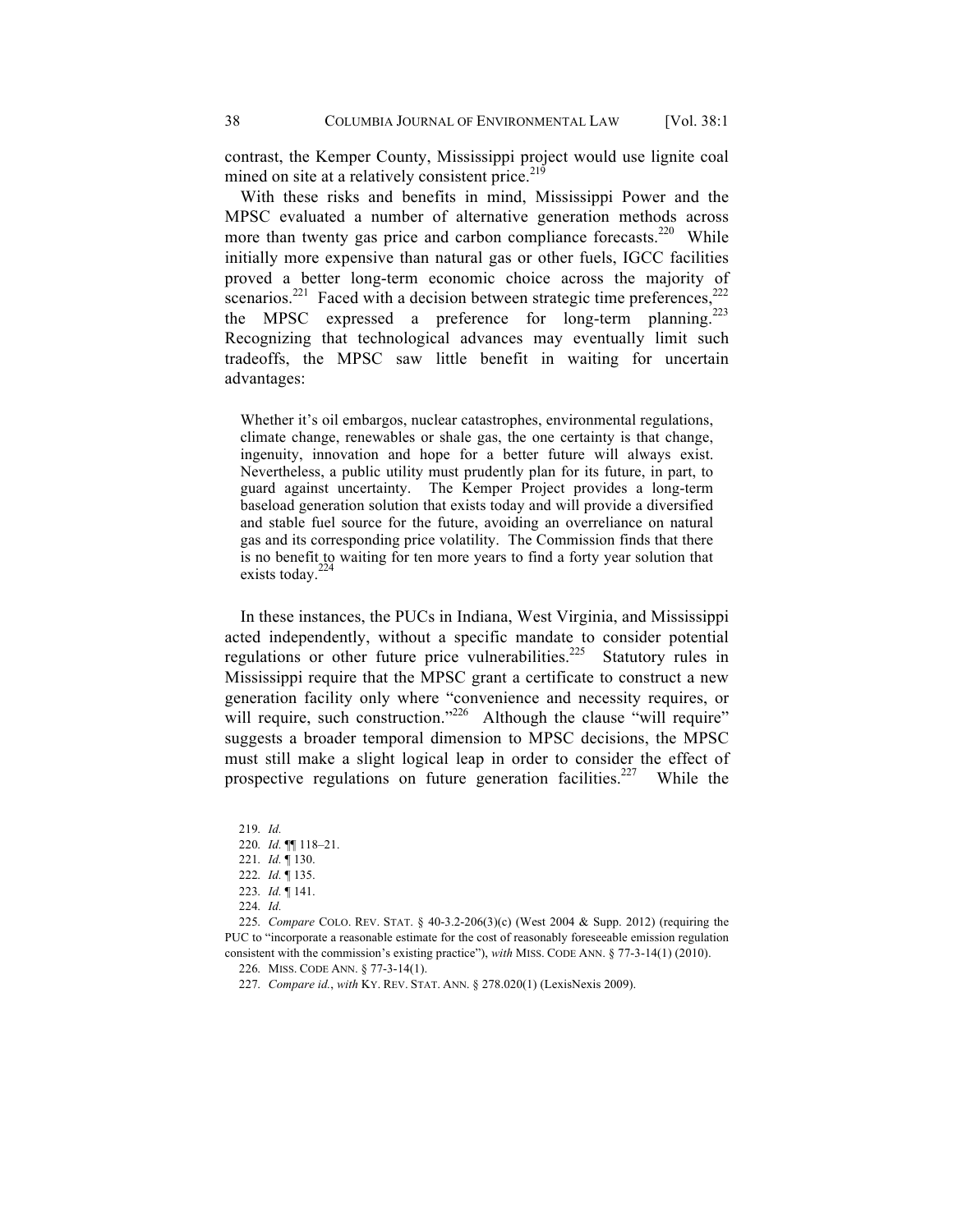contrast, the Kemper County, Mississippi project would use lignite coal mined on site at a relatively consistent price.[219]

With these risks and benefits in mind, Mississippi Power and the MPSC evaluated a number of alternative generation methods across more than twenty gas price and carbon compliance forecasts.[220] While initially more expensive than natural gas or other fuels, IGCC facilities proved a better long-term economic choice across the majority of scenarios.[221] Faced with a decision between strategic time preferences,[222] the MPSC expressed a preference for long-term planning.[223] Recognizing that technological advances may eventually limit such tradeoffs, the MPSC saw little benefit in waiting for uncertain advantages:

> Whether it's oil embargos, nuclear catastrophes, environmental regulations, climate change, renewables or shale gas, the one certainty is that change, ingenuity, innovation and hope for a better future will always exist. Nevertheless, a public utility must prudently plan for its future, in part, to guard against uncertainty. The Kemper Project provides a long-term baseload generation solution that exists today and will provide a diversified and stable fuel source for the future, avoiding an overreliance on natural gas and its corresponding price volatility. The Commission finds that there is no benefit to waiting for ten more years to find a forty year solution that exists today.[224]

In these instances, the PUCs in Indiana, West Virginia, and Mississippi acted independently, without a specific mandate to consider potential regulations or other future price vulnerabilities.[225] Statutory rules in Mississippi require that the MPSC grant a certificate to construct a new generation facility only where "convenience and necessity requires, or will require, such construction."[226] Although the clause "will require" suggests a broader temporal dimension to MPSC decisions, the MPSC must still make a slight logical leap in order to consider the effect of prospective regulations on future generation facilities.[227] While the

219. *Id.*

220. *Id.* ¶¶ 118–21.

221. *Id.* ¶ 130.

222. *Id.* ¶ 135.

223. *Id.* ¶ 141.

224. *Id.*

225. *Compare* COLO. REV. STAT. § 40-3.2-206(3)(c) (West 2004 & Supp. 2012) (requiring the PUC to "incorporate a reasonable estimate for the cost of reasonably foreseeable emission regulation consistent with the commission's existing practice"), *with* MISS. CODE ANN. § 77-3-14(1) (2010).

226. MISS. CODE ANN. § 77-3-14(1).

227. *Compare id.*, *with* KY. REV. STAT. ANN. § 278.020(1) (LexisNexis 2009).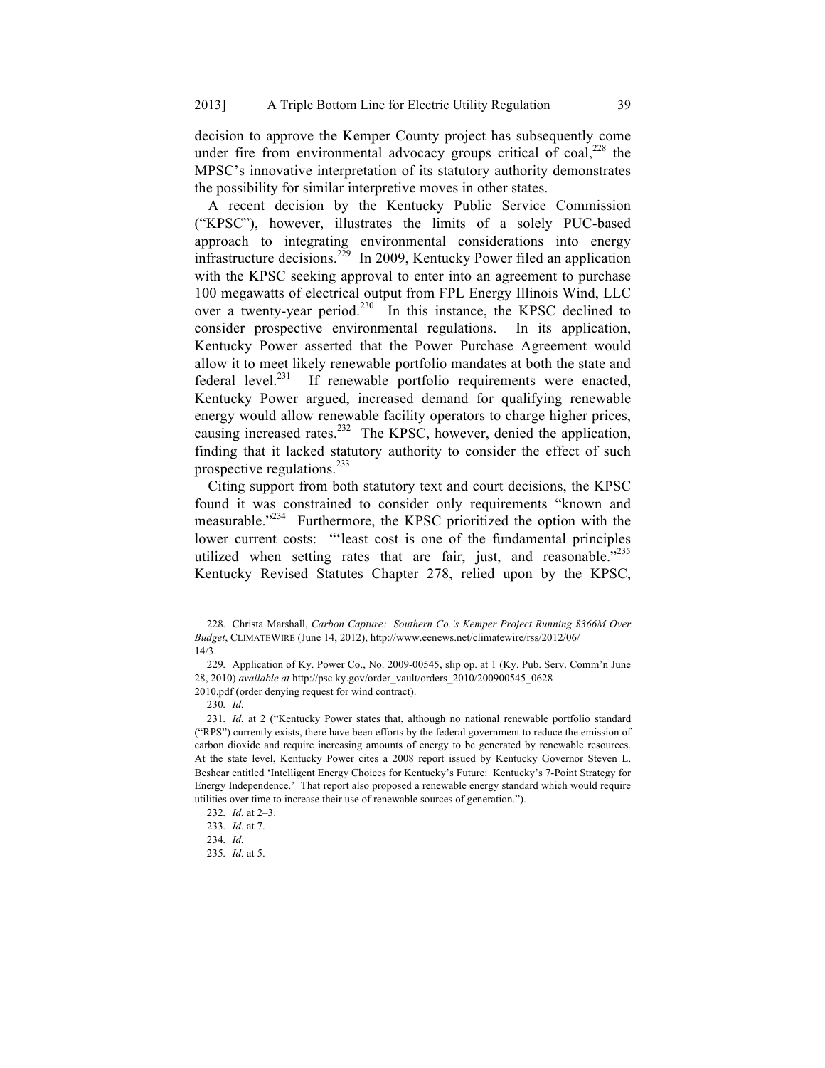decision to approve the Kemper County project has subsequently come under fire from environmental advocacy groups critical of coal,[228] the MPSC's innovative interpretation of its statutory authority demonstrates the possibility for similar interpretive moves in other states.

A recent decision by the Kentucky Public Service Commission ("KPSC"), however, illustrates the limits of a solely PUC-based approach to integrating environmental considerations into energy infrastructure decisions.[229] In 2009, Kentucky Power filed an application with the KPSC seeking approval to enter into an agreement to purchase 100 megawatts of electrical output from FPL Energy Illinois Wind, LLC over a twenty-year period.[230] In this instance, the KPSC declined to consider prospective environmental regulations. In its application, Kentucky Power asserted that the Power Purchase Agreement would allow it to meet likely renewable portfolio mandates at both the state and federal level.[231] If renewable portfolio requirements were enacted, Kentucky Power argued, increased demand for qualifying renewable energy would allow renewable facility operators to charge higher prices, causing increased rates.[232] The KPSC, however, denied the application, finding that it lacked statutory authority to consider the effect of such prospective regulations.[233]

Citing support from both statutory text and court decisions, the KPSC found it was constrained to consider only requirements "known and measurable."[234] Furthermore, the KPSC prioritized the option with the lower current costs: "'least cost is one of the fundamental principles utilized when setting rates that are fair, just, and reasonable.'"[235] Kentucky Revised Statutes Chapter 278, relied upon by the KPSC,

228. Christa Marshall, *Carbon Capture: Southern Co.'s Kemper Project Running $366M Over Budget*, CLIMATEWIRE (June 14, 2012), http://www.eenews.net/climatewire/rss/2012/06/14/3.

229. Application of Ky. Power Co., No. 2009-00545, slip op. at 1 (Ky. Pub. Serv. Comm'n June 28, 2010) *available at* http://psc.ky.gov/order_vault/orders_2010/200900545_06282010.pdf (order denying request for wind contract).

230. *Id.*

231. *Id.* at 2 ("Kentucky Power states that, although no national renewable portfolio standard ("RPS") currently exists, there have been efforts by the federal government to reduce the emission of carbon dioxide and require increasing amounts of energy to be generated by renewable resources. At the state level, Kentucky Power cites a 2008 report issued by Kentucky Governor Steven L. Beshear entitled 'Intelligent Energy Choices for Kentucky's Future: Kentucky's 7-Point Strategy for Energy Independence.' That report also proposed a renewable energy standard which would require utilities over time to increase their use of renewable sources of generation.").

232. *Id.* at 2–3.

233. *Id.* at 7.

234. *Id.*

235. *Id.* at 5.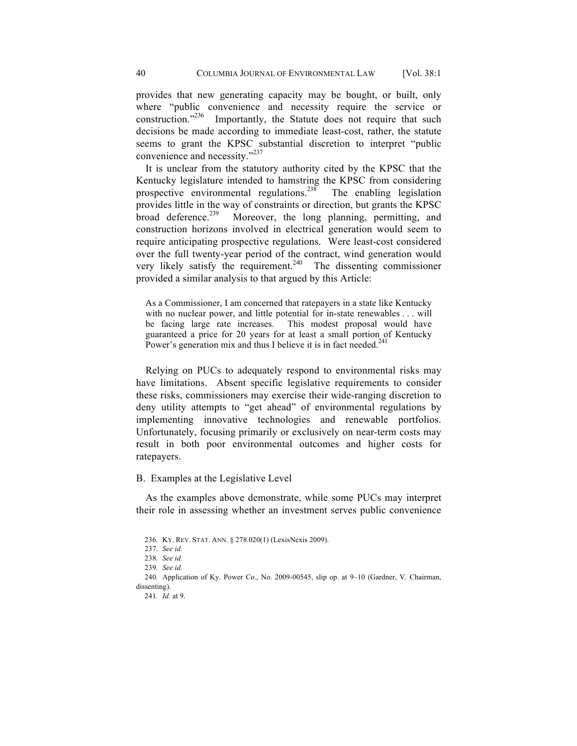provides that new generating capacity may be bought, or built, only where "public convenience and necessity require the service or construction."[236] Importantly, the Statute does not require that such decisions be made according to immediate least-cost, rather, the statute seems to grant the KPSC substantial discretion to interpret "public convenience and necessity."[237]

It is unclear from the statutory authority cited by the KPSC that the Kentucky legislature intended to hamstring the KPSC from considering prospective environmental regulations.[238] The enabling legislation provides little in the way of constraints or direction, but grants the KPSC broad deference.[239] Moreover, the long planning, permitting, and construction horizons involved in electrical generation would seem to require anticipating prospective regulations. Were least-cost considered over the full twenty-year period of the contract, wind generation would very likely satisfy the requirement.[240] The dissenting commissioner provided a similar analysis to that argued by this Article:

> As a Commissioner, I am concerned that ratepayers in a state like Kentucky with no nuclear power, and little potential for in-state renewables . . . will be facing large rate increases. This modest proposal would have guaranteed a price for 20 years for at least a small portion of Kentucky Power's generation mix and thus I believe it is in fact needed.[241]

Relying on PUCs to adequately respond to environmental risks may have limitations. Absent specific legislative requirements to consider these risks, commissioners may exercise their wide-ranging discretion to deny utility attempts to "get ahead" of environmental regulations by implementing innovative technologies and renewable portfolios. Unfortunately, focusing primarily or exclusively on near-term costs may result in both poor environmental outcomes and higher costs for ratepayers.

### B. Examples at the Legislative Level

As the examples above demonstrate, while some PUCs may interpret their role in assessing whether an investment serves public convenience

---

236. KY. REV. STAT. ANN. § 278.020(1) (LexisNexis 2009).

237. *See id.*

238. *See id.*

239. *See id.*

240. Application of Ky. Power Co., No. 2009-00545, slip op. at 9–10 (Gardner, V. Chairman, dissenting).

241. *Id.* at 9.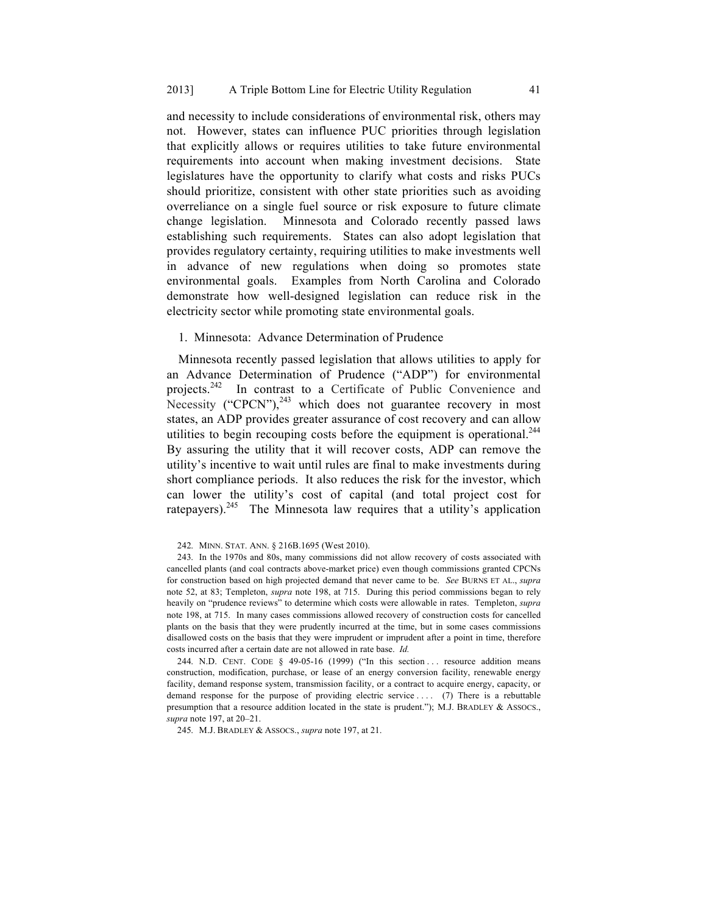and necessity to include considerations of environmental risk, others may not. However, states can influence PUC priorities through legislation that explicitly allows or requires utilities to take future environmental requirements into account when making investment decisions. State legislatures have the opportunity to clarify what costs and risks PUCs should prioritize, consistent with other state priorities such as avoiding overreliance on a single fuel source or risk exposure to future climate change legislation. Minnesota and Colorado recently passed laws establishing such requirements. States can also adopt legislation that provides regulatory certainty, requiring utilities to make investments well in advance of new regulations when doing so promotes state environmental goals. Examples from North Carolina and Colorado demonstrate how well-designed legislation can reduce risk in the electricity sector while promoting state environmental goals.

### 1. Minnesota: Advance Determination of Prudence

Minnesota recently passed legislation that allows utilities to apply for an Advance Determination of Prudence ("ADP") for environmental projects.[242] In contrast to a Certificate of Public Convenience and Necessity ("CPCN"),[243] which does not guarantee recovery in most states, an ADP provides greater assurance of cost recovery and can allow utilities to begin recouping costs before the equipment is operational.[244] By assuring the utility that it will recover costs, ADP can remove the utility's incentive to wait until rules are final to make investments during short compliance periods. It also reduces the risk for the investor, which can lower the utility's cost of capital (and total project cost for ratepayers).[245] The Minnesota law requires that a utility's application

---

242. MINN. STAT. ANN. § 216B.1695 (West 2010).

243. In the 1970s and 80s, many commissions did not allow recovery of costs associated with cancelled plants (and coal contracts above-market price) even though commissions granted CPCNs for construction based on high projected demand that never came to be. *See* BURNS ET AL., *supra* note 52, at 83; Templeton, *supra* note 198, at 715. During this period commissions began to rely heavily on "prudence reviews" to determine which costs were allowable in rates. Templeton, *supra* note 198, at 715. In many cases commissions allowed recovery of construction costs for cancelled plants on the basis that they were prudently incurred at the time, but in some cases commissions disallowed costs on the basis that they were imprudent or imprudent after a point in time, therefore costs incurred after a certain date are not allowed in rate base. *Id.*

244. N.D. CENT. CODE § 49-05-16 (1999) ("In this section . . . resource addition means construction, modification, purchase, or lease of an energy conversion facility, renewable energy facility, demand response system, transmission facility, or a contract to acquire energy, capacity, or demand response for the purpose of providing electric service . . . . (7) There is a rebuttable presumption that a resource addition located in the state is prudent."); M.J. BRADLEY & ASSOCS., *supra* note 197, at 20–21.

245. M.J. BRADLEY & ASSOCS., *supra* note 197, at 21.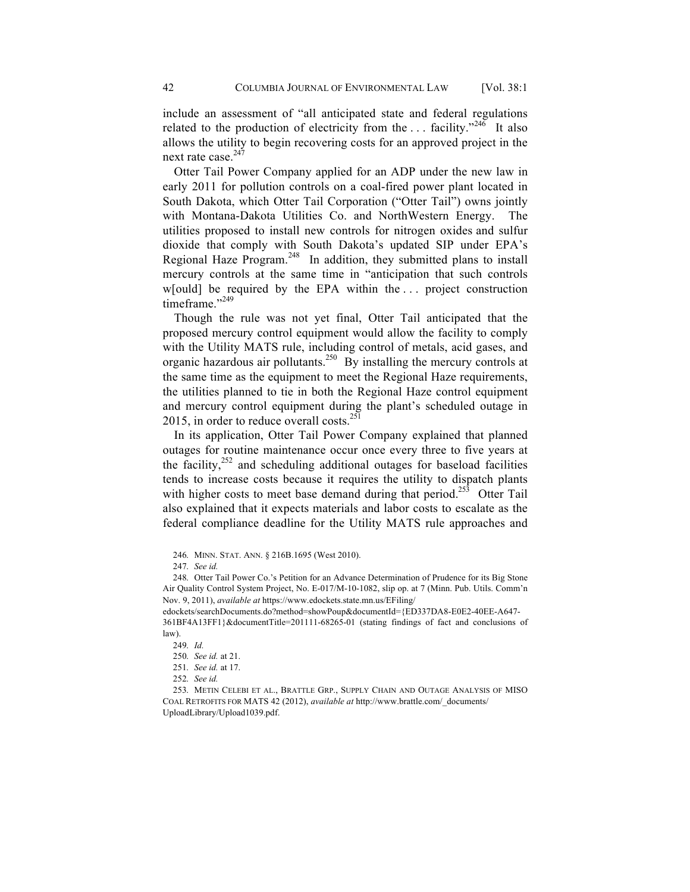include an assessment of "all anticipated state and federal regulations related to the production of electricity from the . . . facility."[246] It also allows the utility to begin recovering costs for an approved project in the next rate case.[247]

Otter Tail Power Company applied for an ADP under the new law in early 2011 for pollution controls on a coal-fired power plant located in South Dakota, which Otter Tail Corporation ("Otter Tail") owns jointly with Montana-Dakota Utilities Co. and NorthWestern Energy. The utilities proposed to install new controls for nitrogen oxides and sulfur dioxide that comply with South Dakota's updated SIP under EPA's Regional Haze Program.[248] In addition, they submitted plans to install mercury controls at the same time in "anticipation that such controls w[ould] be required by the EPA within the . . . project construction timeframe."[249]

Though the rule was not yet final, Otter Tail anticipated that the proposed mercury control equipment would allow the facility to comply with the Utility MATS rule, including control of metals, acid gases, and organic hazardous air pollutants.[250] By installing the mercury controls at the same time as the equipment to meet the Regional Haze requirements, the utilities planned to tie in both the Regional Haze control equipment and mercury control equipment during the plant's scheduled outage in 2015, in order to reduce overall costs.[251]

In its application, Otter Tail Power Company explained that planned outages for routine maintenance occur once every three to five years at the facility,[252] and scheduling additional outages for baseload facilities tends to increase costs because it requires the utility to dispatch plants with higher costs to meet base demand during that period.[253] Otter Tail also explained that it expects materials and labor costs to escalate as the federal compliance deadline for the Utility MATS rule approaches and

246. MINN. STAT. ANN. § 216B.1695 (West 2010).

247. *See id.*

248. Otter Tail Power Co.'s Petition for an Advance Determination of Prudence for its Big Stone Air Quality Control System Project, No. E-017/M-10-1082, slip op. at 7 (Minn. Pub. Utils. Comm'n Nov. 9, 2011), *available at* https://www.edockets.state.mn.us/EFiling/edockets/searchDocuments.do?method=showPoup&documentId={ED337DA8-E0E2-40EE-A647-361BF4A13FF1}&documentTitle=201111-68265-01 (stating findings of fact and conclusions of law).

249. *Id.*

250. *See id.* at 21.

251. *See id.* at 17.

252. *See id.*

253. METIN CELEBI ET AL., BRATTLE GRP., SUPPLY CHAIN AND OUTAGE ANALYSIS OF MISO COAL RETROFITS FOR MATS 42 (2012), *available at* http://www.brattle.com/_documents/UploadLibrary/Upload1039.pdf.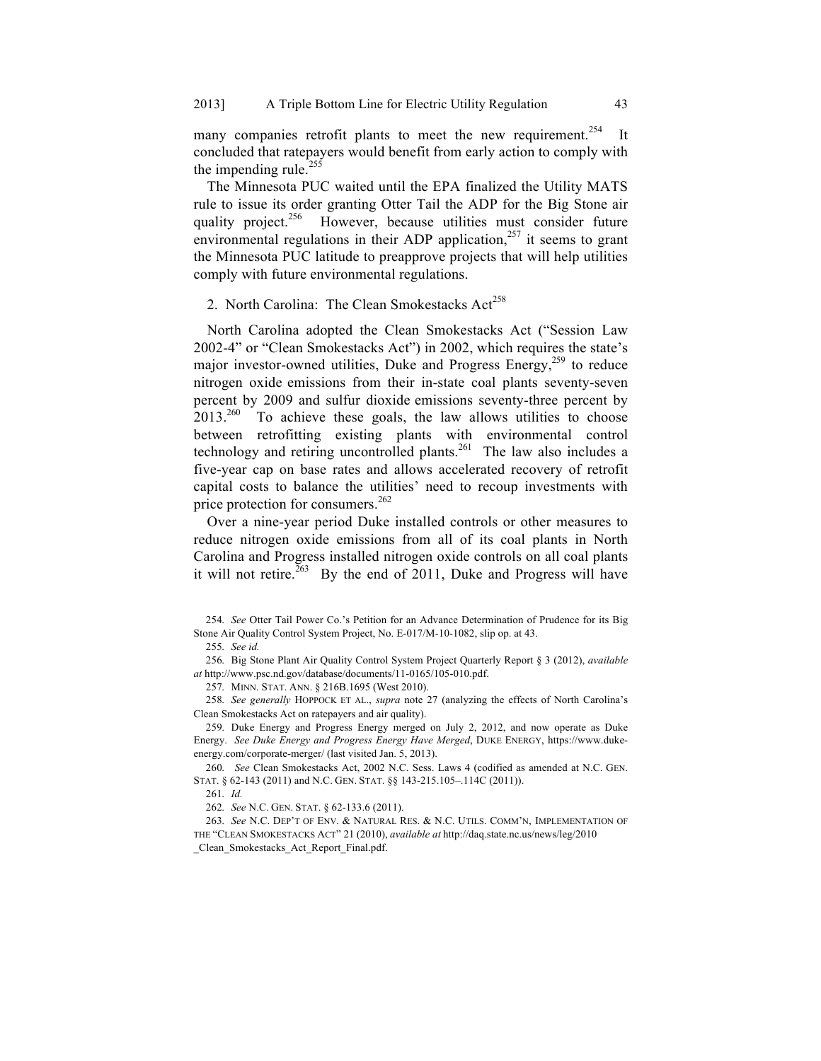many companies retrofit plants to meet the new requirement.[254] It concluded that ratepayers would benefit from early action to comply with the impending rule.[255]

The Minnesota PUC waited until the EPA finalized the Utility MATS rule to issue its order granting Otter Tail the ADP for the Big Stone air quality project.[256] However, because utilities must consider future environmental regulations in their ADP application,[257] it seems to grant the Minnesota PUC latitude to preapprove projects that will help utilities comply with future environmental regulations.

### 2. North Carolina: The Clean Smokestacks Act[258]

North Carolina adopted the Clean Smokestacks Act ("Session Law 2002-4" or "Clean Smokestacks Act") in 2002, which requires the state's major investor-owned utilities, Duke and Progress Energy,[259] to reduce nitrogen oxide emissions from their in-state coal plants seventy-seven percent by 2009 and sulfur dioxide emissions seventy-three percent by 2013.[260] To achieve these goals, the law allows utilities to choose between retrofitting existing plants with environmental control technology and retiring uncontrolled plants.[261] The law also includes a five-year cap on base rates and allows accelerated recovery of retrofit capital costs to balance the utilities' need to recoup investments with price protection for consumers.[262]

Over a nine-year period Duke installed controls or other measures to reduce nitrogen oxide emissions from all of its coal plants in North Carolina and Progress installed nitrogen oxide controls on all coal plants it will not retire.[263] By the end of 2011, Duke and Progress will have

---

254. *See* Otter Tail Power Co.'s Petition for an Advance Determination of Prudence for its Big Stone Air Quality Control System Project, No. E-017/M-10-1082, slip op. at 43.

255. *See id.*

256. Big Stone Plant Air Quality Control System Project Quarterly Report § 3 (2012), *available at* http://www.psc.nd.gov/database/documents/11-0165/105-010.pdf.

257. MINN. STAT. ANN. § 216B.1695 (West 2010).

258. *See generally* HOPPOCK ET AL., *supra* note 27 (analyzing the effects of North Carolina's Clean Smokestacks Act on ratepayers and air quality).

259. Duke Energy and Progress Energy merged on July 2, 2012, and now operate as Duke Energy. *See Duke Energy and Progress Energy Have Merged*, DUKE ENERGY, https://www.duke-energy.com/corporate-merger/ (last visited Jan. 5, 2013).

260. *See* Clean Smokestacks Act, 2002 N.C. Sess. Laws 4 (codified as amended at N.C. GEN. STAT. § 62-143 (2011) and N.C. GEN. STAT. §§ 143-215.105–.114C (2011)).

261. *Id.*

262. *See* N.C. GEN. STAT. § 62-133.6 (2011).

263. *See* N.C. DEP'T OF ENV. & NATURAL RES. & N.C. UTILS. COMM'N, IMPLEMENTATION OF THE "CLEAN SMOKESTACKS ACT" 21 (2010), *available at* http://daq.state.nc.us/news/leg/2010_Clean_Smokestacks_Act_Report_Final.pdf.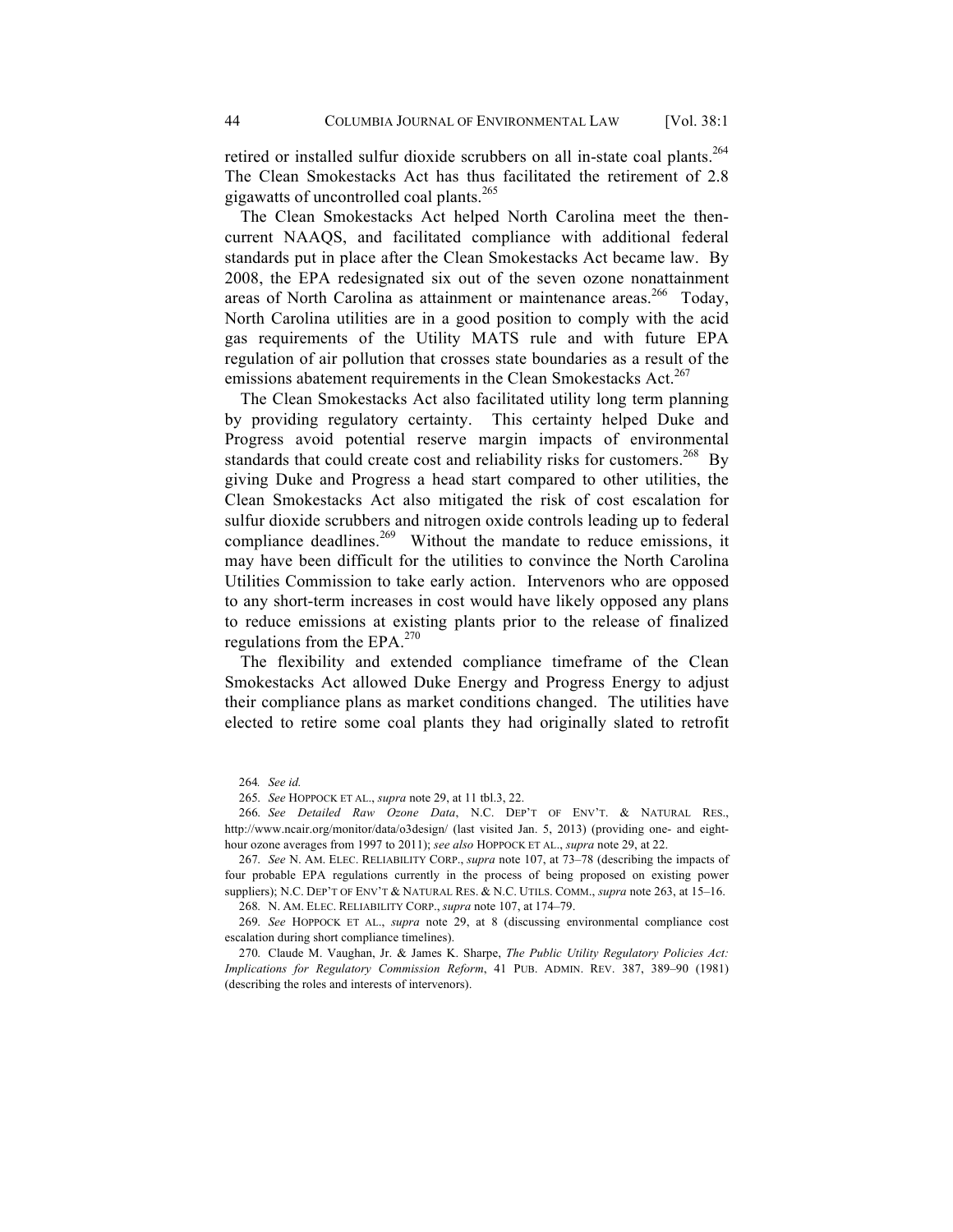retired or installed sulfur dioxide scrubbers on all in-state coal plants.[264] The Clean Smokestacks Act has thus facilitated the retirement of 2.8 gigawatts of uncontrolled coal plants.[265]

The Clean Smokestacks Act helped North Carolina meet the then-current NAAQS, and facilitated compliance with additional federal standards put in place after the Clean Smokestacks Act became law. By 2008, the EPA redesignated six out of the seven ozone nonattainment areas of North Carolina as attainment or maintenance areas.[266] Today, North Carolina utilities are in a good position to comply with the acid gas requirements of the Utility MATS rule and with future EPA regulation of air pollution that crosses state boundaries as a result of the emissions abatement requirements in the Clean Smokestacks Act.[267]

The Clean Smokestacks Act also facilitated utility long term planning by providing regulatory certainty. This certainty helped Duke and Progress avoid potential reserve margin impacts of environmental standards that could create cost and reliability risks for customers.[268] By giving Duke and Progress a head start compared to other utilities, the Clean Smokestacks Act also mitigated the risk of cost escalation for sulfur dioxide scrubbers and nitrogen oxide controls leading up to federal compliance deadlines.[269] Without the mandate to reduce emissions, it may have been difficult for the utilities to convince the North Carolina Utilities Commission to take early action. Intervenors who are opposed to any short-term increases in cost would have likely opposed any plans to reduce emissions at existing plants prior to the release of finalized regulations from the EPA.[270]

The flexibility and extended compliance timeframe of the Clean Smokestacks Act allowed Duke Energy and Progress Energy to adjust their compliance plans as market conditions changed. The utilities have elected to retire some coal plants they had originally slated to retrofit

264. *See id.*

265. *See* HOPPOCK ET AL., *supra* note 29, at 11 tbl.3, 22.

266. *See Detailed Raw Ozone Data*, N.C. DEP'T OF ENV'T. & NATURAL RES., http://www.ncair.org/monitor/data/o3design/ (last visited Jan. 5, 2013) (providing one- and eight-hour ozone averages from 1997 to 2011); *see also* HOPPOCK ET AL., *supra* note 29, at 22.

267. *See* N. AM. ELEC. RELIABILITY CORP., *supra* note 107, at 73–78 (describing the impacts of four probable EPA regulations currently in the process of being proposed on existing power suppliers); N.C. DEP'T OF ENV'T & NATURAL RES. & N.C. UTILS. COMM., *supra* note 263, at 15–16.

268. N. AM. ELEC. RELIABILITY CORP., *supra* note 107, at 174–79.

269. *See* HOPPOCK ET AL., *supra* note 29, at 8 (discussing environmental compliance cost escalation during short compliance timelines).

270. Claude M. Vaughan, Jr. & James K. Sharpe, *The Public Utility Regulatory Policies Act: Implications for Regulatory Commission Reform*, 41 PUB. ADMIN. REV. 387, 389–90 (1981) (describing the roles and interests of intervenors).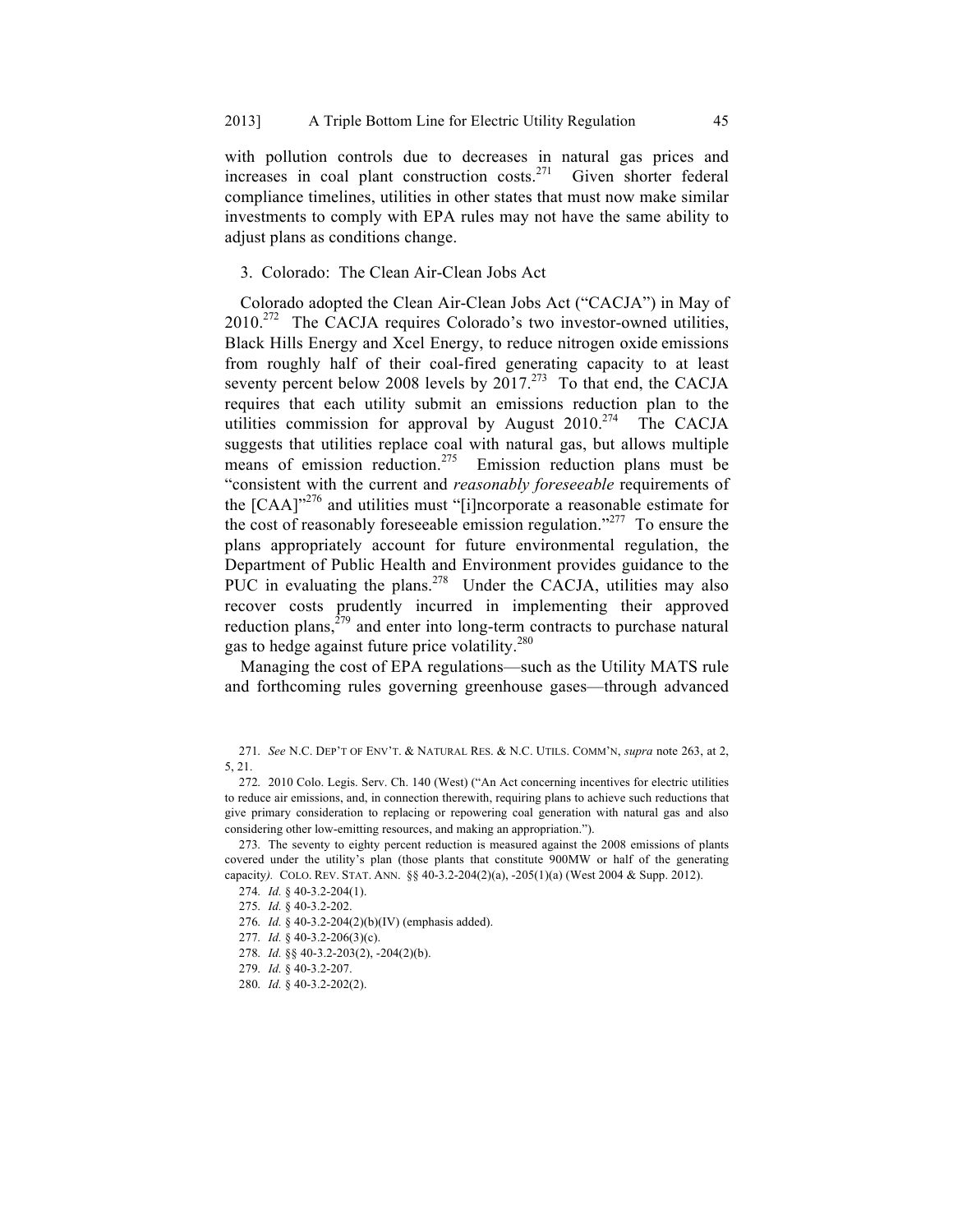with pollution controls due to decreases in natural gas prices and increases in coal plant construction costs.[271] Given shorter federal compliance timelines, utilities in other states that must now make similar investments to comply with EPA rules may not have the same ability to adjust plans as conditions change.

### 3. Colorado: The Clean Air-Clean Jobs Act

Colorado adopted the Clean Air-Clean Jobs Act ("CACJA") in May of 2010.[272] The CACJA requires Colorado's two investor-owned utilities, Black Hills Energy and Xcel Energy, to reduce nitrogen oxide emissions from roughly half of their coal-fired generating capacity to at least seventy percent below 2008 levels by 2017.[273] To that end, the CACJA requires that each utility submit an emissions reduction plan to the utilities commission for approval by August 2010.[274] The CACJA suggests that utilities replace coal with natural gas, but allows multiple means of emission reduction.[275] Emission reduction plans must be "consistent with the current and *reasonably foreseeable* requirements of the [CAA]"[276] and utilities must "[i]ncorporate a reasonable estimate for the cost of reasonably foreseeable emission regulation."[277] To ensure the plans appropriately account for future environmental regulation, the Department of Public Health and Environment provides guidance to the PUC in evaluating the plans.[278] Under the CACJA, utilities may also recover costs prudently incurred in implementing their approved reduction plans,[279] and enter into long-term contracts to purchase natural gas to hedge against future price volatility.[280]

Managing the cost of EPA regulations—such as the Utility MATS rule and forthcoming rules governing greenhouse gases—through advanced

---

271. *See* N.C. DEP'T OF ENV'T. & NATURAL RES. & N.C. UTILS. COMM'N, *supra* note 263, at 2, 5, 21.

272. 2010 Colo. Legis. Serv. Ch. 140 (West) ("An Act concerning incentives for electric utilities to reduce air emissions, and, in connection therewith, requiring plans to achieve such reductions that give primary consideration to replacing or repowering coal generation with natural gas and also considering other low-emitting resources, and making an appropriation.").

273. The seventy to eighty percent reduction is measured against the 2008 emissions of plants covered under the utility's plan (those plants that constitute 900MW or half of the generating capacity*).* COLO. REV. STAT. ANN. §§ 40-3.2-204(2)(a), -205(1)(a) (West 2004 & Supp. 2012).

274. *Id*. § 40-3.2-204(1).

275. *Id*. § 40-3.2-202.

276. *Id.* § 40-3.2-204(2)(b)(IV) (emphasis added).

277. *Id*. § 40-3.2-206(3)(c).

278. *Id.* §§ 40-3.2-203(2), -204(2)(b).

279. *Id.* § 40-3.2-207.

280. *Id.* § 40-3.2-202(2).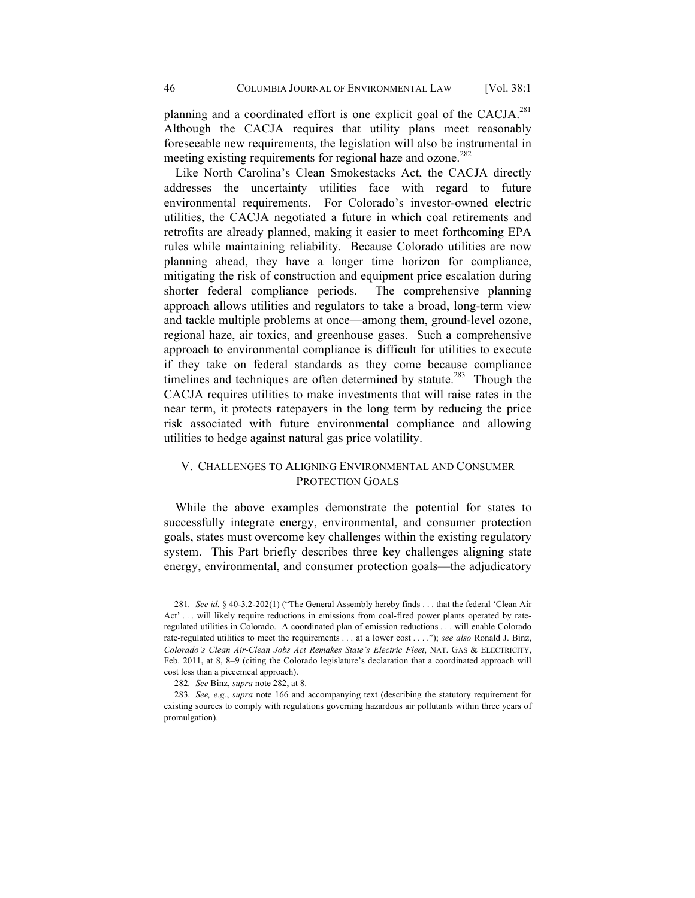planning and a coordinated effort is one explicit goal of the CACJA.[281] Although the CACJA requires that utility plans meet reasonably foreseeable new requirements, the legislation will also be instrumental in meeting existing requirements for regional haze and ozone.[282]

Like North Carolina's Clean Smokestacks Act, the CACJA directly addresses the uncertainty utilities face with regard to future environmental requirements. For Colorado's investor-owned electric utilities, the CACJA negotiated a future in which coal retirements and retrofits are already planned, making it easier to meet forthcoming EPA rules while maintaining reliability. Because Colorado utilities are now planning ahead, they have a longer time horizon for compliance, mitigating the risk of construction and equipment price escalation during shorter federal compliance periods. The comprehensive planning approach allows utilities and regulators to take a broad, long-term view and tackle multiple problems at once—among them, ground-level ozone, regional haze, air toxics, and greenhouse gases. Such a comprehensive approach to environmental compliance is difficult for utilities to execute if they take on federal standards as they come because compliance timelines and techniques are often determined by statute.[283] Though the CACJA requires utilities to make investments that will raise rates in the near term, it protects ratepayers in the long term by reducing the price risk associated with future environmental compliance and allowing utilities to hedge against natural gas price volatility.

## V. CHALLENGES TO ALIGNING ENVIRONMENTAL AND CONSUMER PROTECTION GOALS

While the above examples demonstrate the potential for states to successfully integrate energy, environmental, and consumer protection goals, states must overcome key challenges within the existing regulatory system. This Part briefly describes three key challenges aligning state energy, environmental, and consumer protection goals—the adjudicatory

281. *See id.* § 40-3.2-202(1) ("The General Assembly hereby finds . . . that the federal 'Clean Air Act' . . . will likely require reductions in emissions from coal-fired power plants operated by rate-regulated utilities in Colorado. A coordinated plan of emission reductions . . . will enable Colorado rate-regulated utilities to meet the requirements . . . at a lower cost . . . ."); *see also* Ronald J. Binz, *Colorado's Clean Air-Clean Jobs Act Remakes State's Electric Fleet*, NAT. GAS & ELECTRICITY, Feb. 2011, at 8, 8–9 (citing the Colorado legislature's declaration that a coordinated approach will cost less than a piecemeal approach).

282. *See* Binz, *supra* note 282, at 8.

283. *See, e.g.*, *supra* note 166 and accompanying text (describing the statutory requirement for existing sources to comply with regulations governing hazardous air pollutants within three years of promulgation).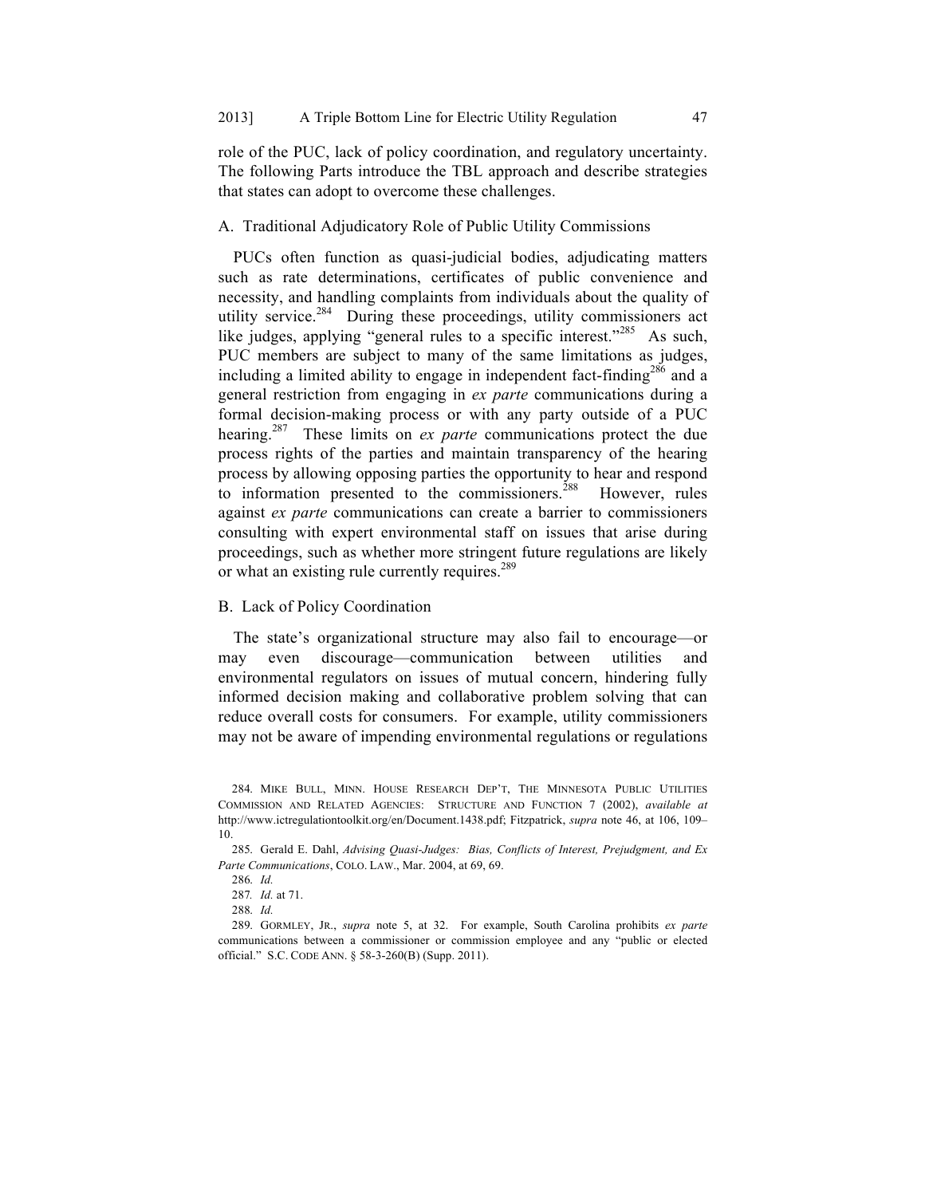role of the PUC, lack of policy coordination, and regulatory uncertainty. The following Parts introduce the TBL approach and describe strategies that states can adopt to overcome these challenges.

### A. Traditional Adjudicatory Role of Public Utility Commissions

PUCs often function as quasi-judicial bodies, adjudicating matters such as rate determinations, certificates of public convenience and necessity, and handling complaints from individuals about the quality of utility service.[284] During these proceedings, utility commissioners act like judges, applying "general rules to a specific interest."[285] As such, PUC members are subject to many of the same limitations as judges, including a limited ability to engage in independent fact-finding[286] and a general restriction from engaging in *ex parte* communications during a formal decision-making process or with any party outside of a PUC hearing.[287] These limits on *ex parte* communications protect the due process rights of the parties and maintain transparency of the hearing process by allowing opposing parties the opportunity to hear and respond to information presented to the commissioners.[288] However, rules against *ex parte* communications can create a barrier to commissioners consulting with expert environmental staff on issues that arise during proceedings, such as whether more stringent future regulations are likely or what an existing rule currently requires.[289]

### B. Lack of Policy Coordination

The state's organizational structure may also fail to encourage—or may even discourage—communication between utilities and environmental regulators on issues of mutual concern, hindering fully informed decision making and collaborative problem solving that can reduce overall costs for consumers. For example, utility commissioners may not be aware of impending environmental regulations or regulations

---

284. MIKE BULL, MINN. HOUSE RESEARCH DEP'T, THE MINNESOTA PUBLIC UTILITIES COMMISSION AND RELATED AGENCIES: STRUCTURE AND FUNCTION 7 (2002), *available at* http://www.ictregulationtoolkit.org/en/Document.1438.pdf; Fitzpatrick, *supra* note 46, at 106, 109–10.

285. Gerald E. Dahl, *Advising Quasi-Judges: Bias, Conflicts of Interest, Prejudgment, and Ex Parte Communications*, COLO. LAW., Mar. 2004, at 69, 69.

286. *Id.*

287. *Id.* at 71.

288. *Id.*

289. GORMLEY, JR., *supra* note 5, at 32. For example, South Carolina prohibits *ex parte* communications between a commissioner or commission employee and any "public or elected official." S.C. CODE ANN. § 58-3-260(B) (Supp. 2011).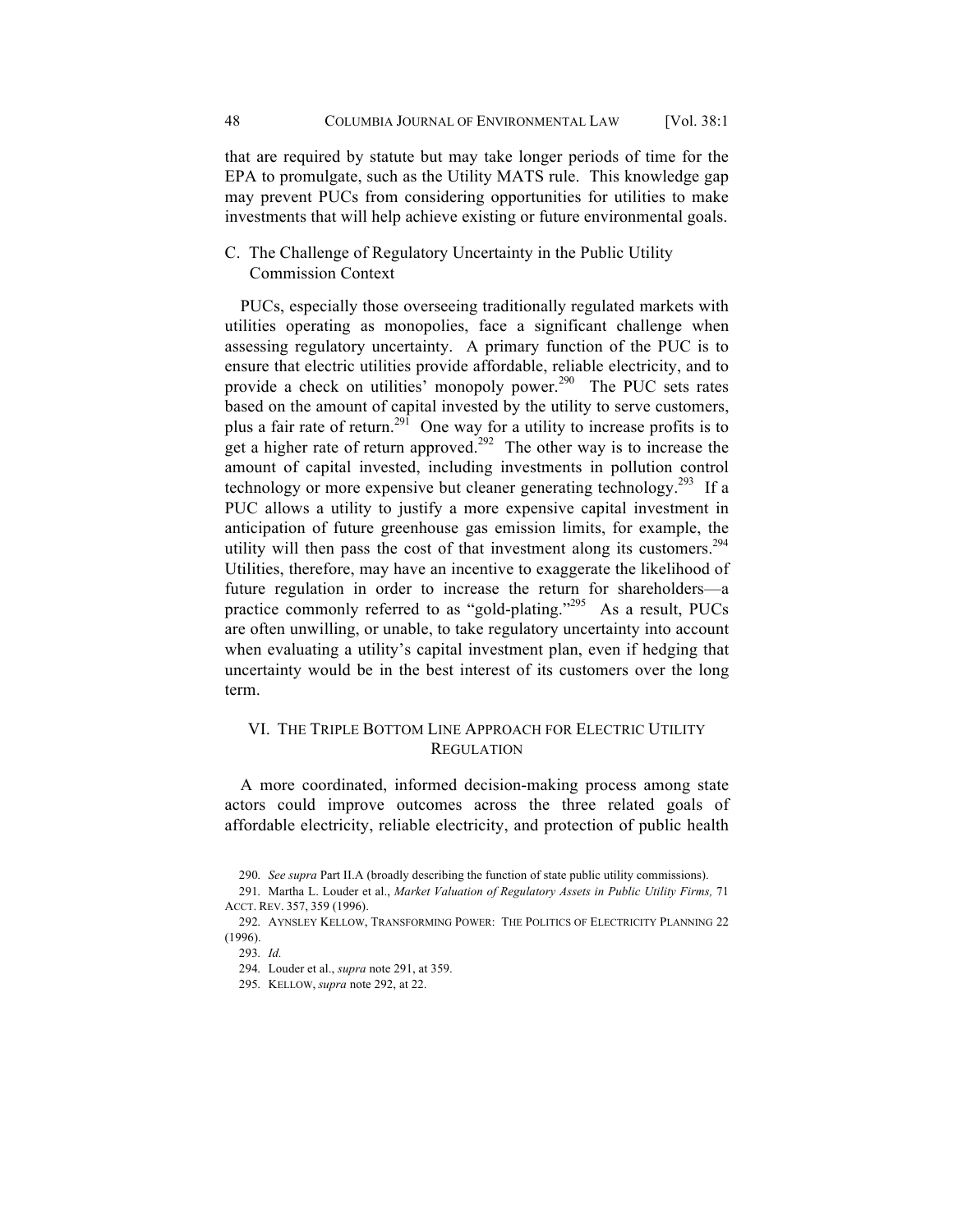that are required by statute but may take longer periods of time for the EPA to promulgate, such as the Utility MATS rule. This knowledge gap may prevent PUCs from considering opportunities for utilities to make investments that will help achieve existing or future environmental goals.

### C. The Challenge of Regulatory Uncertainty in the Public Utility Commission Context

PUCs, especially those overseeing traditionally regulated markets with utilities operating as monopolies, face a significant challenge when assessing regulatory uncertainty. A primary function of the PUC is to ensure that electric utilities provide affordable, reliable electricity, and to provide a check on utilities' monopoly power.[290] The PUC sets rates based on the amount of capital invested by the utility to serve customers, plus a fair rate of return.[291] One way for a utility to increase profits is to get a higher rate of return approved.[292] The other way is to increase the amount of capital invested, including investments in pollution control technology or more expensive but cleaner generating technology.[293] If a PUC allows a utility to justify a more expensive capital investment in anticipation of future greenhouse gas emission limits, for example, the utility will then pass the cost of that investment along its customers.[294] Utilities, therefore, may have an incentive to exaggerate the likelihood of future regulation in order to increase the return for shareholders—a practice commonly referred to as "gold-plating."[295] As a result, PUCs are often unwilling, or unable, to take regulatory uncertainty into account when evaluating a utility's capital investment plan, even if hedging that uncertainty would be in the best interest of its customers over the long term.

## VI. THE TRIPLE BOTTOM LINE APPROACH FOR ELECTRIC UTILITY REGULATION

A more coordinated, informed decision-making process among state actors could improve outcomes across the three related goals of affordable electricity, reliable electricity, and protection of public health

---

290. *See supra* Part II.A (broadly describing the function of state public utility commissions).

291. Martha L. Louder et al., *Market Valuation of Regulatory Assets in Public Utility Firms,* 71 ACCT. REV. 357, 359 (1996).

292. AYNSLEY KELLOW, TRANSFORMING POWER: THE POLITICS OF ELECTRICITY PLANNING 22 (1996).

293. *Id.*

294. Louder et al., *supra* note 291, at 359.

295. KELLOW, *supra* note 292, at 22.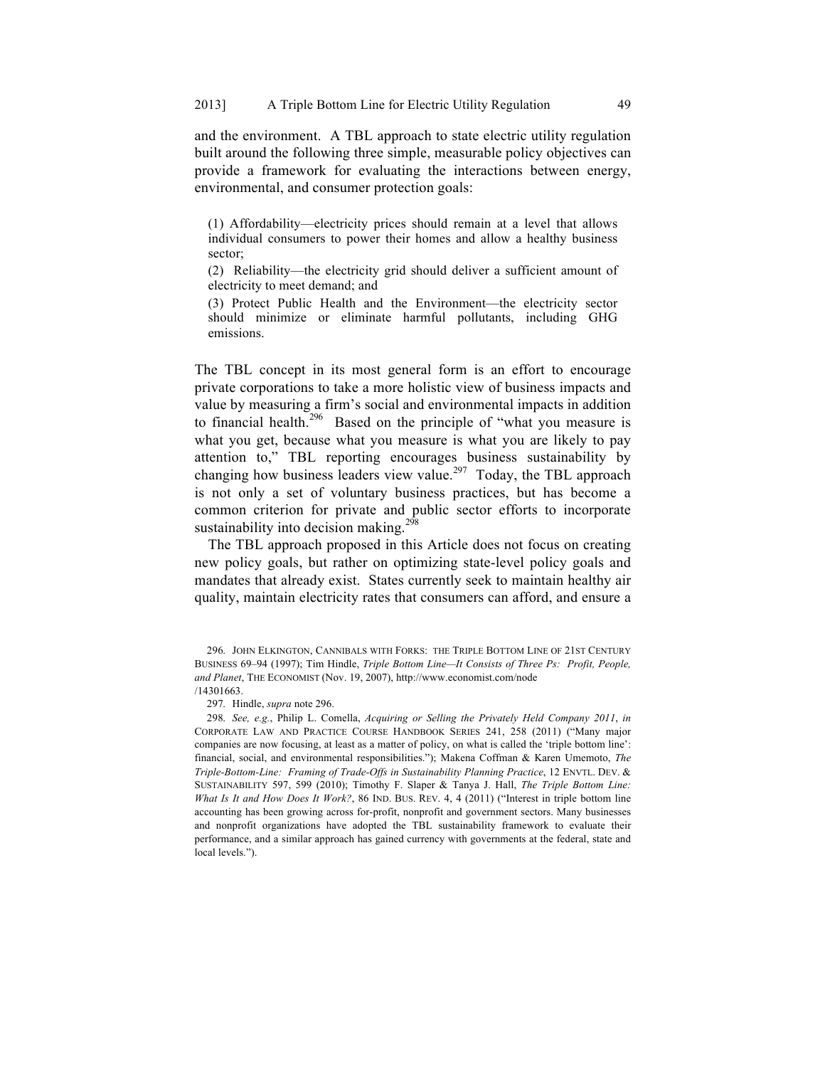and the environment. A TBL approach to state electric utility regulation built around the following three simple, measurable policy objectives can provide a framework for evaluating the interactions between energy, environmental, and consumer protection goals:

> (1) Affordability—electricity prices should remain at a level that allows individual consumers to power their homes and allow a healthy business sector;
>
> (2) Reliability—the electricity grid should deliver a sufficient amount of electricity to meet demand; and
>
> (3) Protect Public Health and the Environment—the electricity sector should minimize or eliminate harmful pollutants, including GHG emissions.

The TBL concept in its most general form is an effort to encourage private corporations to take a more holistic view of business impacts and value by measuring a firm's social and environmental impacts in addition to financial health.[296] Based on the principle of "what you measure is what you get, because what you measure is what you are likely to pay attention to," TBL reporting encourages business sustainability by changing how business leaders view value.[297] Today, the TBL approach is not only a set of voluntary business practices, but has become a common criterion for private and public sector efforts to incorporate sustainability into decision making.[298]

The TBL approach proposed in this Article does not focus on creating new policy goals, but rather on optimizing state-level policy goals and mandates that already exist. States currently seek to maintain healthy air quality, maintain electricity rates that consumers can afford, and ensure a

---

296. JOHN ELKINGTON, CANNIBALS WITH FORKS: THE TRIPLE BOTTOM LINE OF 21ST CENTURY BUSINESS 69–94 (1997); Tim Hindle, *Triple Bottom Line—It Consists of Three Ps: Profit, People, and Planet*, THE ECONOMIST (Nov. 19, 2007), http://www.economist.com/node/14301663.

297. Hindle, *supra* note 296.

298. *See, e.g.*, Philip L. Comella, *Acquiring or Selling the Privately Held Company 2011*, *in* CORPORATE LAW AND PRACTICE COURSE HANDBOOK SERIES 241, 258 (2011) ("Many major companies are now focusing, at least as a matter of policy, on what is called the 'triple bottom line': financial, social, and environmental responsibilities."); Makena Coffman & Karen Umemoto, *The Triple-Bottom-Line: Framing of Trade-Offs in Sustainability Planning Practice*, 12 ENVTL. DEV. & SUSTAINABILITY 597, 599 (2010); Timothy F. Slaper & Tanya J. Hall, *The Triple Bottom Line: What Is It and How Does It Work?*, 86 IND. BUS. REV. 4, 4 (2011) ("Interest in triple bottom line accounting has been growing across for-profit, nonprofit and government sectors. Many businesses and nonprofit organizations have adopted the TBL sustainability framework to evaluate their performance, and a similar approach has gained currency with governments at the federal, state and local levels.").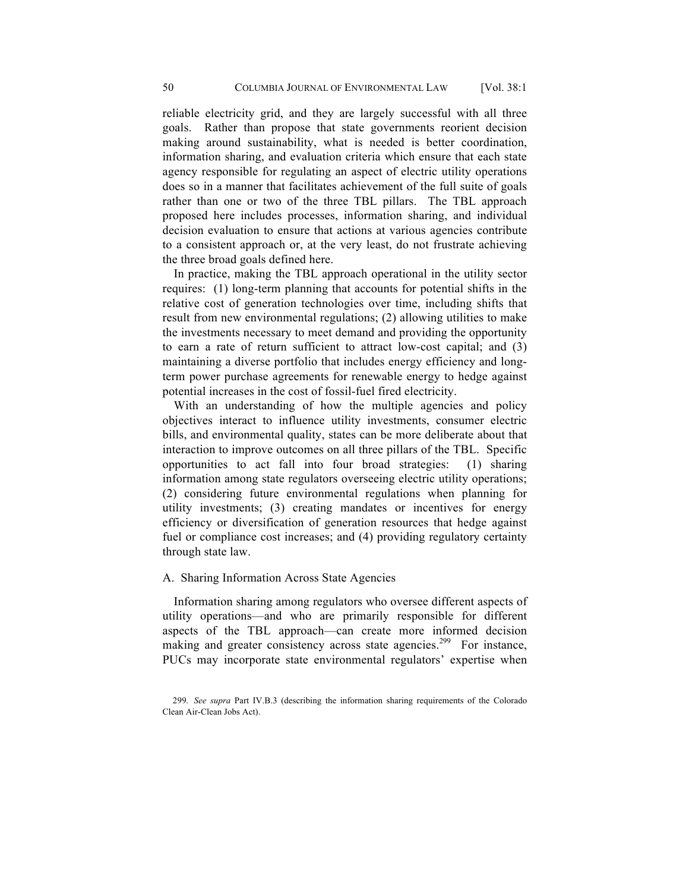reliable electricity grid, and they are largely successful with all three goals. Rather than propose that state governments reorient decision making around sustainability, what is needed is better coordination, information sharing, and evaluation criteria which ensure that each state agency responsible for regulating an aspect of electric utility operations does so in a manner that facilitates achievement of the full suite of goals rather than one or two of the three TBL pillars. The TBL approach proposed here includes processes, information sharing, and individual decision evaluation to ensure that actions at various agencies contribute to a consistent approach or, at the very least, do not frustrate achieving the three broad goals defined here.

In practice, making the TBL approach operational in the utility sector requires: (1) long-term planning that accounts for potential shifts in the relative cost of generation technologies over time, including shifts that result from new environmental regulations; (2) allowing utilities to make the investments necessary to meet demand and providing the opportunity to earn a rate of return sufficient to attract low-cost capital; and (3) maintaining a diverse portfolio that includes energy efficiency and long-term power purchase agreements for renewable energy to hedge against potential increases in the cost of fossil-fuel fired electricity.

With an understanding of how the multiple agencies and policy objectives interact to influence utility investments, consumer electric bills, and environmental quality, states can be more deliberate about that interaction to improve outcomes on all three pillars of the TBL. Specific opportunities to act fall into four broad strategies: (1) sharing information among state regulators overseeing electric utility operations; (2) considering future environmental regulations when planning for utility investments; (3) creating mandates or incentives for energy efficiency or diversification of generation resources that hedge against fuel or compliance cost increases; and (4) providing regulatory certainty through state law.

### A. Sharing Information Across State Agencies

Information sharing among regulators who oversee different aspects of utility operations—and who are primarily responsible for different aspects of the TBL approach—can create more informed decision making and greater consistency across state agencies.[299] For instance, PUCs may incorporate state environmental regulators' expertise when

299. *See supra* Part IV.B.3 (describing the information sharing requirements of the Colorado Clean Air-Clean Jobs Act).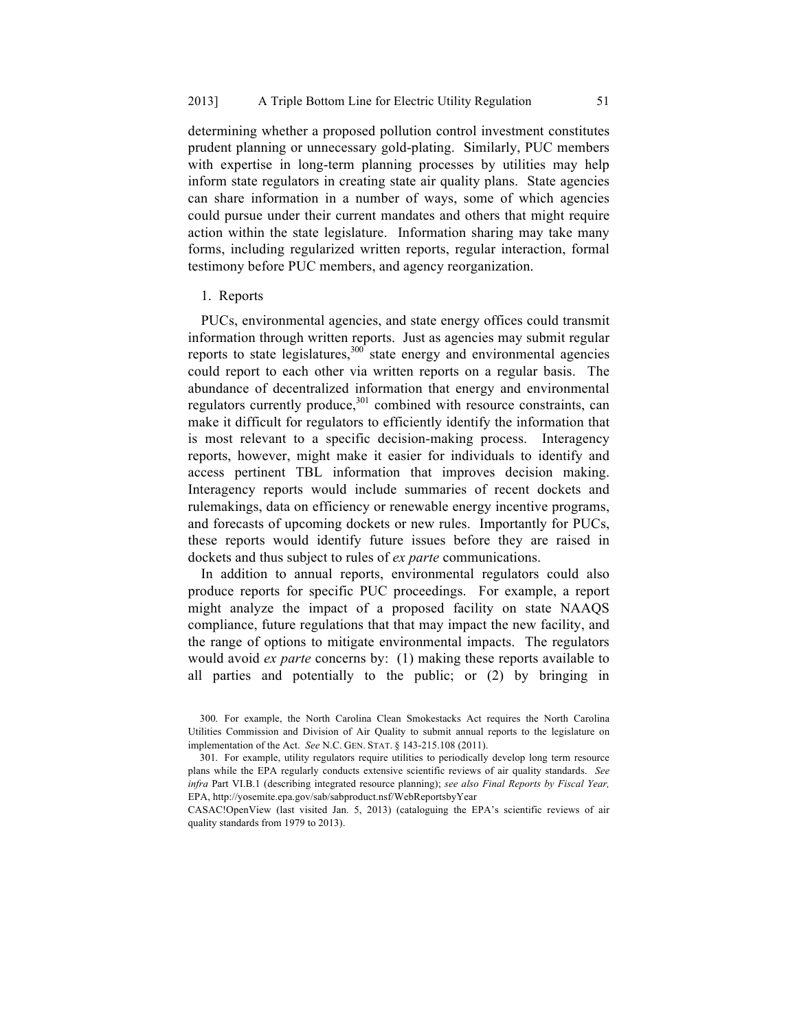determining whether a proposed pollution control investment constitutes prudent planning or unnecessary gold-plating. Similarly, PUC members with expertise in long-term planning processes by utilities may help inform state regulators in creating state air quality plans. State agencies can share information in a number of ways, some of which agencies could pursue under their current mandates and others that might require action within the state legislature. Information sharing may take many forms, including regularized written reports, regular interaction, formal testimony before PUC members, and agency reorganization.

1. Reports

PUCs, environmental agencies, and state energy offices could transmit information through written reports. Just as agencies may submit regular reports to state legislatures,[300] state energy and environmental agencies could report to each other via written reports on a regular basis. The abundance of decentralized information that energy and environmental regulators currently produce,[301] combined with resource constraints, can make it difficult for regulators to efficiently identify the information that is most relevant to a specific decision-making process. Interagency reports, however, might make it easier for individuals to identify and access pertinent TBL information that improves decision making. Interagency reports would include summaries of recent dockets and rulemakings, data on efficiency or renewable energy incentive programs, and forecasts of upcoming dockets or new rules. Importantly for PUCs, these reports would identify future issues before they are raised in dockets and thus subject to rules of *ex parte* communications.

In addition to annual reports, environmental regulators could also produce reports for specific PUC proceedings. For example, a report might analyze the impact of a proposed facility on state NAAQS compliance, future regulations that that may impact the new facility, and the range of options to mitigate environmental impacts. The regulators would avoid *ex parte* concerns by: (1) making these reports available to all parties and potentially to the public; or (2) by bringing in

300. For example, the North Carolina Clean Smokestacks Act requires the North Carolina Utilities Commission and Division of Air Quality to submit annual reports to the legislature on implementation of the Act. *See* N.C. GEN. STAT. § 143-215.108 (2011).

301. For example, utility regulators require utilities to periodically develop long term resource plans while the EPA regularly conducts extensive scientific reviews of air quality standards. *See infra* Part VI.B.1 (describing integrated resource planning); *see also Final Reports by Fiscal Year,* EPA, http://yosemite.epa.gov/sab/sabproduct.nsf/WebReportsbyYear CASAC!OpenView (last visited Jan. 5, 2013) (cataloguing the EPA's scientific reviews of air quality standards from 1979 to 2013).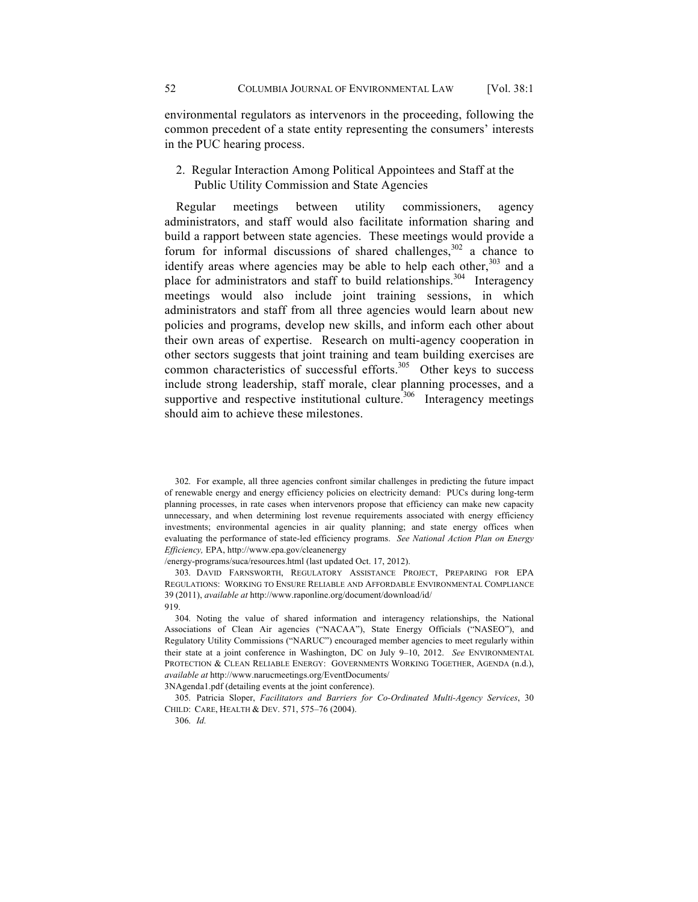environmental regulators as intervenors in the proceeding, following the common precedent of a state entity representing the consumers' interests in the PUC hearing process.

### 2. Regular Interaction Among Political Appointees and Staff at the Public Utility Commission and State Agencies

Regular meetings between utility commissioners, agency administrators, and staff would also facilitate information sharing and build a rapport between state agencies. These meetings would provide a forum for informal discussions of shared challenges,[302] a chance to identify areas where agencies may be able to help each other,[303] and a place for administrators and staff to build relationships.[304] Interagency meetings would also include joint training sessions, in which administrators and staff from all three agencies would learn about new policies and programs, develop new skills, and inform each other about their own areas of expertise. Research on multi-agency cooperation in other sectors suggests that joint training and team building exercises are common characteristics of successful efforts.[305] Other keys to success include strong leadership, staff morale, clear planning processes, and a supportive and respective institutional culture.[306] Interagency meetings should aim to achieve these milestones.

---

302. For example, all three agencies confront similar challenges in predicting the future impact of renewable energy and energy efficiency policies on electricity demand: PUCs during long-term planning processes, in rate cases when intervenors propose that efficiency can make new capacity unnecessary, and when determining lost revenue requirements associated with energy efficiency investments; environmental agencies in air quality planning; and state energy offices when evaluating the performance of state-led efficiency programs. *See National Action Plan on Energy Efficiency,* EPA, http://www.epa.gov/cleanenergy /energy-programs/suca/resources.html (last updated Oct. 17, 2012).

303. DAVID FARNSWORTH, REGULATORY ASSISTANCE PROJECT, PREPARING FOR EPA REGULATIONS: WORKING TO ENSURE RELIABLE AND AFFORDABLE ENVIRONMENTAL COMPLIANCE 39 (2011), *available at* http://www.raponline.org/document/download/id/ 919.

304. Noting the value of shared information and interagency relationships, the National Associations of Clean Air agencies ("NACAA"), State Energy Officials ("NASEO"), and Regulatory Utility Commissions ("NARUC") encouraged member agencies to meet regularly within their state at a joint conference in Washington, DC on July 9–10, 2012. *See* ENVIRONMENTAL PROTECTION & CLEAN RELIABLE ENERGY: GOVERNMENTS WORKING TOGETHER, AGENDA (n.d.), *available at* http://www.narucmeetings.org/EventDocuments/ 3NAgenda1.pdf (detailing events at the joint conference).

305. Patricia Sloper, *Facilitators and Barriers for Co-Ordinated Multi-Agency Services*, 30 CHILD: CARE, HEALTH & DEV. 571, 575–76 (2004).

306. *Id.*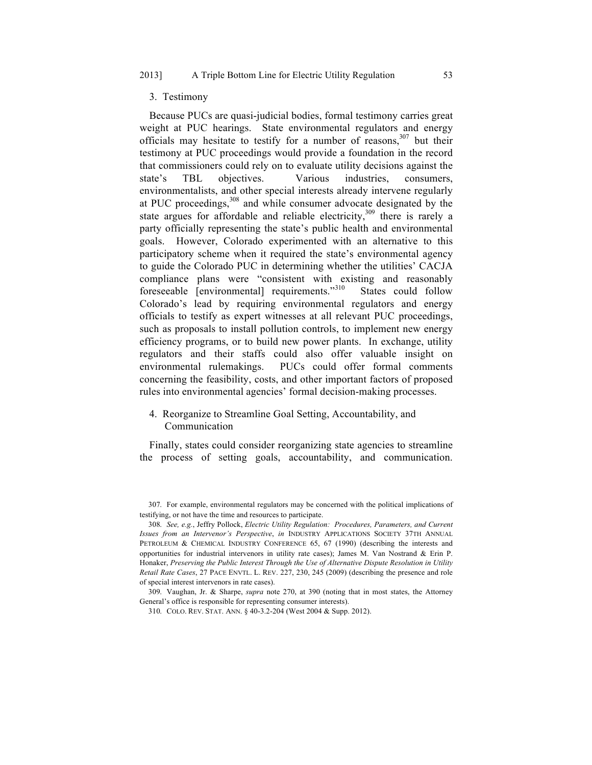### 3. Testimony

Because PUCs are quasi-judicial bodies, formal testimony carries great weight at PUC hearings. State environmental regulators and energy officials may hesitate to testify for a number of reasons,[307] but their testimony at PUC proceedings would provide a foundation in the record that commissioners could rely on to evaluate utility decisions against the state's TBL objectives. Various industries, consumers, environmentalists, and other special interests already intervene regularly at PUC proceedings,[308] and while consumer advocate designated by the state argues for affordable and reliable electricity,[309] there is rarely a party officially representing the state's public health and environmental goals. However, Colorado experimented with an alternative to this participatory scheme when it required the state's environmental agency to guide the Colorado PUC in determining whether the utilities' CACJA compliance plans were "consistent with existing and reasonably foreseeable [environmental] requirements."[310] States could follow Colorado's lead by requiring environmental regulators and energy officials to testify as expert witnesses at all relevant PUC proceedings, such as proposals to install pollution controls, to implement new energy efficiency programs, or to build new power plants. In exchange, utility regulators and their staffs could also offer valuable insight on environmental rulemakings. PUCs could offer formal comments concerning the feasibility, costs, and other important factors of proposed rules into environmental agencies' formal decision-making processes.

### 4. Reorganize to Streamline Goal Setting, Accountability, and Communication

Finally, states could consider reorganizing state agencies to streamline the process of setting goals, accountability, and communication.

---

307. For example, environmental regulators may be concerned with the political implications of testifying, or not have the time and resources to participate.

308. *See, e.g.*, Jeffry Pollock, *Electric Utility Regulation: Procedures, Parameters, and Current Issues from an Intervenor's Perspective*, *in* INDUSTRY APPLICATIONS SOCIETY 37TH ANNUAL PETROLEUM & CHEMICAL INDUSTRY CONFERENCE 65, 67 (1990) (describing the interests and opportunities for industrial intervenors in utility rate cases); James M. Van Nostrand & Erin P. Honaker, *Preserving the Public Interest Through the Use of Alternative Dispute Resolution in Utility Retail Rate Cases*, 27 PACE ENVTL. L. REV. 227, 230, 245 (2009) (describing the presence and role of special interest intervenors in rate cases).

309. Vaughan, Jr. & Sharpe, *supra* note 270, at 390 (noting that in most states, the Attorney General's office is responsible for representing consumer interests).

310. COLO. REV. STAT. ANN. § 40-3.2-204 (West 2004 & Supp. 2012).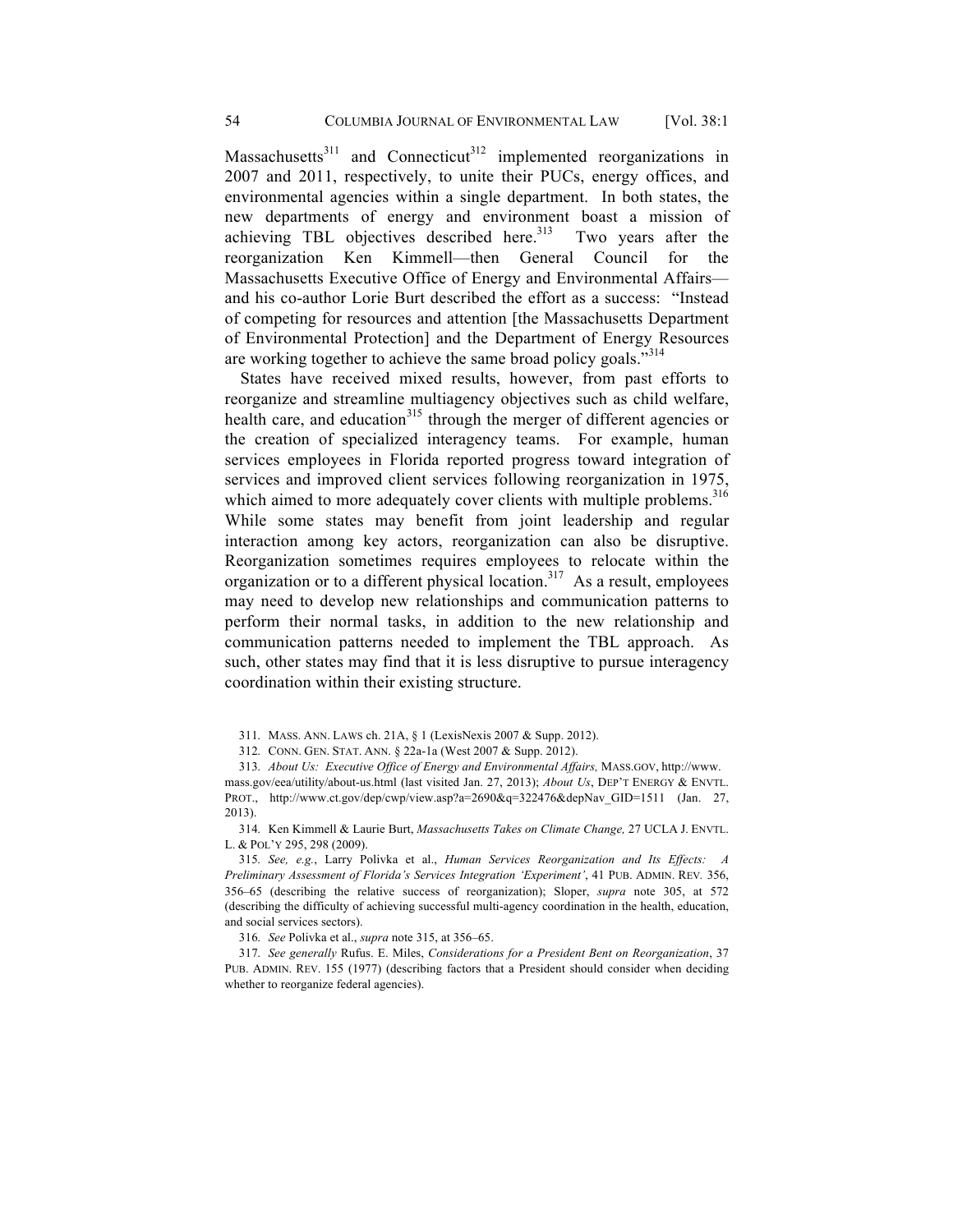Massachusetts[311] and Connecticut[312] implemented reorganizations in 2007 and 2011, respectively, to unite their PUCs, energy offices, and environmental agencies within a single department. In both states, the new departments of energy and environment boast a mission of achieving TBL objectives described here.[313] Two years after the reorganization Ken Kimmell—then General Council for the Massachusetts Executive Office of Energy and Environmental Affairs—and his co-author Lorie Burt described the effort as a success: "Instead of competing for resources and attention [the Massachusetts Department of Environmental Protection] and the Department of Energy Resources are working together to achieve the same broad policy goals."[314]

States have received mixed results, however, from past efforts to reorganize and streamline multiagency objectives such as child welfare, health care, and education[315] through the merger of different agencies or the creation of specialized interagency teams. For example, human services employees in Florida reported progress toward integration of services and improved client services following reorganization in 1975, which aimed to more adequately cover clients with multiple problems.[316] While some states may benefit from joint leadership and regular interaction among key actors, reorganization can also be disruptive. Reorganization sometimes requires employees to relocate within the organization or to a different physical location.[317] As a result, employees may need to develop new relationships and communication patterns to perform their normal tasks, in addition to the new relationship and communication patterns needed to implement the TBL approach. As such, other states may find that it is less disruptive to pursue interagency coordination within their existing structure.

311. MASS. ANN. LAWS ch. 21A, § 1 (LexisNexis 2007 & Supp. 2012).

312. CONN. GEN. STAT. ANN. § 22a-1a (West 2007 & Supp. 2012).

313. *About Us: Executive Office of Energy and Environmental Affairs,* MASS.GOV, http://www.mass.gov/eea/utility/about-us.html (last visited Jan. 27, 2013); *About Us*, DEP'T ENERGY & ENVTL. PROT., http://www.ct.gov/dep/cwp/view.asp?a=2690&q=322476&depNav_GID=1511 (Jan. 27, 2013).

314. Ken Kimmell & Laurie Burt, *Massachusetts Takes on Climate Change,* 27 UCLA J. ENVTL. L. & POL'Y 295, 298 (2009).

315. *See, e.g.*, Larry Polivka et al., *Human Services Reorganization and Its Effects: A Preliminary Assessment of Florida's Services Integration 'Experiment'*, 41 PUB. ADMIN. REV. 356, 356–65 (describing the relative success of reorganization); Sloper, *supra* note 305, at 572 (describing the difficulty of achieving successful multi-agency coordination in the health, education, and social services sectors).

316. *See* Polivka et al., *supra* note 315, at 356–65.

317. *See generally* Rufus. E. Miles, *Considerations for a President Bent on Reorganization*, 37 PUB. ADMIN. REV. 155 (1977) (describing factors that a President should consider when deciding whether to reorganize federal agencies).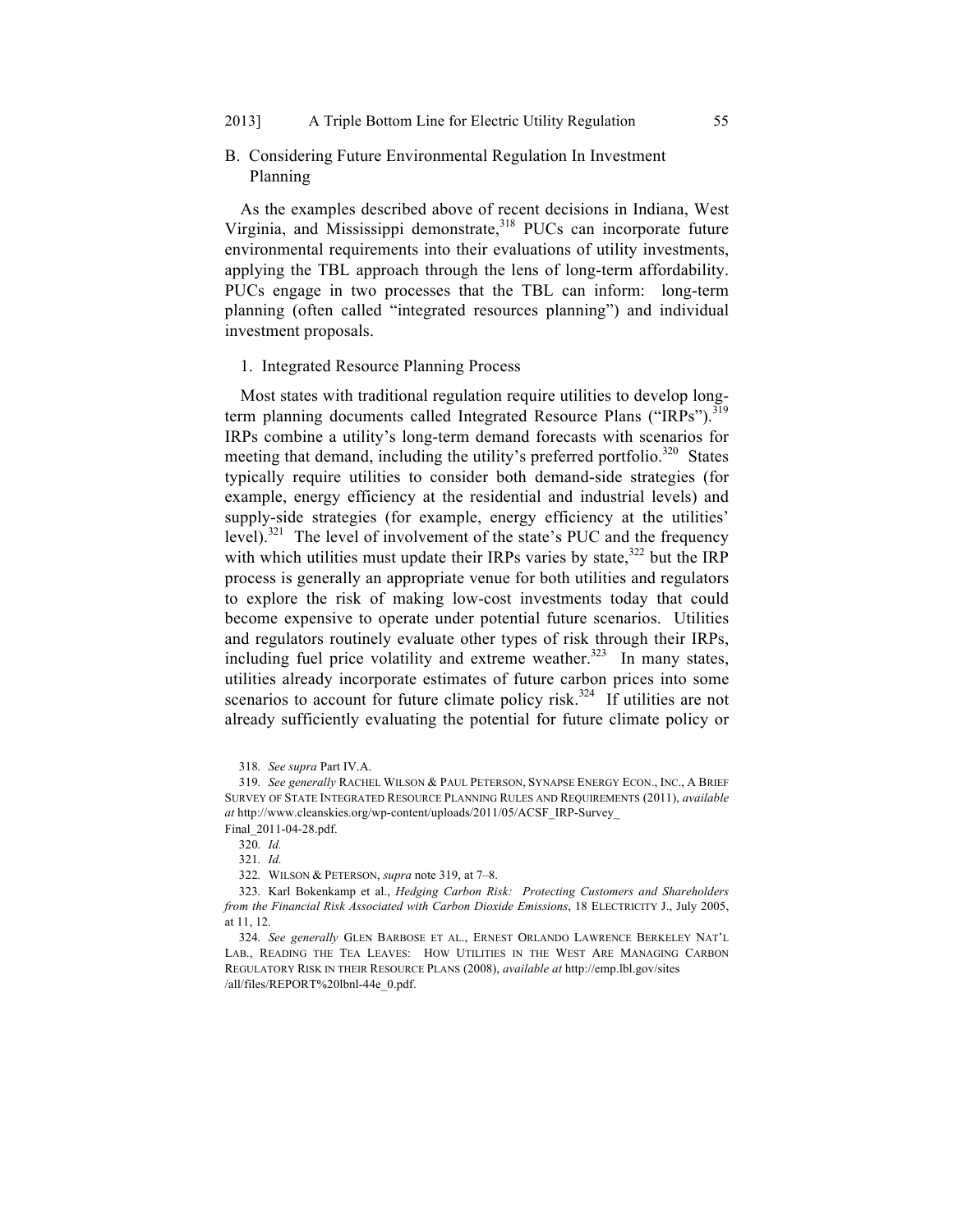## B. Considering Future Environmental Regulation In Investment Planning

As the examples described above of recent decisions in Indiana, West Virginia, and Mississippi demonstrate,[318] PUCs can incorporate future environmental requirements into their evaluations of utility investments, applying the TBL approach through the lens of long-term affordability. PUCs engage in two processes that the TBL can inform: long-term planning (often called "integrated resources planning") and individual investment proposals.

### 1. Integrated Resource Planning Process

Most states with traditional regulation require utilities to develop long-term planning documents called Integrated Resource Plans ("IRPs").[319] IRPs combine a utility's long-term demand forecasts with scenarios for meeting that demand, including the utility's preferred portfolio.[320] States typically require utilities to consider both demand-side strategies (for example, energy efficiency at the residential and industrial levels) and supply-side strategies (for example, energy efficiency at the utilities' level).[321] The level of involvement of the state's PUC and the frequency with which utilities must update their IRPs varies by state,[322] but the IRP process is generally an appropriate venue for both utilities and regulators to explore the risk of making low-cost investments today that could become expensive to operate under potential future scenarios. Utilities and regulators routinely evaluate other types of risk through their IRPs, including fuel price volatility and extreme weather.[323] In many states, utilities already incorporate estimates of future carbon prices into some scenarios to account for future climate policy risk.[324] If utilities are not already sufficiently evaluating the potential for future climate policy or

---

318. *See supra* Part IV.A.

319. *See generally* RACHEL WILSON & PAUL PETERSON, SYNAPSE ENERGY ECON., INC., A BRIEF SURVEY OF STATE INTEGRATED RESOURCE PLANNING RULES AND REQUIREMENTS (2011), *available at* http://www.cleanskies.org/wp-content/uploads/2011/05/ACSF_IRP-Survey_Final_2011-04-28.pdf.

320. *Id.*

321. *Id.*

322. WILSON & PETERSON, *supra* note 319, at 7–8.

323. Karl Bokenkamp et al., *Hedging Carbon Risk: Protecting Customers and Shareholders from the Financial Risk Associated with Carbon Dioxide Emissions*, 18 ELECTRICITY J., July 2005, at 11, 12.

324. *See generally* GLEN BARBOSE ET AL., ERNEST ORLANDO LAWRENCE BERKELEY NAT'L LAB., READING THE TEA LEAVES: HOW UTILITIES IN THE WEST ARE MANAGING CARBON REGULATORY RISK IN THEIR RESOURCE PLANS (2008), *available at* http://emp.lbl.gov/sites/all/files/REPORT%20lbnl-44e_0.pdf.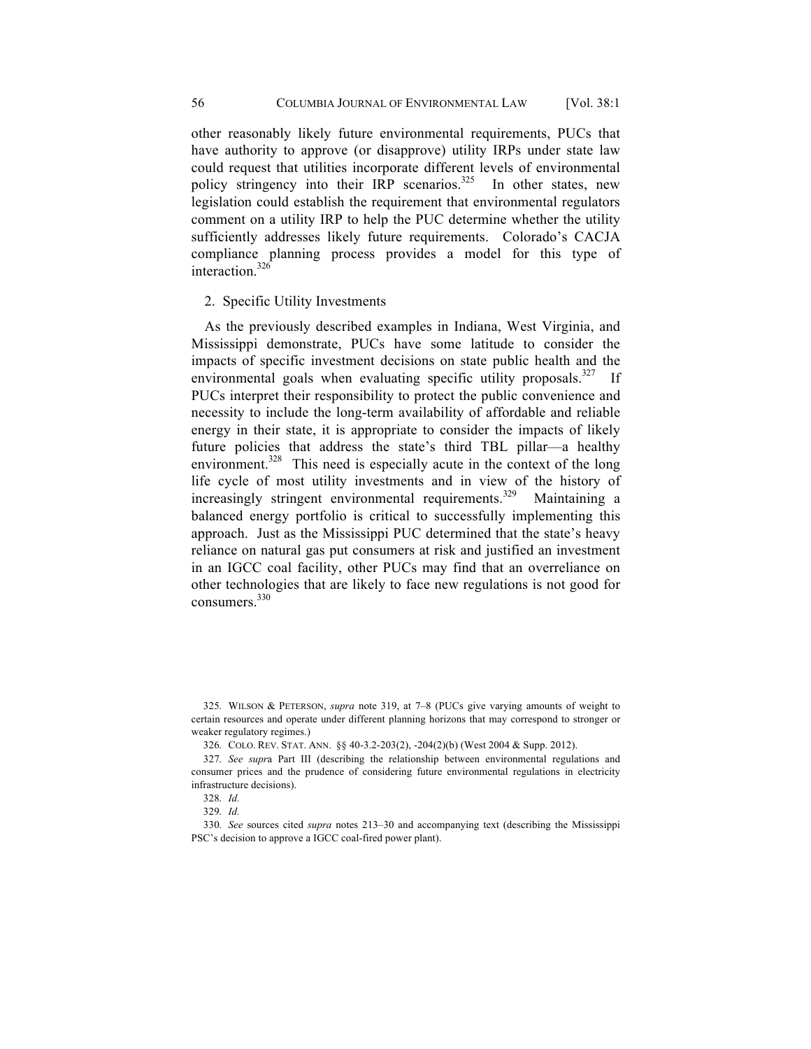other reasonably likely future environmental requirements, PUCs that have authority to approve (or disapprove) utility IRPs under state law could request that utilities incorporate different levels of environmental policy stringency into their IRP scenarios.[325] In other states, new legislation could establish the requirement that environmental regulators comment on a utility IRP to help the PUC determine whether the utility sufficiently addresses likely future requirements. Colorado's CACJA compliance planning process provides a model for this type of interaction.[326]

### 2. Specific Utility Investments

As the previously described examples in Indiana, West Virginia, and Mississippi demonstrate, PUCs have some latitude to consider the impacts of specific investment decisions on state public health and the environmental goals when evaluating specific utility proposals.[327] If PUCs interpret their responsibility to protect the public convenience and necessity to include the long-term availability of affordable and reliable energy in their state, it is appropriate to consider the impacts of likely future policies that address the state's third TBL pillar—a healthy environment.[328] This need is especially acute in the context of the long life cycle of most utility investments and in view of the history of increasingly stringent environmental requirements.[329] Maintaining a balanced energy portfolio is critical to successfully implementing this approach. Just as the Mississippi PUC determined that the state's heavy reliance on natural gas put consumers at risk and justified an investment in an IGCC coal facility, other PUCs may find that an overreliance on other technologies that are likely to face new regulations is not good for consumers.[330]

325. WILSON & PETERSON, *supra* note 319, at 7–8 (PUCs give varying amounts of weight to certain resources and operate under different planning horizons that may correspond to stronger or weaker regulatory regimes.)

326. COLO. REV. STAT. ANN. §§ 40-3.2-203(2), -204(2)(b) (West 2004 & Supp. 2012).

327. *See supra* Part III (describing the relationship between environmental regulations and consumer prices and the prudence of considering future environmental regulations in electricity infrastructure decisions).

328. *Id.*

329. *Id.*

330. *See* sources cited *supra* notes 213–30 and accompanying text (describing the Mississippi PSC's decision to approve a IGCC coal-fired power plant).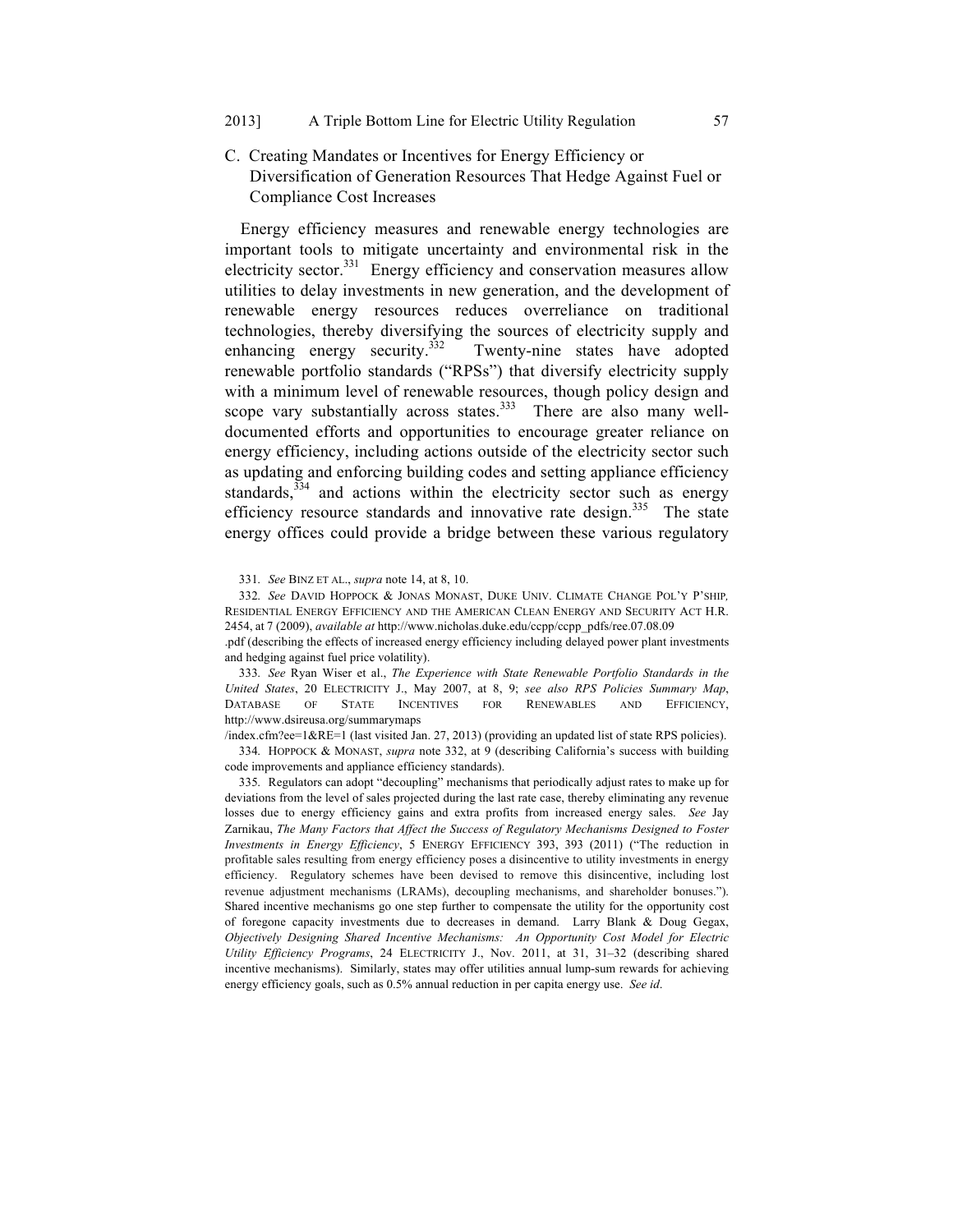### C. Creating Mandates or Incentives for Energy Efficiency or Diversification of Generation Resources That Hedge Against Fuel or Compliance Cost Increases

Energy efficiency measures and renewable energy technologies are important tools to mitigate uncertainty and environmental risk in the electricity sector.[331] Energy efficiency and conservation measures allow utilities to delay investments in new generation, and the development of renewable energy resources reduces overreliance on traditional technologies, thereby diversifying the sources of electricity supply and enhancing energy security.[332] Twenty-nine states have adopted renewable portfolio standards ("RPSs") that diversify electricity supply with a minimum level of renewable resources, though policy design and scope vary substantially across states.[333] There are also many well-documented efforts and opportunities to encourage greater reliance on energy efficiency, including actions outside of the electricity sector such as updating and enforcing building codes and setting appliance efficiency standards,[334] and actions within the electricity sector such as energy efficiency resource standards and innovative rate design.[335] The state energy offices could provide a bridge between these various regulatory

331. *See* BINZ ET AL., *supra* note 14, at 8, 10.

332. *See* DAVID HOPPOCK & JONAS MONAST, DUKE UNIV. CLIMATE CHANGE POL'Y P'SHIP, RESIDENTIAL ENERGY EFFICIENCY AND THE AMERICAN CLEAN ENERGY AND SECURITY ACT H.R. 2454, at 7 (2009), *available at* http://www.nicholas.duke.edu/ccpp/ccpp_pdfs/ree.07.08.09.pdf (describing the effects of increased energy efficiency including delayed power plant investments and hedging against fuel price volatility).

333. *See* Ryan Wiser et al., *The Experience with State Renewable Portfolio Standards in the United States*, 20 ELECTRICITY J., May 2007, at 8, 9; *see also RPS Policies Summary Map*, DATABASE OF STATE INCENTIVES FOR RENEWABLES AND EFFICIENCY, http://www.dsireusa.org/summarymaps/index.cfm?ee=1&RE=1 (last visited Jan. 27, 2013) (providing an updated list of state RPS policies).

334. HOPPOCK & MONAST, *supra* note 332, at 9 (describing California's success with building code improvements and appliance efficiency standards).

335. Regulators can adopt "decoupling" mechanisms that periodically adjust rates to make up for deviations from the level of sales projected during the last rate case, thereby eliminating any revenue losses due to energy efficiency gains and extra profits from increased energy sales. *See* Jay Zarnikau, *The Many Factors that Affect the Success of Regulatory Mechanisms Designed to Foster Investments in Energy Efficiency*, 5 ENERGY EFFICIENCY 393, 393 (2011) ("The reduction in profitable sales resulting from energy efficiency poses a disincentive to utility investments in energy efficiency. Regulatory schemes have been devised to remove this disincentive, including lost revenue adjustment mechanisms (LRAMs), decoupling mechanisms, and shareholder bonuses."). Shared incentive mechanisms go one step further to compensate the utility for the opportunity cost of foregone capacity investments due to decreases in demand. Larry Blank & Doug Gegax, *Objectively Designing Shared Incentive Mechanisms: An Opportunity Cost Model for Electric Utility Efficiency Programs*, 24 ELECTRICITY J., Nov. 2011, at 31, 31–32 (describing shared incentive mechanisms). Similarly, states may offer utilities annual lump-sum rewards for achieving energy efficiency goals, such as 0.5% annual reduction in per capita energy use. *See id*.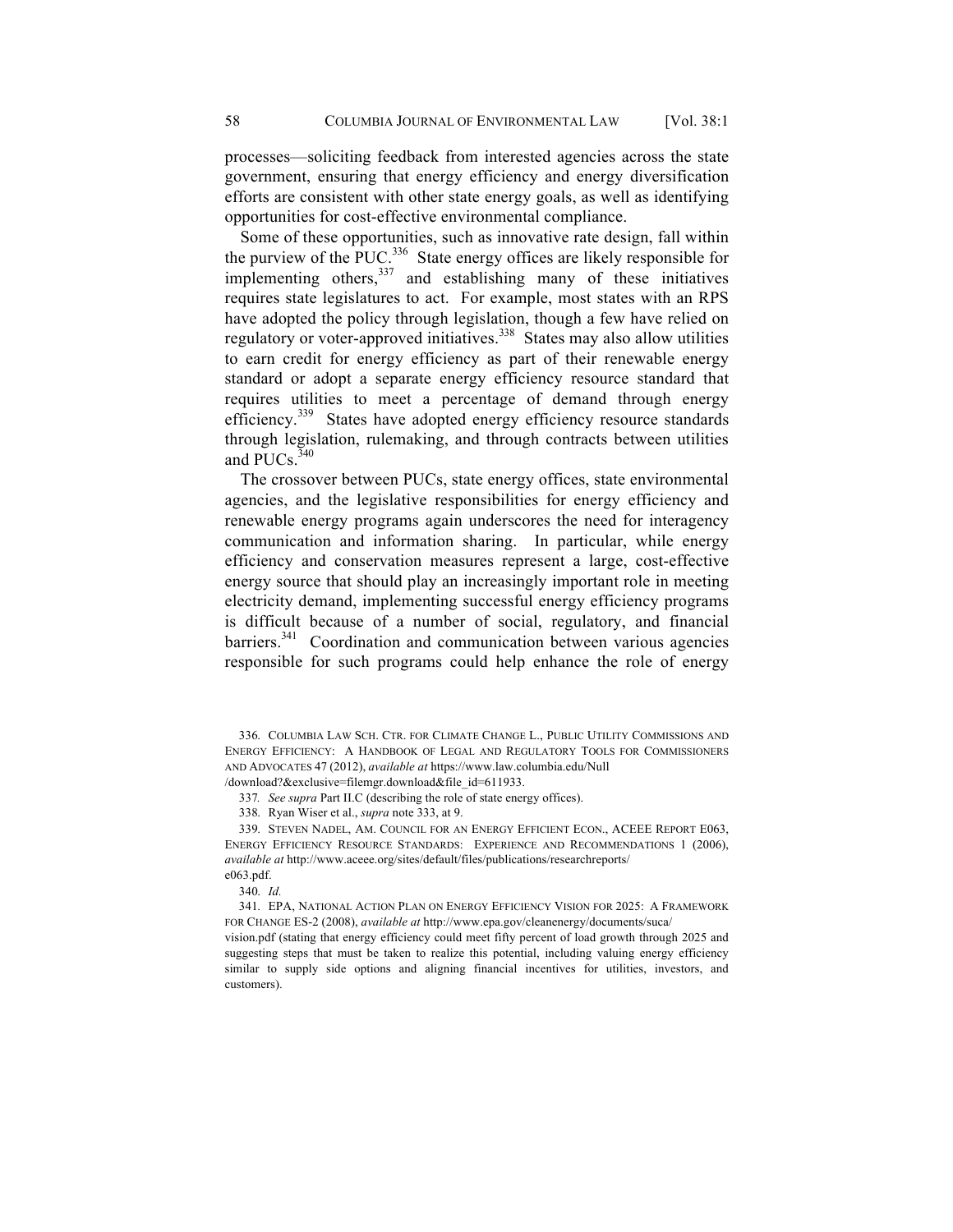processes—soliciting feedback from interested agencies across the state government, ensuring that energy efficiency and energy diversification efforts are consistent with other state energy goals, as well as identifying opportunities for cost-effective environmental compliance.

Some of these opportunities, such as innovative rate design, fall within the purview of the PUC.[336] State energy offices are likely responsible for implementing others,[337] and establishing many of these initiatives requires state legislatures to act. For example, most states with an RPS have adopted the policy through legislation, though a few have relied on regulatory or voter-approved initiatives.[338] States may also allow utilities to earn credit for energy efficiency as part of their renewable energy standard or adopt a separate energy efficiency resource standard that requires utilities to meet a percentage of demand through energy efficiency.[339] States have adopted energy efficiency resource standards through legislation, rulemaking, and through contracts between utilities and PUCs.[340]

The crossover between PUCs, state energy offices, state environmental agencies, and the legislative responsibilities for energy efficiency and renewable energy programs again underscores the need for interagency communication and information sharing. In particular, while energy efficiency and conservation measures represent a large, cost-effective energy source that should play an increasingly important role in meeting electricity demand, implementing successful energy efficiency programs is difficult because of a number of social, regulatory, and financial barriers.[341] Coordination and communication between various agencies responsible for such programs could help enhance the role of energy

---

336. COLUMBIA LAW SCH. CTR. FOR CLIMATE CHANGE L., PUBLIC UTILITY COMMISSIONS AND ENERGY EFFICIENCY: A HANDBOOK OF LEGAL AND REGULATORY TOOLS FOR COMMISSIONERS AND ADVOCATES 47 (2012), *available at* https://www.law.columbia.edu/Null/download?&exclusive=filemgr.download&file_id=611933.

337. *See supra* Part II.C (describing the role of state energy offices).

338. Ryan Wiser et al., *supra* note 333, at 9.

339. STEVEN NADEL, AM. COUNCIL FOR AN ENERGY EFFICIENT ECON., ACEEE REPORT E063, ENERGY EFFICIENCY RESOURCE STANDARDS: EXPERIENCE AND RECOMMENDATIONS 1 (2006), *available at* http://www.aceee.org/sites/default/files/publications/researchreports/e063.pdf.

340. *Id.*

341. EPA, NATIONAL ACTION PLAN ON ENERGY EFFICIENCY VISION FOR 2025: A FRAMEWORK FOR CHANGE ES-2 (2008), *available at* http://www.epa.gov/cleanenergy/documents/suca/vision.pdf (stating that energy efficiency could meet fifty percent of load growth through 2025 and suggesting steps that must be taken to realize this potential, including valuing energy efficiency similar to supply side options and aligning financial incentives for utilities, investors, and customers).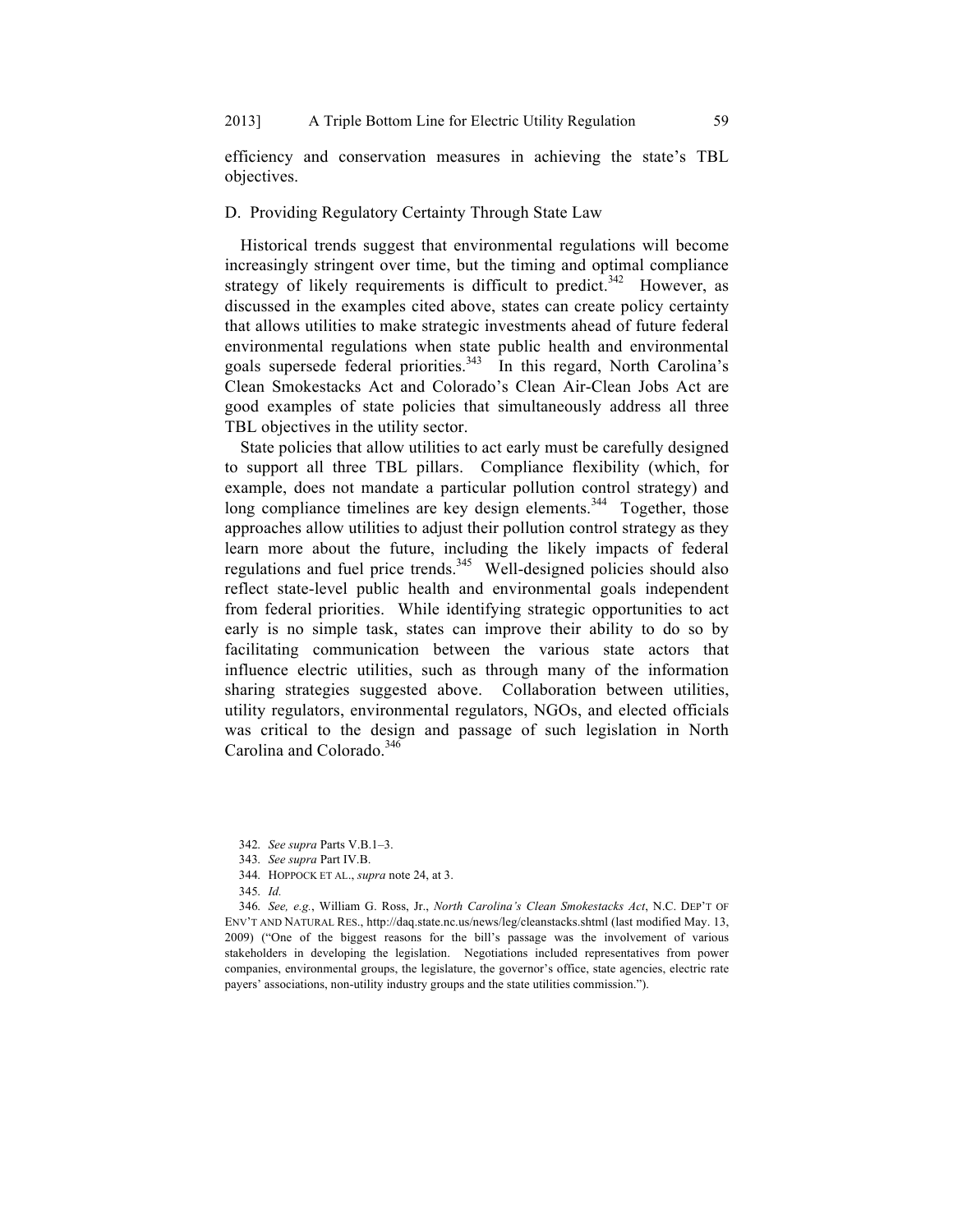efficiency and conservation measures in achieving the state's TBL objectives.

### D. Providing Regulatory Certainty Through State Law

Historical trends suggest that environmental regulations will become increasingly stringent over time, but the timing and optimal compliance strategy of likely requirements is difficult to predict.[342] However, as discussed in the examples cited above, states can create policy certainty that allows utilities to make strategic investments ahead of future federal environmental regulations when state public health and environmental goals supersede federal priorities.[343] In this regard, North Carolina's Clean Smokestacks Act and Colorado's Clean Air-Clean Jobs Act are good examples of state policies that simultaneously address all three TBL objectives in the utility sector.

State policies that allow utilities to act early must be carefully designed to support all three TBL pillars. Compliance flexibility (which, for example, does not mandate a particular pollution control strategy) and long compliance timelines are key design elements.[344] Together, those approaches allow utilities to adjust their pollution control strategy as they learn more about the future, including the likely impacts of federal regulations and fuel price trends.[345] Well-designed policies should also reflect state-level public health and environmental goals independent from federal priorities. While identifying strategic opportunities to act early is no simple task, states can improve their ability to do so by facilitating communication between the various state actors that influence electric utilities, such as through many of the information sharing strategies suggested above. Collaboration between utilities, utility regulators, environmental regulators, NGOs, and elected officials was critical to the design and passage of such legislation in North Carolina and Colorado.[346]

---

342. *See supra* Parts V.B.1–3.

343. *See supra* Part IV.B.

344. HOPPOCK ET AL., *supra* note 24, at 3.

345. *Id.*

346. *See, e.g.*, William G. Ross, Jr., *North Carolina's Clean Smokestacks Act*, N.C. DEP'T OF ENV'T AND NATURAL RES., http://daq.state.nc.us/news/leg/cleanstacks.shtml (last modified May. 13, 2009) ("One of the biggest reasons for the bill's passage was the involvement of various stakeholders in developing the legislation. Negotiations included representatives from power companies, environmental groups, the legislature, the governor's office, state agencies, electric rate payers' associations, non-utility industry groups and the state utilities commission.").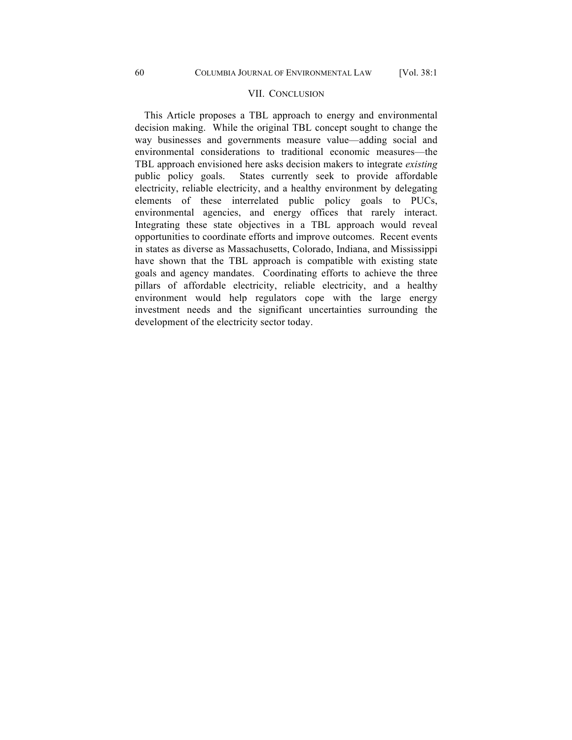## VII. CONCLUSION

This Article proposes a TBL approach to energy and environmental decision making. While the original TBL concept sought to change the way businesses and governments measure value—adding social and environmental considerations to traditional economic measures—the TBL approach envisioned here asks decision makers to integrate *existing* public policy goals. States currently seek to provide affordable electricity, reliable electricity, and a healthy environment by delegating elements of these interrelated public policy goals to PUCs, environmental agencies, and energy offices that rarely interact. Integrating these state objectives in a TBL approach would reveal opportunities to coordinate efforts and improve outcomes. Recent events in states as diverse as Massachusetts, Colorado, Indiana, and Mississippi have shown that the TBL approach is compatible with existing state goals and agency mandates. Coordinating efforts to achieve the three pillars of affordable electricity, reliable electricity, and a healthy environment would help regulators cope with the large energy investment needs and the significant uncertainties surrounding the development of the electricity sector today.